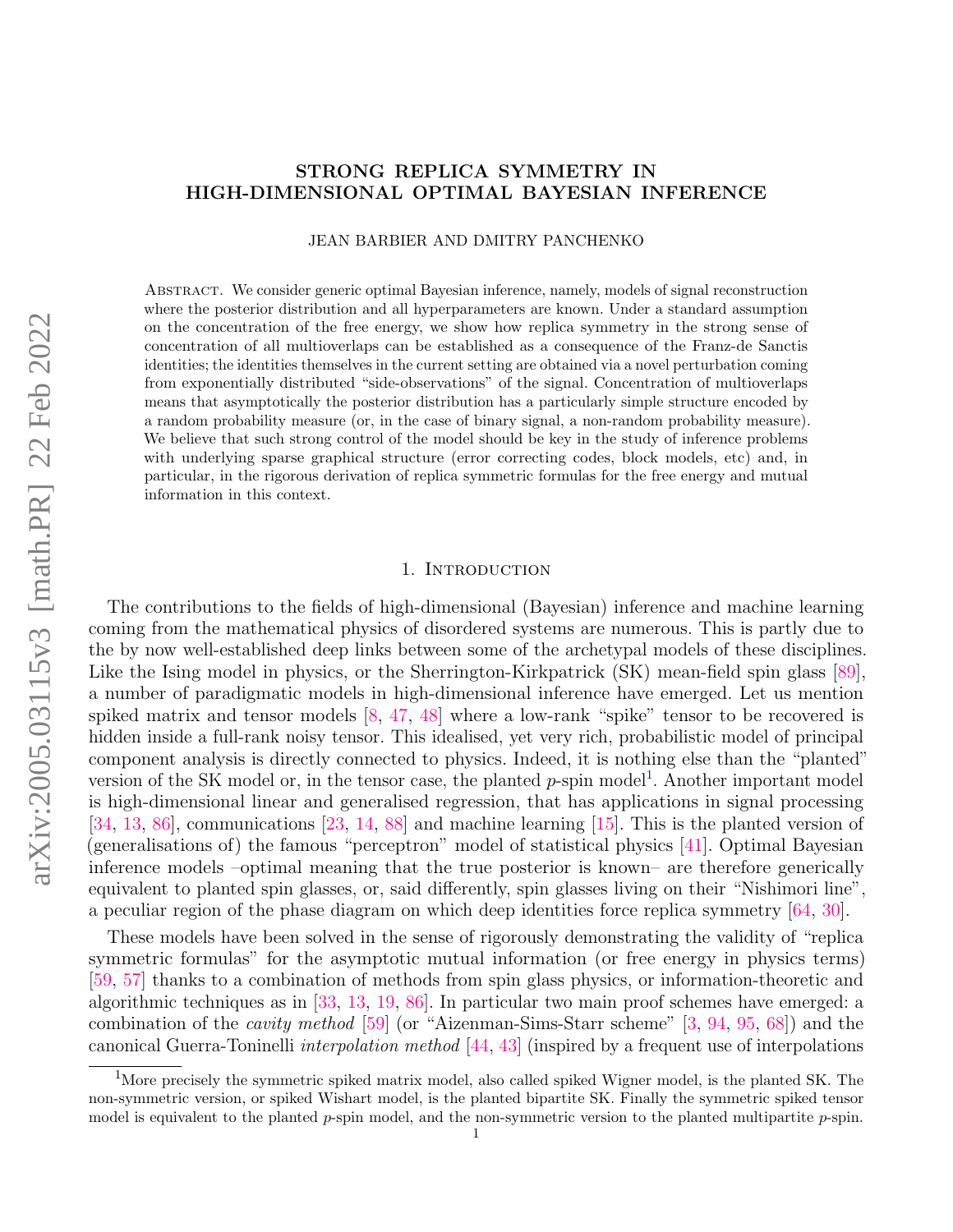# STRONG REPLICA SYMMETRY IN HIGH-DIMENSIONAL OPTIMAL BAYESIAN INFERENCE

JEAN BARBIER AND DMITRY PANCHENKO

Abstract. We consider generic optimal Bayesian inference, namely, models of signal reconstruction where the posterior distribution and all hyperparameters are known. Under a standard assumption on the concentration of the free energy, we show how replica symmetry in the strong sense of concentration of all multioverlaps can be established as a consequence of the Franz-de Sanctis identities; the identities themselves in the current setting are obtained via a novel perturbation coming from exponentially distributed "side-observations" of the signal. Concentration of multioverlaps means that asymptotically the posterior distribution has a particularly simple structure encoded by a random probability measure (or, in the case of binary signal, a non-random probability measure). We believe that such strong control of the model should be key in the study of inference problems with underlying sparse graphical structure (error correcting codes, block models, etc) and, in particular, in the rigorous derivation of replica symmetric formulas for the free energy and mutual information in this context.

## 1. Introduction

The contributions to the fields of high-dimensional (Bayesian) inference and machine learning coming from the mathematical physics of disordered systems are numerous. This is partly due to the by now well-established deep links between some of the archetypal models of these disciplines. Like the Ising model in physics, or the Sherrington-Kirkpatrick (SK) mean-field spin glass [89], a number of paradigmatic models in high-dimensional inference have emerged. Let us mention spiked matrix and tensor models [8, 47, 48] where a low-rank "spike" tensor to be recovered is hidden inside a full-rank noisy tensor. This idealised, yet very rich, probabilistic model of principal component analysis is directly connected to physics. Indeed, it is nothing else than the "planted" version of the SK model or, in the tensor case, the planted $p$-spin model[1]. Another important model is high-dimensional linear and generalised regression, that has applications in signal processing [34, 13, 86], communications [23, 14, 88] and machine learning [15]. This is the planted version of (generalisations of) the famous "perceptron" model of statistical physics [41]. Optimal Bayesian inference models –optimal meaning that the true posterior is known– are therefore generically equivalent to planted spin glasses, or, said differently, spin glasses living on their "Nishimori line", a peculiar region of the phase diagram on which deep identities force replica symmetry [64, 30].

These models have been solved in the sense of rigorously demonstrating the validity of "replica symmetric formulas" for the asymptotic mutual information (or free energy in physics terms) [59, 57] thanks to a combination of methods from spin glass physics, or information-theoretic and algorithmic techniques as in [33, 13, 19, 86]. In particular two main proof schemes have emerged: a combination of the *cavity method* [59] (or "Aizenman-Sims-Starr scheme" [3, 94, 95, 68]) and the canonical Guerra-Toninelli *interpolation method* [44, 43] (inspired by a frequent use of interpolations

[1] More precisely the symmetric spiked matrix model, also called spiked Wigner model, is the planted SK. The non-symmetric version, or spiked Wishart model, is the planted bipartite SK. Finally the symmetric spiked tensor model is equivalent to the planted $p$-spin model, and the non-symmetric version to the planted multipartite $p$-spin.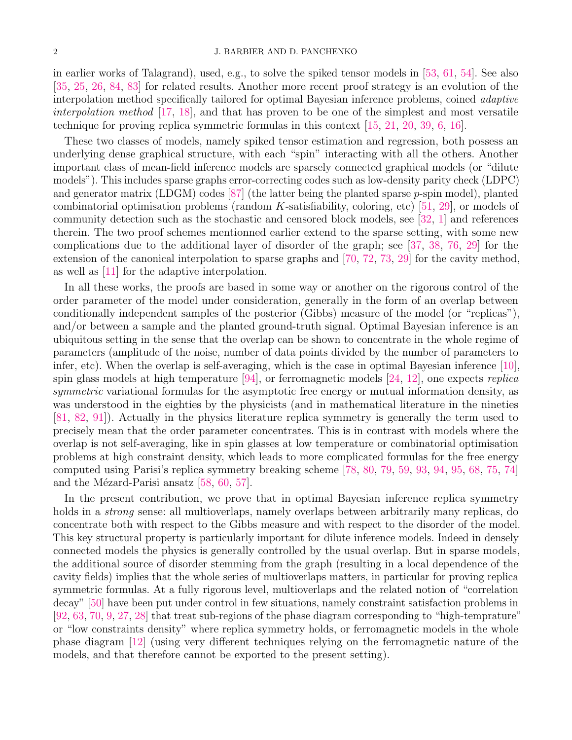in earlier works of Talagrand), used, e.g., to solve the spiked tensor models in [53, 61, 54]. See also [35, 25, 26, 84, 83] for related results. Another more recent proof strategy is an evolution of the interpolation method specifically tailored for optimal Bayesian inference problems, coined *adaptive interpolation method* [17, 18], and that has proven to be one of the simplest and most versatile technique for proving replica symmetric formulas in this context [15, 21, 20, 39, 6, 16].

These two classes of models, namely spiked tensor estimation and regression, both possess an underlying dense graphical structure, with each "spin" interacting with all the others. Another important class of mean-field inference models are sparsely connected graphical models (or "dilute models"). This includes sparse graphs error-correcting codes such as low-density parity check (LDPC) and generator matrix (LDGM) codes [87] (the latter being the planted sparse $p$-spin model), planted combinatorial optimisation problems (random $K$-satisfiability, coloring, etc) [51, 29], or models of community detection such as the stochastic and censored block models, see [32, 1] and references therein. The two proof schemes mentionned earlier extend to the sparse setting, with some new complications due to the additional layer of disorder of the graph; see [37, 38, 76, 29] for the extension of the canonical interpolation to sparse graphs and [70, 72, 73, 29] for the cavity method, as well as [11] for the adaptive interpolation.

In all these works, the proofs are based in some way or another on the rigorous control of the order parameter of the model under consideration, generally in the form of an overlap between conditionally independent samples of the posterior (Gibbs) measure of the model (or "replicas"), and/or between a sample and the planted ground-truth signal. Optimal Bayesian inference is an ubiquitous setting in the sense that the overlap can be shown to concentrate in the whole regime of parameters (amplitude of the noise, number of data points divided by the number of parameters to infer, etc). When the overlap is self-averaging, which is the case in optimal Bayesian inference [10], spin glass models at high temperature [94], or ferromagnetic models [24, 12], one expects *replica symmetric* variational formulas for the asymptotic free energy or mutual information density, as was understood in the eighties by the physicists (and in mathematical literature in the nineties [81, 82, 91]). Actually in the physics literature replica symmetry is generally the term used to precisely mean that the order parameter concentrates. This is in contrast with models where the overlap is not self-averaging, like in spin glasses at low temperature or combinatorial optimisation problems at high constraint density, which leads to more complicated formulas for the free energy computed using Parisi's replica symmetry breaking scheme [78, 80, 79, 59, 93, 94, 95, 68, 75, 74] and the Mézard-Parisi ansatz [58, 60, 57].

In the present contribution, we prove that in optimal Bayesian inference replica symmetry holds in a *strong* sense: all multioverlaps, namely overlaps between arbitrarily many replicas, do concentrate both with respect to the Gibbs measure and with respect to the disorder of the model. This key structural property is particularly important for dilute inference models. Indeed in densely connected models the physics is generally controlled by the usual overlap. But in sparse models, the additional source of disorder stemming from the graph (resulting in a local dependence of the cavity fields) implies that the whole series of multioverlaps matters, in particular for proving replica symmetric formulas. At a fully rigorous level, multioverlaps and the related notion of "correlation decay" [50] have been put under control in few situations, namely constraint satisfaction problems in [92, 63, 70, 9, 27, 28] that treat sub-regions of the phase diagram corresponding to "high-temprature" or "low constraints density" where replica symmetry holds, or ferromagnetic models in the whole phase diagram [12] (using very different techniques relying on the ferromagnetic nature of the models, and that therefore cannot be exported to the present setting).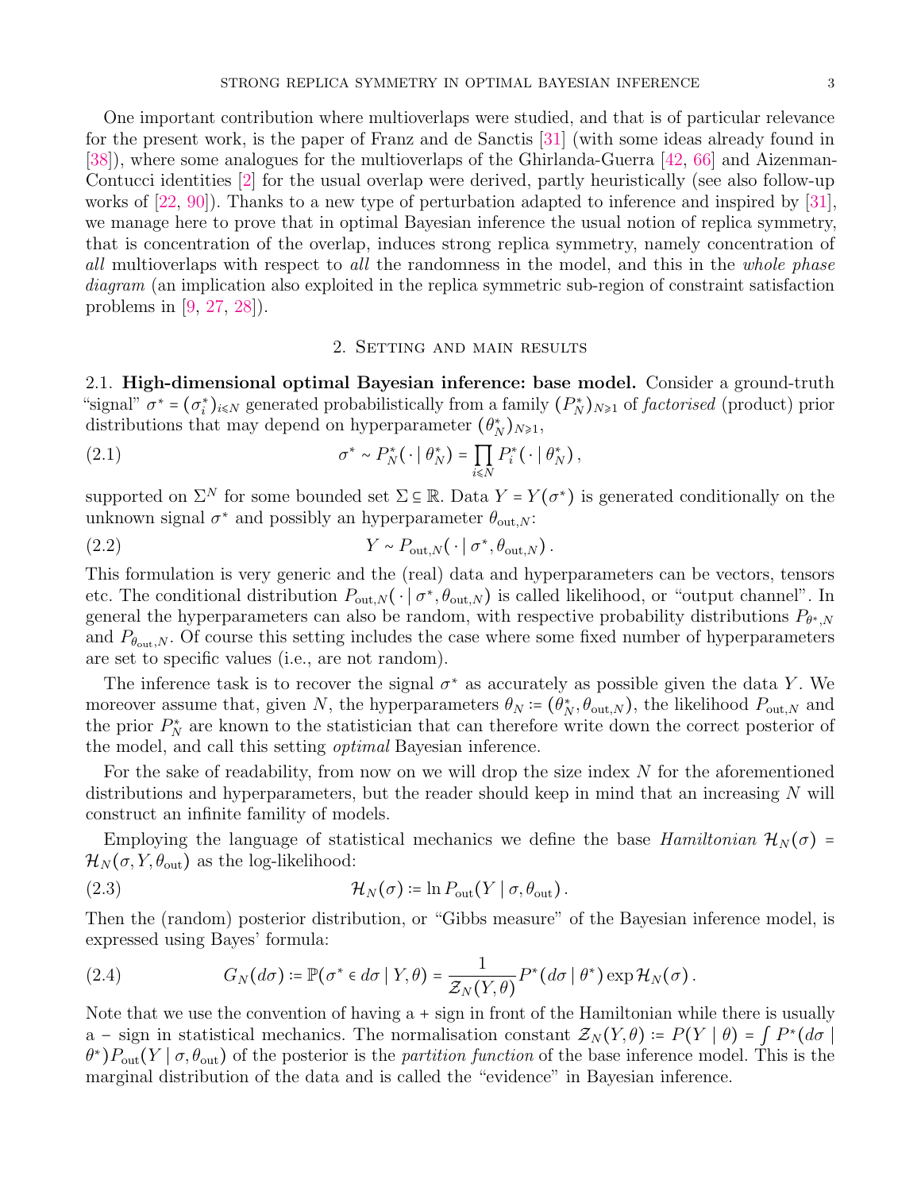One important contribution where multioverlaps were studied, and that is of particular relevance for the present work, is the paper of Franz and de Sanctis [31] (with some ideas already found in [38]), where some analogues for the multioverlaps of the Ghirlanda-Guerra [42, 66] and Aizenman-Contucci identities [2] for the usual overlap were derived, partly heuristically (see also follow-up works of [22, 90]). Thanks to a new type of perturbation adapted to inference and inspired by [31], we manage here to prove that in optimal Bayesian inference the usual notion of replica symmetry, that is concentration of the overlap, induces strong replica symmetry, namely concentration of *all* multioverlaps with respect to *all* the randomness in the model, and this in the *whole phase diagram* (an implication also exploited in the replica symmetric sub-region of constraint satisfaction problems in [9, 27, 28]).

## 2. Setting and main results

**2.1. High-dimensional optimal Bayesian inference: base model.** Consider a ground-truth "signal" $\sigma^* = (\sigma_i^*)_{i\leqslant N}$ generated probabilistically from a family $(P_N^*)_{N\geqslant 1}$ of *factorised* (product) prior distributions that may depend on hyperparameter $(\theta_N^*)_{N\geqslant 1}$,

$$\sigma^* \sim P_N^*(\,\cdot \mid \theta_N^*) = \prod_{i\leqslant N} P_i^*(\,\cdot \mid \theta_N^*)\,, \tag{2.1}$$

supported on $\Sigma^N$ for some bounded set $\Sigma \subseteq \mathbb{R}$. Data $Y = Y(\sigma^*)$ is generated conditionally on the unknown signal $\sigma^*$ and possibly an hyperparameter $\theta_{\mathrm{out},N}$:

$$Y \sim P_{\mathrm{out},N}(\,\cdot \mid \sigma^*, \theta_{\mathrm{out},N})\,. \tag{2.2}$$

This formulation is very generic and the (real) data and hyperparameters can be vectors, tensors etc. The conditional distribution $P_{\mathrm{out},N}(\,\cdot \mid \sigma^*, \theta_{\mathrm{out},N})$ is called likelihood, or "output channel". In general the hyperparameters can also be random, with respective probability distributions $P_{\theta^*,N}$ and $P_{\theta_{\mathrm{out}},N}$. Of course this setting includes the case where some fixed number of hyperparameters are set to specific values (i.e., are not random).

The inference task is to recover the signal $\sigma^*$ as accurately as possible given the data $Y$. We moreover assume that, given $N$, the hyperparameters $\theta_N := (\theta_N^*, \theta_{\mathrm{out},N})$, the likelihood $P_{\mathrm{out},N}$ and the prior $P_N^*$ are known to the statistician that can therefore write down the correct posterior of the model, and call this setting *optimal* Bayesian inference.

For the sake of readability, from now on we will drop the size index $N$ for the aforementioned distributions and hyperparameters, but the reader should keep in mind that an increasing $N$ will construct an infinite familiy of models.

Employing the language of statistical mechanics we define the base *Hamiltonian* $\mathcal{H}_N(\sigma) = \mathcal{H}_N(\sigma, Y, \theta_{\mathrm{out}})$ as the log-likelihood:

$$\mathcal{H}_N(\sigma) := \ln P_{\mathrm{out}}(Y \mid \sigma, \theta_{\mathrm{out}})\,. \tag{2.3}$$

Then the (random) posterior distribution, or "Gibbs measure" of the Bayesian inference model, is expressed using Bayes' formula:

$$G_N(d\sigma) := \mathbb{P}(\sigma^* \in d\sigma \mid Y, \theta) = \frac{1}{\mathcal{Z}_N(Y,\theta)} P^*(d\sigma \mid \theta^*) \exp \mathcal{H}_N(\sigma)\,. \tag{2.4}$$

Note that we use the convention of having a + sign in front of the Hamiltonian while there is usually a − sign in statistical mechanics. The normalisation constant $\mathcal{Z}_N(Y,\theta) := P(Y \mid \theta) = \int P^*(d\sigma \mid \theta^*) P_{\mathrm{out}}(Y \mid \sigma, \theta_{\mathrm{out}})$ of the posterior is the *partition function* of the base inference model. This is the marginal distribution of the data and is called the "evidence" in Bayesian inference.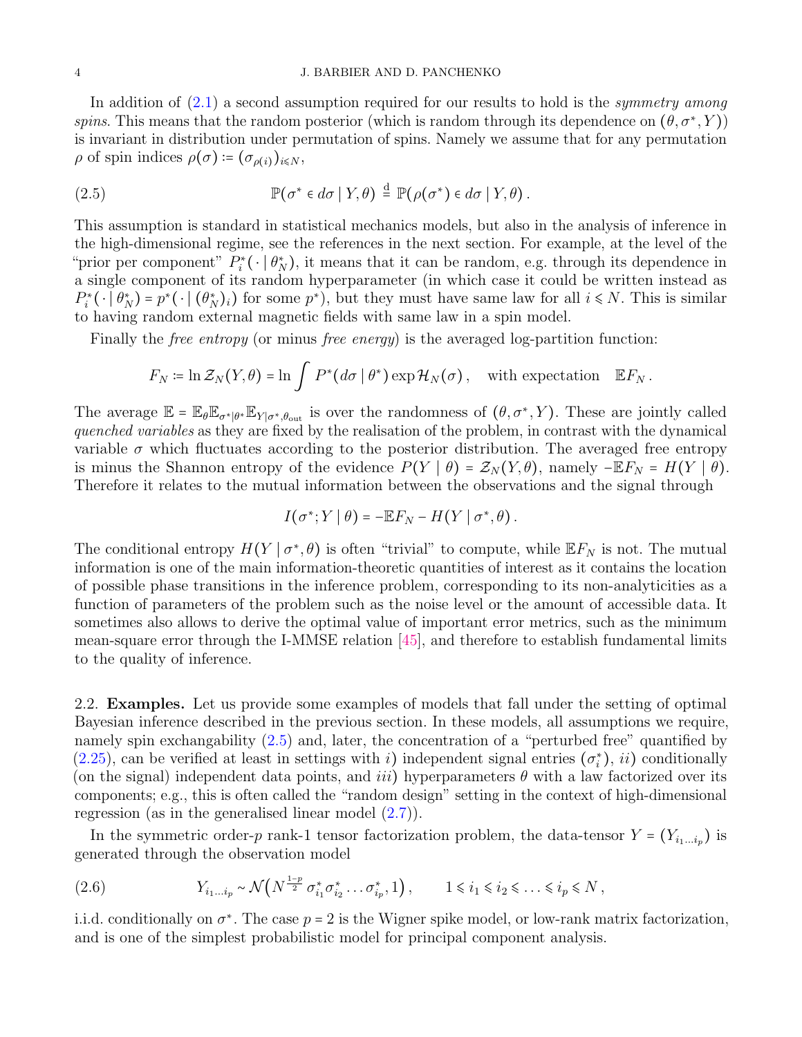In addition of (2.1) a second assumption required for our results to hold is the *symmetry among spins*. This means that the random posterior (which is random through its dependence on $(\theta, \sigma^*, Y)$) is invariant in distribution under permutation of spins. Namely we assume that for any permutation $\rho$ of spin indices $\rho(\sigma) := (\sigma_{\rho(i)})_{i \leqslant N}$,

$$\mathbb{P}(\sigma^* \in d\sigma \mid Y, \theta) \overset{\mathrm{d}}{=} \mathbb{P}(\rho(\sigma^*) \in d\sigma \mid Y, \theta)\,. \tag{2.5}$$

This assumption is standard in statistical mechanics models, but also in the analysis of inference in the high-dimensional regime, see the references in the next section. For example, at the level of the "prior per component" $P_i^*(\cdot \mid \theta_N^*)$, it means that it can be random, e.g. through its dependence in a single component of its random hyperparameter (in which case it could be written instead as $P_i^*(\cdot \mid \theta_N^*) = p^*(\cdot \mid (\theta_N^*)_i)$ for some $p^*$), but they must have same law for all $i \leqslant N$. This is similar to having random external magnetic fields with same law in a spin model.

Finally the *free entropy* (or minus *free energy*) is the averaged log-partition function:

$$F_N := \ln \mathcal{Z}_N(Y, \theta) = \ln \int P^*(d\sigma \mid \theta^*) \exp \mathcal{H}_N(\sigma)\,, \quad \text{with expectation} \quad \mathbb{E}F_N\,.$$

The average $\mathbb{E} = \mathbb{E}_\theta \mathbb{E}_{\sigma^* \mid \theta^*} \mathbb{E}_{Y \mid \sigma^*, \theta_{\rm out}}$ is over the randomness of $(\theta, \sigma^*, Y)$. These are jointly called *quenched variables* as they are fixed by the realisation of the problem, in contrast with the dynamical variable $\sigma$ which fluctuates according to the posterior distribution. The averaged free entropy is minus the Shannon entropy of the evidence $P(Y \mid \theta) = \mathcal{Z}_N(Y, \theta)$, namely $-\mathbb{E}F_N = H(Y \mid \theta)$. Therefore it relates to the mutual information between the observations and the signal through

$$I(\sigma^*; Y \mid \theta) = -\mathbb{E}F_N - H(Y \mid \sigma^*, \theta)\,.$$

The conditional entropy $H(Y \mid \sigma^*, \theta)$ is often "trivial" to compute, while $\mathbb{E}F_N$ is not. The mutual information is one of the main information-theoretic quantities of interest as it contains the location of possible phase transitions in the inference problem, corresponding to its non-analyticities as a function of parameters of the problem such as the noise level or the amount of accessible data. It sometimes also allows to derive the optimal value of important error metrics, such as the minimum mean-square error through the I-MMSE relation [45], and therefore to establish fundamental limits to the quality of inference.

### 2.2. Examples.

Let us provide some examples of models that fall under the setting of optimal Bayesian inference described in the previous section. In these models, all assumptions we require, namely spin exchangability (2.5) and, later, the concentration of a "perturbed free" quantified by (2.25), can be verified at least in settings with $i$) independent signal entries $(\sigma_i^*)$, $ii$) conditionally (on the signal) independent data points, and $iii$) hyperparameters $\theta$ with a law factorized over its components; e.g., this is often called the "random design" setting in the context of high-dimensional regression (as in the generalised linear model (2.7)).

In the symmetric order-$p$ rank-1 tensor factorization problem, the data-tensor $Y = (Y_{i_1 \ldots i_p})$ is generated through the observation model

$$Y_{i_1 \ldots i_p} \sim \mathcal{N}\big(N^{\frac{1-p}{2}}\, \sigma_{i_1}^* \sigma_{i_2}^* \ldots \sigma_{i_p}^*, 1\big)\,, \qquad 1 \leqslant i_1 \leqslant i_2 \leqslant \ldots \leqslant i_p \leqslant N\,, \tag{2.6}$$

i.i.d. conditionally on $\sigma^*$. The case $p = 2$ is the Wigner spike model, or low-rank matrix factorization, and is one of the simplest probabilistic model for principal component analysis.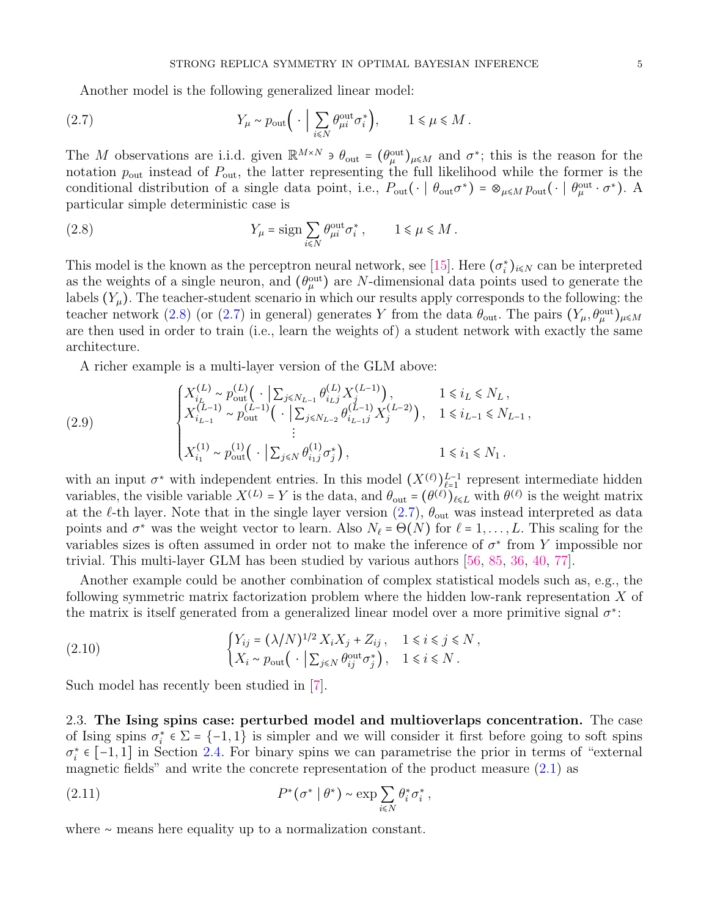Another model is the following generalized linear model:

$$
Y_\mu \sim p_{\rm out}\Big(\,\cdot\,\Big|\,\sum_{i\leqslant N}\theta^{\rm out}_{\mu i}\sigma^*_i\Big), \qquad 1\leqslant \mu\leqslant M\,. \tag{2.7}
$$

The $M$ observations are i.i.d. given $\mathbb{R}^{M\times N}\ni\theta_{\rm out}=(\theta^{\rm out}_\mu)_{\mu\leqslant M}$ and $\sigma^*$; this is the reason for the notation $p_{\rm out}$ instead of $P_{\rm out}$, the latter representing the full likelihood while the former is the conditional distribution of a single data point, i.e., $P_{\rm out}(\,\cdot\mid\theta_{\rm out}\sigma^*)=\otimes_{\mu\leqslant M}\,p_{\rm out}(\,\cdot\mid\theta^{\rm out}_\mu\cdot\sigma^*)$. A particular simple deterministic case is

$$
Y_\mu = {\rm sign}\sum_{i\leqslant N}\theta^{\rm out}_{\mu i}\sigma^*_i\,, \qquad 1\leqslant \mu\leqslant M\,. \tag{2.8}
$$

This model is the known as the perceptron neural network, see [15]. Here $(\sigma^*_i)_{i\leqslant N}$ can be interpreted as the weights of a single neuron, and $(\theta^{\rm out}_\mu)$ are $N$-dimensional data points used to generate the labels $(Y_\mu)$. The teacher-student scenario in which our results apply corresponds to the following: the teacher network (2.8) (or (2.7) in general) generates $Y$ from the data $\theta_{\rm out}$. The pairs $(Y_\mu,\theta^{\rm out}_\mu)_{\mu\leqslant M}$ are then used in order to train (i.e., learn the weights of) a student network with exactly the same architecture.

A richer example is a multi-layer version of the GLM above:

$$
\begin{cases}
X^{(L)}_{i_L}\sim p^{(L)}_{\rm out}\big(\,\cdot\,\big|\sum_{j\leqslant N_{L-1}}\theta^{(L)}_{i_Lj}X^{(L-1)}_j\big)\,, & 1\leqslant i_L\leqslant N_L\,,\\
X^{(L-1)}_{i_{L-1}}\sim p^{(L-1)}_{\rm out}\big(\,\cdot\,\big|\sum_{j\leqslant N_{L-2}}\theta^{(L-1)}_{i_{L-1}j}X^{(L-2)}_j\big)\,, & 1\leqslant i_{L-1}\leqslant N_{L-1}\,,\\
\qquad\vdots & \\
X^{(1)}_{i_1}\sim p^{(1)}_{\rm out}\big(\,\cdot\,\big|\sum_{j\leqslant N}\theta^{(1)}_{i_1j}\sigma^*_j\big)\,, & 1\leqslant i_1\leqslant N_1\,.
\end{cases} \tag{2.9}
$$

with an input $\sigma^*$ with independent entries. In this model $(X^{(\ell)})_{\ell=1}^{L-1}$ represent intermediate hidden variables, the visible variable $X^{(L)}=Y$ is the data, and $\theta_{\rm out}=(\theta^{(\ell)})_{\ell\leqslant L}$ with $\theta^{(\ell)}$ is the weight matrix at the $\ell$-th layer. Note that in the single layer version (2.7), $\theta_{\rm out}$ was instead interpreted as data points and $\sigma^*$ was the weight vector to learn. Also $N_\ell=\Theta(N)$ for $\ell=1,\dots,L$. This scaling for the variables sizes is often assumed in order not to make the inference of $\sigma^*$ from $Y$ impossible nor trivial. This multi-layer GLM has been studied by various authors [56, 85, 36, 40, 77].

Another example could be another combination of complex statistical models such as, e.g., the following symmetric matrix factorization problem where the hidden low-rank representation $X$ of the matrix is itself generated from a generalized linear model over a more primitive signal $\sigma^*$:

$$
\begin{cases}
Y_{ij}=(\lambda/N)^{1/2}X_iX_j+Z_{ij}\,, & 1\leqslant i\leqslant j\leqslant N\,,\\
X_i\sim p_{\rm out}\big(\,\cdot\,\big|\sum_{j\leqslant N}\theta^{\rm out}_{ij}\sigma^*_j\big)\,, & 1\leqslant i\leqslant N\,.
\end{cases} \tag{2.10}
$$

Such model has recently been studied in [7].

2.3. **The Ising spins case: perturbed model and multioverlaps concentration.** The case of Ising spins $\sigma^*_i\in\Sigma=\{-1,1\}$ is simpler and we will consider it first before going to soft spins $\sigma^*_i\in[-1,1]$ in Section 2.4. For binary spins we can parametrise the prior in terms of "external magnetic fields" and write the concrete representation of the product measure (2.1) as

$$
P^*(\sigma^*\mid\theta^*)\sim\exp\sum_{i\leqslant N}\theta^*_i\sigma^*_i\,, \tag{2.11}
$$

where $\sim$ means here equality up to a normalization constant.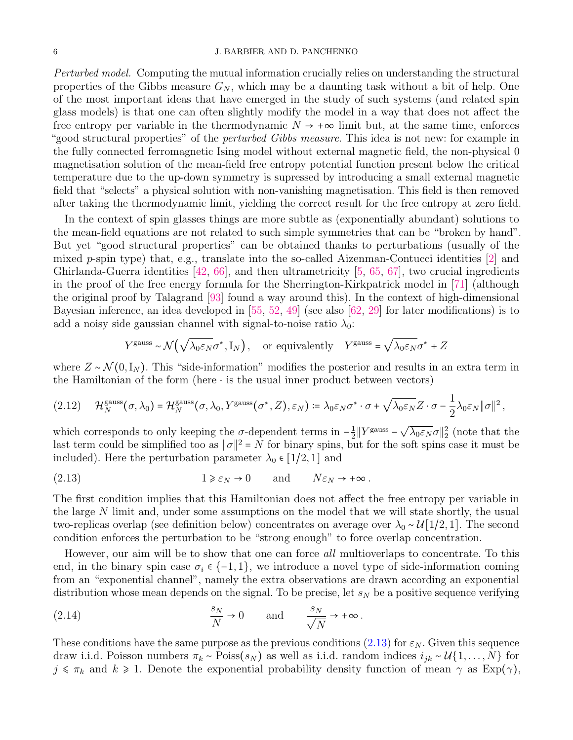*Perturbed model.* Computing the mutual information crucially relies on understanding the structural properties of the Gibbs measure $G_N$, which may be a daunting task without a bit of help. One of the most important ideas that have emerged in the study of such systems (and related spin glass models) is that one can often slightly modify the model in a way that does not affect the free entropy per variable in the thermodynamic $N \to +\infty$ limit but, at the same time, enforces "good structural properties" of the *perturbed Gibbs measure*. This idea is not new: for example in the fully connected ferromagnetic Ising model without external magnetic field, the non-physical 0 magnetisation solution of the mean-field free entropy potential function present below the critical temperature due to the up-down symmetry is supressed by introducing a small external magnetic field that "selects" a physical solution with non-vanishing magnetisation. This field is then removed after taking the thermodynamic limit, yielding the correct result for the free entropy at zero field.

In the context of spin glasses things are more subtle as (exponentially abundant) solutions to the mean-field equations are not related to such simple symmetries that can be "broken by hand". But yet "good structural properties" can be obtained thanks to perturbations (usually of the mixed $p$-spin type) that, e.g., translate into the so-called Aizenman-Contucci identities [2] and Ghirlanda-Guerra identities [42, 66], and then ultrametricity [5, 65, 67], two crucial ingredients in the proof of the free energy formula for the Sherrington-Kirkpatrick model in [71] (although the original proof by Talagrand [93] found a way around this). In the context of high-dimensional Bayesian inference, an idea developed in [55, 52, 49] (see also [62, 29] for later modifications) is to add a noisy side gaussian channel with signal-to-noise ratio $\lambda_0$:

$$Y^{\rm gauss} \sim \mathcal{N}\big(\sqrt{\lambda_0 \varepsilon_N}\sigma^*, \mathrm{I}_N\big), \quad \text{or equivalently} \quad Y^{\rm gauss} = \sqrt{\lambda_0\varepsilon_N}\sigma^* + Z$$

where $Z \sim \mathcal{N}(0, \mathrm{I}_N)$. This "side-information" modifies the posterior and results in an extra term in the Hamiltonian of the form (here $\cdot$ is the usual inner product between vectors)

$$\mathcal{H}_N^{\rm gauss}(\sigma, \lambda_0) = \mathcal{H}_N^{\rm gauss}(\sigma, \lambda_0, Y^{\rm gauss}(\sigma^*, Z), \varepsilon_N) := \lambda_0 \varepsilon_N \sigma^* \cdot \sigma + \sqrt{\lambda_0\varepsilon_N} Z \cdot \sigma - \frac{1}{2}\lambda_0 \varepsilon_N \|\sigma\|^2 \,, \tag{2.12}$$

which corresponds to only keeping the $\sigma$-dependent terms in $-\frac{1}{2}\|Y^{\rm gauss} - \sqrt{\lambda_0\varepsilon_N}\sigma\|_2^2$ (note that the last term could be simplified too as $\|\sigma\|^2 = N$ for binary spins, but for the soft spins case it must be included). Here the perturbation parameter $\lambda_0 \in [1/2, 1]$ and

$$1 \geqslant \varepsilon_N \to 0 \qquad \text{and} \qquad N\varepsilon_N \to +\infty \,. \tag{2.13}$$

The first condition implies that this Hamiltonian does not affect the free entropy per variable in the large $N$ limit and, under some assumptions on the model that we will state shortly, the usual two-replicas overlap (see definition below) concentrates on average over $\lambda_0 \sim \mathcal{U}[1/2, 1]$. The second condition enforces the perturbation to be "strong enough" to force overlap concentration.

However, our aim will be to show that one can force *all* multioverlaps to concentrate. To this end, in the binary spin case $\sigma_i \in \{-1, 1\}$, we introduce a novel type of side-information coming from an "exponential channel", namely the extra observations are drawn according an exponential distribution whose mean depends on the signal. To be precise, let $s_N$ be a positive sequence verifying

$$\frac{s_N}{N} \to 0 \qquad \text{and} \qquad \frac{s_N}{\sqrt{N}} \to +\infty \,. \tag{2.14}$$

These conditions have the same purpose as the previous conditions (2.13) for $\varepsilon_N$. Given this sequence draw i.i.d. Poisson numbers $\pi_k \sim \mathrm{Poiss}(s_N)$ as well as i.i.d. random indices $i_{jk} \sim \mathcal{U}\{1, \dots, N\}$ for $j \leqslant \pi_k$ and $k \geqslant 1$. Denote the exponential probability density function of mean $\gamma$ as $\mathrm{Exp}(\gamma)$,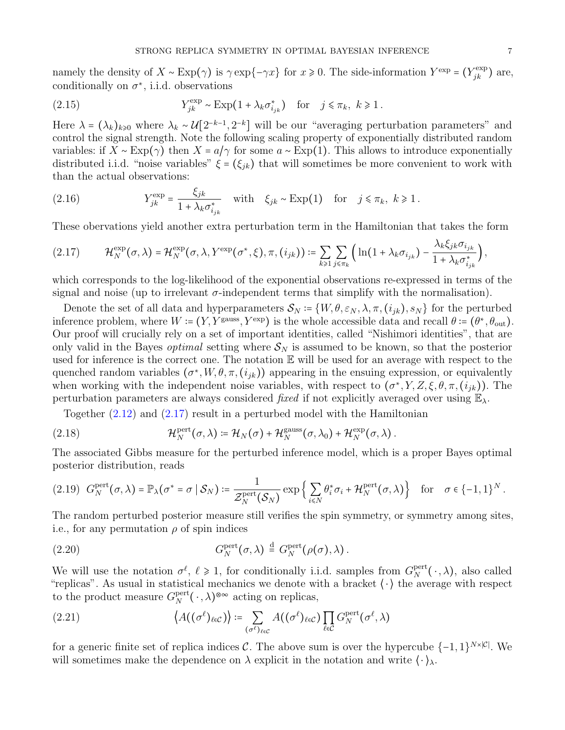namely the density of $X \sim \mathrm{Exp}(\gamma)$ is $\gamma \exp\{-\gamma x\}$ for $x \geqslant 0$. The side-information $Y^{\exp} = (Y^{\exp}_{jk})$ are, conditionally on $\sigma^*$, i.i.d. observations

$$Y^{\exp}_{jk} \sim \mathrm{Exp}(1 + \lambda_k \sigma^*_{i_{jk}}) \quad \text{for} \quad j \leqslant \pi_k,\ k \geqslant 1\,. \tag{2.15}$$

Here $\lambda = (\lambda_k)_{k\geqslant 0}$ where $\lambda_k \sim \mathcal{U}[2^{-k-1}, 2^{-k}]$ will be our "averaging perturbation parameters" and control the signal strength. Note the following scaling property of exponentially distributed random variables: if $X \sim \mathrm{Exp}(\gamma)$ then $X = a/\gamma$ for some $a \sim \mathrm{Exp}(1)$. This allows to introduce exponentially distributed i.i.d. "noise variables" $\xi = (\xi_{jk})$ that will sometimes be more convenient to work with than the actual observations:

$$Y^{\exp}_{jk} = \frac{\xi_{jk}}{1 + \lambda_k \sigma^*_{i_{jk}}} \quad \text{with} \quad \xi_{jk} \sim \mathrm{Exp}(1) \quad \text{for} \quad j \leqslant \pi_k,\ k \geqslant 1\,. \tag{2.16}$$

These observations yield another extra perturbation term in the Hamiltonian that takes the form

$$\mathcal{H}^{\exp}_N(\sigma, \lambda) = \mathcal{H}^{\exp}_N(\sigma, \lambda, Y^{\exp}(\sigma^*, \xi), \pi, (i_{jk})) := \sum_{k\geqslant 1} \sum_{j\leqslant \pi_k} \Big( \ln(1 + \lambda_k \sigma_{i_{jk}}) - \frac{\lambda_k \xi_{jk} \sigma_{i_{jk}}}{1 + \lambda_k \sigma^*_{i_{jk}}} \Big), \tag{2.17}$$

which corresponds to the log-likelihood of the exponential observations re-expressed in terms of the signal and noise (up to irrelevant $\sigma$-independent terms that simplify with the normalisation).

Denote the set of all data and hyperparameters $\mathcal{S}_N := \{W, \theta, \varepsilon_N, \lambda, \pi, (i_{jk}), s_N\}$ for the perturbed inference problem, where $W := (Y, Y^{\text{gauss}}, Y^{\exp})$ is the whole accessible data and recall $\theta := (\theta^*, \theta_{\text{out}})$. Our proof will crucially rely on a set of important identities, called "Nishimori identities", that are only valid in the Bayes *optimal* setting where $\mathcal{S}_N$ is assumed to be known, so that the posterior used for inference is the correct one. The notation $\mathbb{E}$ will be used for an average with respect to the quenched random variables $(\sigma^*, W, \theta, \pi, (i_{jk}))$ appearing in the ensuing expression, or equivalently when working with the independent noise variables, with respect to $(\sigma^*, Y, Z, \xi, \theta, \pi, (i_{jk}))$. The perturbation parameters are always considered *fixed* if not explicitly averaged over using $\mathbb{E}_\lambda$.

Together (2.12) and (2.17) result in a perturbed model with the Hamiltonian

$$\mathcal{H}^{\text{pert}}_N(\sigma, \lambda) := \mathcal{H}_N(\sigma) + \mathcal{H}^{\text{gauss}}_N(\sigma, \lambda_0) + \mathcal{H}^{\exp}_N(\sigma, \lambda)\,. \tag{2.18}$$

The associated Gibbs measure for the perturbed inference model, which is a proper Bayes optimal posterior distribution, reads

$$G^{\text{pert}}_N(\sigma, \lambda) = \mathbb{P}_\lambda(\sigma^* = \sigma \mid \mathcal{S}_N) := \frac{1}{\mathcal{Z}^{\text{pert}}_N(\mathcal{S}_N)} \exp\Big\{ \sum_{i\leqslant N} \theta^*_i \sigma_i + \mathcal{H}^{\text{pert}}_N(\sigma, \lambda) \Big\} \quad \text{for} \quad \sigma \in \{-1,1\}^N\,. \tag{2.19}$$

The random perturbed posterior measure still verifies the spin symmetry, or symmetry among sites, i.e., for any permutation $\rho$ of spin indices

$$G^{\text{pert}}_N(\sigma, \lambda) \overset{\text{d}}{=} G^{\text{pert}}_N(\rho(\sigma), \lambda)\,. \tag{2.20}$$

We will use the notation $\sigma^\ell$, $\ell \geqslant 1$, for conditionally i.i.d. samples from $G^{\text{pert}}_N(\,\cdot\,, \lambda)$, also called "replicas". As usual in statistical mechanics we denote with a bracket $\langle \cdot \rangle$ the average with respect to the product measure $G^{\text{pert}}_N(\,\cdot\,, \lambda)^{\otimes\infty}$ acting on replicas,

$$\big\langle A((\sigma^\ell)_{\ell\in\mathcal{C}}) \big\rangle := \sum_{(\sigma^\ell)_{\ell\in\mathcal{C}}} A((\sigma^\ell)_{\ell\in\mathcal{C}}) \prod_{\ell\in\mathcal{C}} G^{\text{pert}}_N(\sigma^\ell, \lambda) \tag{2.21}$$

for a generic finite set of replica indices $\mathcal{C}$. The above sum is over the hypercube $\{-1,1\}^{N\times|\mathcal{C}|}$. We will sometimes make the dependence on $\lambda$ explicit in the notation and write $\langle \cdot \rangle_\lambda$.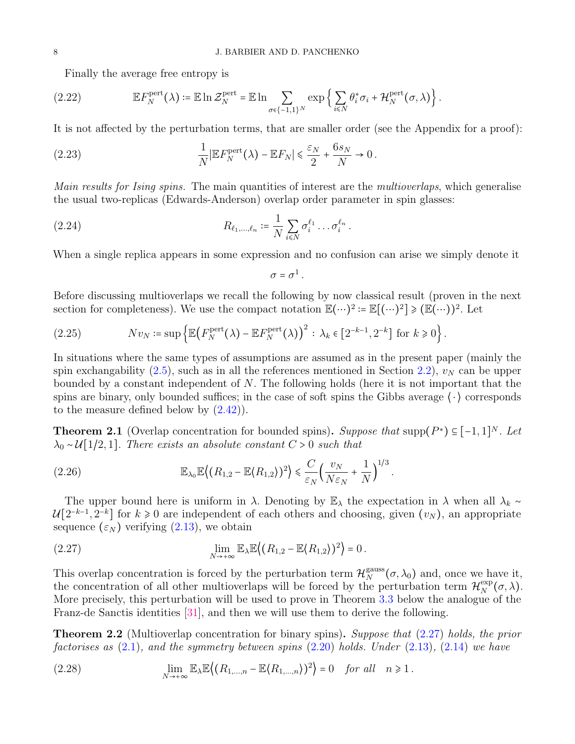Finally the average free entropy is

$$\mathbb{E}F_N^{\rm pert}(\lambda) := \mathbb{E}\ln \mathcal{Z}_N^{\rm pert} = \mathbb{E}\ln \sum_{\sigma\in\{-1,1\}^N} \exp\Big\{\sum_{i\leqslant N}\theta_i^*\sigma_i + \mathcal{H}_N^{\rm pert}(\sigma,\lambda)\Big\}\,. \tag{2.22}$$

It is not affected by the perturbation terms, that are smaller order (see the Appendix for a proof):

$$\frac{1}{N}|\mathbb{E}F_N^{\rm pert}(\lambda) - \mathbb{E}F_N| \leqslant \frac{\varepsilon_N}{2} + \frac{6s_N}{N} \to 0\,. \tag{2.23}$$

*Main results for Ising spins.* The main quantities of interest are the *multioverlaps*, which generalise the usual two-replicas (Edwards-Anderson) overlap order parameter in spin glasses:

$$R_{\ell_1,\dots,\ell_n} := \frac{1}{N}\sum_{i\leqslant N}\sigma_i^{\ell_1}\dots\sigma_i^{\ell_n}\,. \tag{2.24}$$

When a single replica appears in some expression and no confusion can arise we simply denote it

$$\sigma = \sigma^1\,.$$

Before discussing multioverlaps we recall the following by now classical result (proven in the next section for completeness). We use the compact notation $\mathbb{E}(\cdots)^2 := \mathbb{E}[(\cdots)^2] \geqslant (\mathbb{E}(\cdots))^2$. Let

$$Nv_N := \sup\Big\{\mathbb{E}\big(F_N^{\rm pert}(\lambda) - \mathbb{E}F_N^{\rm pert}(\lambda)\big)^2 : \lambda_k \in [2^{-k-1}, 2^{-k}] \text{ for } k\geqslant 0\Big\}\,. \tag{2.25}$$

In situations where the same types of assumptions are assumed as in the present paper (mainly the spin exchangability (2.5), such as in all the references mentioned in Section 2.2), $v_N$ can be upper bounded by a constant independent of $N$. The following holds (here it is not important that the spins are binary, only bounded suffices; in the case of soft spins the Gibbs average $\langle\cdot\rangle$ corresponds to the measure defined below by (2.42)).

**Theorem 2.1** (Overlap concentration for bounded spins). *Suppose that* $\mathrm{supp}(P^*) \subseteq [-1,1]^N$. *Let* $\lambda_0 \sim \mathcal{U}[1/2,1]$. *There exists an absolute constant* $C>0$ *such that*

$$\mathbb{E}_{\lambda_0}\mathbb{E}\big\langle (R_{1,2} - \mathbb{E}\langle R_{1,2}\rangle)^2\big\rangle \leqslant \frac{C}{\varepsilon_N}\Big(\frac{v_N}{N\varepsilon_N} + \frac{1}{N}\Big)^{1/3}\,. \tag{2.26}$$

The upper bound here is uniform in $\lambda$. Denoting by $\mathbb{E}_\lambda$ the expectation in $\lambda$ when all $\lambda_k \sim \mathcal{U}[2^{-k-1}, 2^{-k}]$ for $k\geqslant 0$ are independent of each others and choosing, given $(v_N)$, an appropriate sequence $(\varepsilon_N)$ verifying (2.13), we obtain

$$\lim_{N\to+\infty}\mathbb{E}_\lambda\mathbb{E}\big\langle (R_{1,2} - \mathbb{E}\langle R_{1,2}\rangle)^2\big\rangle = 0\,. \tag{2.27}$$

This overlap concentration is forced by the perturbation term $\mathcal{H}_N^{\rm gauss}(\sigma,\lambda_0)$ and, once we have it, the concentration of all other multioverlaps will be forced by the perturbation term $\mathcal{H}_N^{\rm exp}(\sigma,\lambda)$. More precisely, this perturbation will be used to prove in Theorem 3.3 below the analogue of the Franz-de Sanctis identities [31], and then we will use them to derive the following.

**Theorem 2.2** (Multioverlap concentration for binary spins). *Suppose that* (2.27) *holds, the prior factorises as* (2.1)*, and the symmetry between spins* (2.20) *holds. Under* (2.13), (2.14) *we have*

$$\lim_{N\to+\infty}\mathbb{E}_\lambda\mathbb{E}\big\langle (R_{1,\dots,n} - \mathbb{E}\langle R_{1,\dots,n}\rangle)^2\big\rangle = 0 \quad \textit{for all} \quad n\geqslant 1\,. \tag{2.28}$$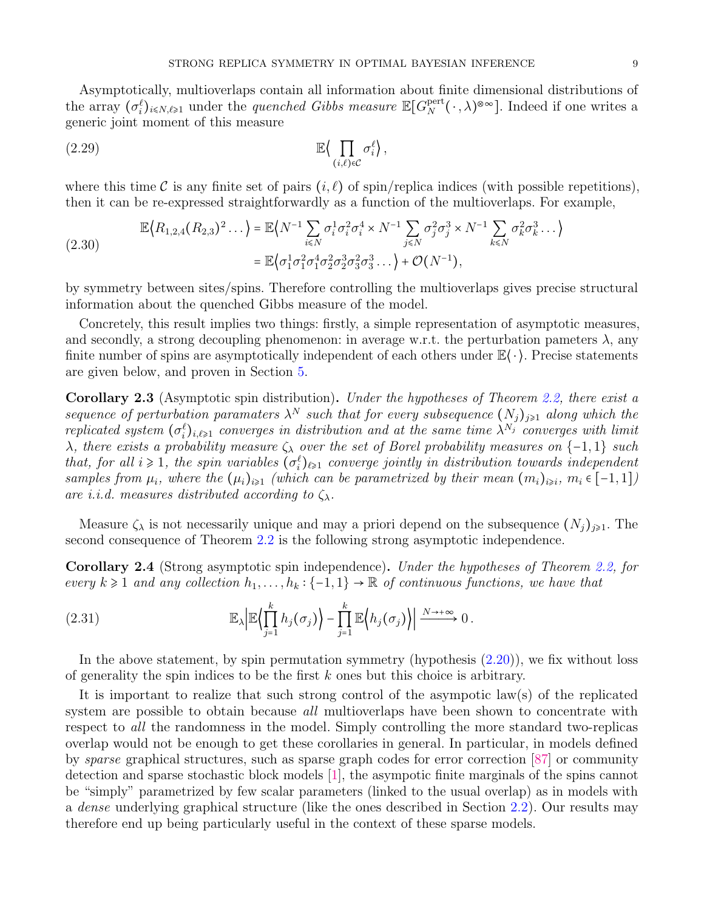Asymptotically, multioverlaps contain all information about finite dimensional distributions of the array $(\sigma_i^\ell)_{i\leqslant N,\ell\geqslant 1}$ under the *quenched Gibbs measure* $\mathbb{E}[G_N^{\rm pert}(\cdot,\lambda)^{\otimes\infty}]$. Indeed if one writes a generic joint moment of this measure

$$
\mathbb{E}\Big\langle \prod_{(i,\ell)\in\mathcal{C}} \sigma_i^\ell \Big\rangle\,, \tag{2.29}
$$

where this time $\mathcal{C}$ is any finite set of pairs $(i,\ell)$ of spin/replica indices (with possible repetitions), then it can be re-expressed straightforwardly as a function of the multioverlaps. For example,

$$
\begin{aligned}
\mathbb{E}\big\langle R_{1,2,4}(R_{2,3})^2\dots\big\rangle &= \mathbb{E}\Big\langle N^{-1}\sum_{i\leqslant N}\sigma_i^1\sigma_i^2\sigma_i^4 \times N^{-1}\sum_{j\leqslant N}\sigma_j^2\sigma_j^3\times N^{-1}\sum_{k\leqslant N}\sigma_k^2\sigma_k^3\dots\Big\rangle \\
&= \mathbb{E}\big\langle \sigma_1^1\sigma_1^2\sigma_1^4\sigma_2^2\sigma_2^3\sigma_3^2\sigma_3^3\dots\big\rangle + \mathcal{O}(N^{-1}),
\end{aligned} \tag{2.30}
$$

by symmetry between sites/spins. Therefore controlling the multioverlaps gives precise structural information about the quenched Gibbs measure of the model.

Concretely, this result implies two things: firstly, a simple representation of asymptotic measures, and secondly, a strong decoupling phenomenon: in average w.r.t. the perturbation pameters $\lambda$, any finite number of spins are asymptotically independent of each others under $\mathbb{E}\langle\cdot\rangle$. Precise statements are given below, and proven in Section 5.

**Corollary 2.3** (Asymptotic spin distribution)**.** *Under the hypotheses of Theorem 2.2, there exist a sequence of perturbation paramaters $\lambda^N$ such that for every subsequence $(N_j)_{j\geqslant 1}$ along which the replicated system $(\sigma_i^\ell)_{i,\ell\geqslant 1}$ converges in distribution and at the same time $\lambda^{N_j}$ converges with limit $\lambda$, there exists a probability measure $\zeta_\lambda$ over the set of Borel probability measures on $\{-1,1\}$ such that, for all $i\geqslant 1$, the spin variables $(\sigma_i^\ell)_{\ell\geqslant 1}$ converge jointly in distribution towards independent samples from $\mu_i$, where the $(\mu_i)_{i\geqslant 1}$ (which can be parametrized by their mean $(m_i)_{i\geqslant i}$, $m_i\in[-1,1]$) are i.i.d. measures distributed according to $\zeta_\lambda$.*

Measure $\zeta_\lambda$ is not necessarily unique and may a priori depend on the subsequence $(N_j)_{j\geqslant 1}$. The second consequence of Theorem 2.2 is the following strong asymptotic independence.

**Corollary 2.4** (Strong asymptotic spin independence)**.** *Under the hypotheses of Theorem 2.2, for every $k\geqslant 1$ and any collection $h_1,\dots,h_k:\{-1,1\}\to\mathbb{R}$ of continuous functions, we have that*

$$
\mathbb{E}_\lambda\Big|\mathbb{E}\Big\langle\prod_{j=1}^k h_j(\sigma_j)\Big\rangle - \prod_{j=1}^k \mathbb{E}\Big\langle h_j(\sigma_j)\Big\rangle\Big| \xrightarrow{N\to+\infty} 0\,. \tag{2.31}
$$

In the above statement, by spin permutation symmetry (hypothesis (2.20)), we fix without loss of generality the spin indices to be the first $k$ ones but this choice is arbitrary.

It is important to realize that such strong control of the asympotic law(s) of the replicated system are possible to obtain because *all* multioverlaps have been shown to concentrate with respect to *all* the randomness in the model. Simply controlling the more standard two-replicas overlap would not be enough to get these corollaries in general. In particular, in models defined by *sparse* graphical structures, such as sparse graph codes for error correction [87] or community detection and sparse stochastic block models [1], the asympotic finite marginals of the spins cannot be "simply" parametrized by few scalar parameters (linked to the usual overlap) as in models with a *dense* underlying graphical structure (like the ones described in Section 2.2). Our results may therefore end up being particularly useful in the context of these sparse models.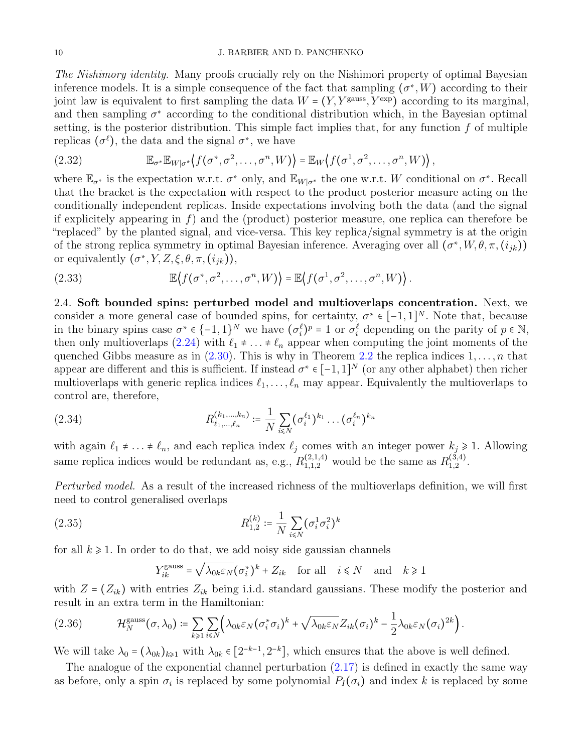*The Nishimory identity.* Many proofs crucially rely on the Nishimori property of optimal Bayesian inference models. It is a simple consequence of the fact that sampling $(\sigma^*, W)$ according to their joint law is equivalent to first sampling the data $W = (Y, Y^{\rm gauss}, Y^{\rm exp})$ according to its marginal, and then sampling $\sigma^*$ according to the conditional distribution which, in the Bayesian optimal setting, is the posterior distribution. This simple fact implies that, for any function $f$ of multiple replicas $(\sigma^\ell)$, the data and the signal $\sigma^*$, we have

$$\mathbb{E}_{\sigma^*}\mathbb{E}_{W|\sigma^*}\big\langle f(\sigma^*, \sigma^2, \dots, \sigma^n, W)\big\rangle = \mathbb{E}_W\big\langle f(\sigma^1, \sigma^2, \dots, \sigma^n, W)\big\rangle\,, \tag{2.32}$$

where $\mathbb{E}_{\sigma^*}$ is the expectation w.r.t. $\sigma^*$ only, and $\mathbb{E}_{W|\sigma^*}$ the one w.r.t. $W$ conditional on $\sigma^*$. Recall that the bracket is the expectation with respect to the product posterior measure acting on the conditionally independent replicas. Inside expectations involving both the data (and the signal if explicitely appearing in $f$) and the (product) posterior measure, one replica can therefore be "replaced" by the planted signal, and vice-versa. This key replica/signal symmetry is at the origin of the strong replica symmetry in optimal Bayesian inference. Averaging over all $(\sigma^*, W, \theta, \pi, (i_{jk}))$ or equivalently $(\sigma^*, Y, Z, \xi, \theta, \pi, (i_{jk}))$,

$$\mathbb{E}\big\langle f(\sigma^*, \sigma^2, \dots, \sigma^n, W)\big\rangle = \mathbb{E}\big\langle f(\sigma^1, \sigma^2, \dots, \sigma^n, W)\big\rangle\,. \tag{2.33}$$

2.4. **Soft bounded spins: perturbed model and multioverlaps concentration.** Next, we consider a more general case of bounded spins, for certainty, $\sigma^* \in [-1,1]^N$. Note that, because in the binary spins case $\sigma^* \in \{-1,1\}^N$ we have $(\sigma_i^\ell)^p = 1$ or $\sigma_i^\ell$ depending on the parity of $p \in \mathbb{N}$, then only multioverlaps (2.24) with $\ell_1 \neq \ldots \neq \ell_n$ appear when computing the joint moments of the quenched Gibbs measure as in (2.30). This is why in Theorem 2.2 the replica indices $1, \dots, n$ that appear are different and this is sufficient. If instead $\sigma^* \in [-1,1]^N$ (or any other alphabet) then richer multioverlaps with generic replica indices $\ell_1, \dots, \ell_n$ may appear. Equivalently the multioverlaps to control are, therefore,

$$R_{\ell_1,\dots,\ell_n}^{(k_1,\dots,k_n)} := \frac{1}{N}\sum_{i\leqslant N}(\sigma_i^{\ell_1})^{k_1}\dots(\sigma_i^{\ell_n})^{k_n} \tag{2.34}$$

with again $\ell_1 \neq \ldots \neq \ell_n$, and each replica index $\ell_j$ comes with an integer power $k_j \geqslant 1$. Allowing same replica indices would be redundant as, e.g., $R_{1,1,2}^{(2,1,4)}$ would be the same as $R_{1,2}^{(3,4)}$.

*Perturbed model.* As a result of the increased richness of the multioverlaps definition, we will first need to control generalised overlaps

$$R_{1,2}^{(k)} := \frac{1}{N}\sum_{i\leqslant N}(\sigma_i^1\sigma_i^2)^k \tag{2.35}$$

for all $k \geqslant 1$. In order to do that, we add noisy side gaussian channels

$$Y_{ik}^{\rm gauss} = \sqrt{\lambda_{0k}\varepsilon_N}(\sigma_i^*)^k + Z_{ik} \quad \text{for all} \quad i \leqslant N \quad \text{and} \quad k \geqslant 1$$

with $Z = (Z_{ik})$ with entries $Z_{ik}$ being i.i.d. standard gaussians. These modify the posterior and result in an extra term in the Hamiltonian:

$$\mathcal{H}_N^{\rm gauss}(\sigma, \lambda_0) := \sum_{k\geqslant 1}\sum_{i\leqslant N}\Big(\lambda_{0k}\varepsilon_N(\sigma_i^*\sigma_i)^k + \sqrt{\lambda_{0k}\varepsilon_N}Z_{ik}(\sigma_i)^k - \frac{1}{2}\lambda_{0k}\varepsilon_N(\sigma_i)^{2k}\Big)\,. \tag{2.36}$$

We will take $\lambda_0 = (\lambda_{0k})_{k\geqslant 1}$ with $\lambda_{0k} \in [2^{-k-1}, 2^{-k}]$, which ensures that the above is well defined.

The analogue of the exponential channel perturbation (2.17) is defined in exactly the same way as before, only a spin $\sigma_i$ is replaced by some polynomial $P_I(\sigma_i)$ and index $k$ is replaced by some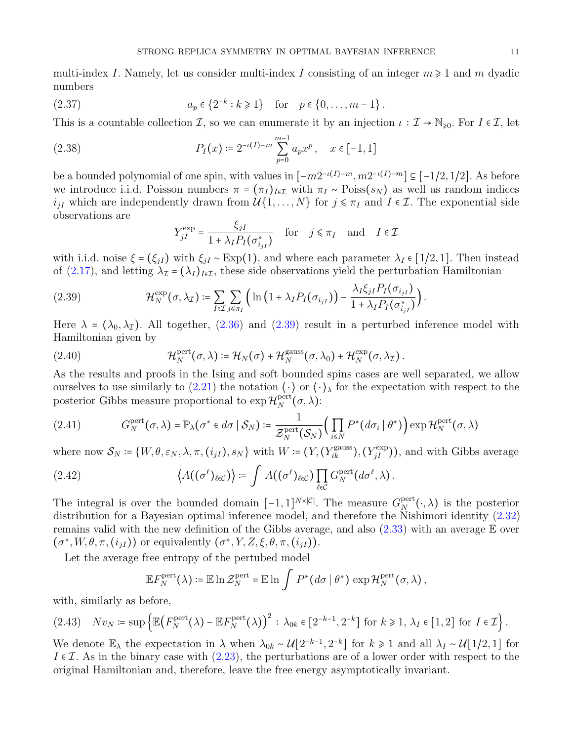multi-index $I$. Namely, let us consider multi-index $I$ consisting of an integer $m \geqslant 1$ and $m$ dyadic numbers

$$a_p \in \{2^{-k} : k \geqslant 1\} \quad \text{for} \quad p \in \{0, \dots, m-1\}\,. \tag{2.37}$$

This is a countable collection $\mathcal{I}$, so we can enumerate it by an injection $\iota : \mathcal{I} \to \mathbb{N}_{\geqslant 0}$. For $I \in \mathcal{I}$, let

$$P_I(x) := 2^{-\iota(I)-m} \sum_{p=0}^{m-1} a_p x^p\,, \quad x \in [-1,1] \tag{2.38}$$

be a bounded polynomial of one spin, with values in $[-m2^{-\iota(I)-m}, m2^{-\iota(I)-m}] \subseteq [-1/2, 1/2]$. As before we introduce i.i.d. Poisson numbers $\pi = (\pi_I)_{I\in\mathcal{I}}$ with $\pi_I \sim \mathrm{Poiss}(s_N)$ as well as random indices $i_{jI}$ which are independently drawn from $\mathcal{U}\{1,\dots,N\}$ for $j \leqslant \pi_I$ and $I \in \mathcal{I}$. The exponential side observations are

$$Y^{\exp}_{jI} = \frac{\xi_{jI}}{1 + \lambda_I P_I(\sigma^*_{i_{jI}})} \quad \text{for} \quad j \leqslant \pi_I \quad \text{and} \quad I \in \mathcal{I}$$

with i.i.d. noise $\xi = (\xi_{jI})$ with $\xi_{jI} \sim \mathrm{Exp}(1)$, and where each parameter $\lambda_I \in [1/2, 1]$. Then instead of (2.17), and letting $\lambda_{\mathcal{I}} = (\lambda_I)_{I\in\mathcal{I}}$, these side observations yield the perturbation Hamiltonian

$$\mathcal{H}^{\exp}_N(\sigma, \lambda_{\mathcal{I}}) := \sum_{I\in\mathcal{I}} \sum_{j\leqslant\pi_I} \Big( \ln\big(1 + \lambda_I P_I(\sigma_{i_{jI}})\big) - \frac{\lambda_I \xi_{jI} P_I(\sigma_{i_{jI}})}{1 + \lambda_I P_I(\sigma^*_{i_{jI}})} \Big)\,. \tag{2.39}$$

Here $\lambda = (\lambda_0, \lambda_{\mathcal{I}})$. All together, (2.36) and (2.39) result in a perturbed inference model with Hamiltonian given by

$$\mathcal{H}^{\mathrm{pert}}_N(\sigma, \lambda) := \mathcal{H}_N(\sigma) + \mathcal{H}^{\mathrm{gauss}}_N(\sigma, \lambda_0) + \mathcal{H}^{\exp}_N(\sigma, \lambda_{\mathcal{I}})\,. \tag{2.40}$$

As the results and proofs in the Ising and soft bounded spins cases are well separated, we allow ourselves to use similarly to (2.21) the notation $\langle\,\cdot\,\rangle$ or $\langle\,\cdot\,\rangle_\lambda$ for the expectation with respect to the posterior Gibbs measure proportional to $\exp \mathcal{H}^{\mathrm{pert}}_N(\sigma,\lambda)$:

$$G^{\mathrm{pert}}_N(\sigma, \lambda) = \mathbb{P}_\lambda(\sigma^* \in d\sigma \mid \mathcal{S}_N) := \frac{1}{\mathcal{Z}^{\mathrm{pert}}_N(\mathcal{S}_N)} \Big( \prod_{i\leqslant N} P^*(d\sigma_i \mid \theta^*) \Big) \exp \mathcal{H}^{\mathrm{pert}}_N(\sigma, \lambda) \tag{2.41}$$

where now $\mathcal{S}_N := \{W, \theta, \varepsilon_N, \lambda, \pi, (i_{jI}), s_N\}$ with $W := (Y, (Y^{\mathrm{gauss}}_{ik}), (Y^{\exp}_{jI}))$, and with Gibbs average

$$\big\langle A((\sigma^\ell)_{\ell\in\mathcal{C}}) \big\rangle := \int A((\sigma^\ell)_{\ell\in\mathcal{C}}) \prod_{\ell\in\mathcal{C}} G^{\mathrm{pert}}_N(d\sigma^\ell, \lambda)\,. \tag{2.42}$$

The integral is over the bounded domain $[-1,1]^{N\times|\mathcal{C}|}$. The measure $G^{\mathrm{pert}}_N(\cdot, \lambda)$ is the posterior distribution for a Bayesian optimal inference model, and therefore the Nishimori identity (2.32) remains valid with the new definition of the Gibbs average, and also (2.33) with an average $\mathbb{E}$ over $(\sigma^*, W, \theta, \pi, (i_{jI}))$ or equivalently $(\sigma^*, Y, Z, \xi, \theta, \pi, (i_{jI}))$.

Let the average free entropy of the pertubed model

$$\mathbb{E} F^{\mathrm{pert}}_N(\lambda) := \mathbb{E} \ln \mathcal{Z}^{\mathrm{pert}}_N = \mathbb{E} \ln \int P^*(d\sigma \mid \theta^*) \exp \mathcal{H}^{\mathrm{pert}}_N(\sigma, \lambda)\,,$$

with, similarly as before,

$$N v_N := \sup \Big\{ \mathbb{E}\big(F^{\mathrm{pert}}_N(\lambda) - \mathbb{E} F^{\mathrm{pert}}_N(\lambda)\big)^2 : \lambda_{0k} \in [2^{-k-1}, 2^{-k}] \text{ for } k \geqslant 1,\ \lambda_I \in [1,2] \text{ for } I \in \mathcal{I} \Big\}\,. \tag{2.43}$$

We denote $\mathbb{E}_\lambda$ the expectation in $\lambda$ when $\lambda_{0k} \sim \mathcal{U}[2^{-k-1}, 2^{-k}]$ for $k \geqslant 1$ and all $\lambda_I \sim \mathcal{U}[1/2, 1]$ for $I \in \mathcal{I}$. As in the binary case with (2.23), the perturbations are of a lower order with respect to the original Hamiltonian and, therefore, leave the free energy asymptotically invariant.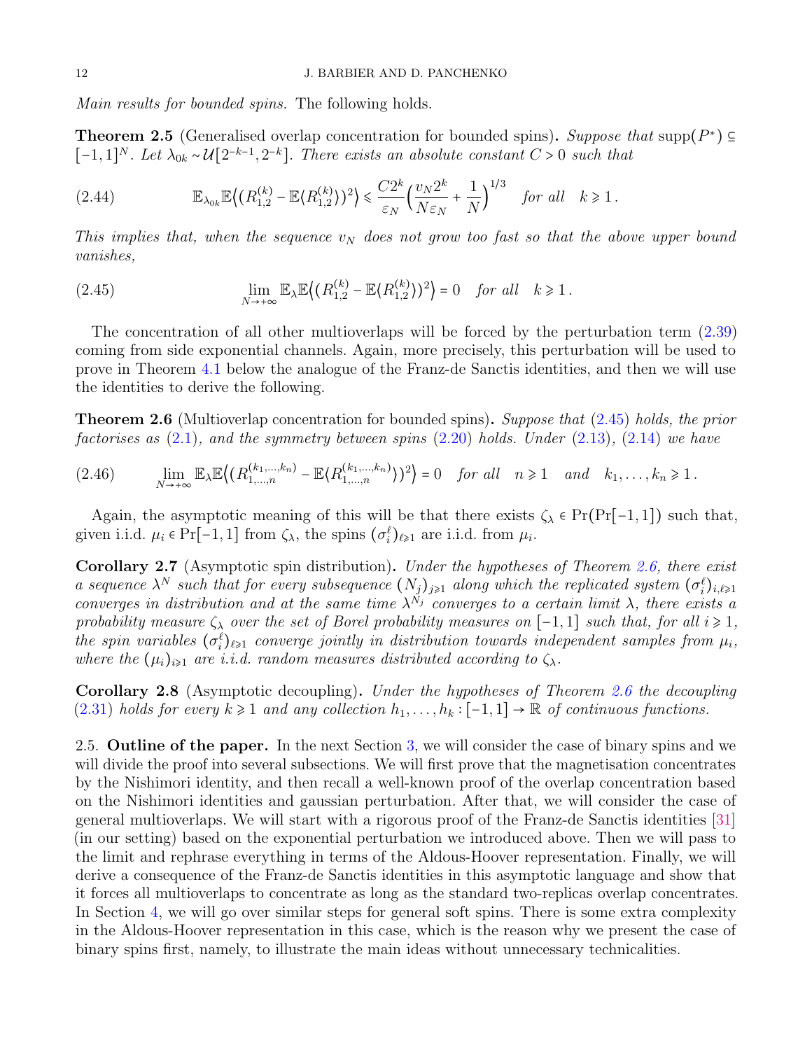*Main results for bounded spins.* The following holds.

**Theorem 2.5** (Generalised overlap concentration for bounded spins)**.** *Suppose that* $\mathrm{supp}(P^*) \subseteq [-1,1]^N$. *Let* $\lambda_{0k} \sim \mathcal{U}[2^{-k-1}, 2^{-k}]$. *There exists an absolute constant* $C > 0$ *such that*

$$\mathbb{E}_{\lambda_{0k}} \mathbb{E}\big\langle (R_{1,2}^{(k)} - \mathbb{E}\langle R_{1,2}^{(k)}\rangle)^2 \big\rangle \leqslant \frac{C 2^k}{\varepsilon_N} \Big( \frac{v_N 2^k}{N \varepsilon_N} + \frac{1}{N} \Big)^{1/3} \quad \text{for all} \quad k \geqslant 1\,. \tag{2.44}$$

*This implies that, when the sequence* $v_N$ *does not grow too fast so that the above upper bound vanishes,*

$$\lim_{N \to +\infty} \mathbb{E}_\lambda \mathbb{E}\big\langle (R_{1,2}^{(k)} - \mathbb{E}\langle R_{1,2}^{(k)}\rangle)^2 \big\rangle = 0 \quad \text{for all} \quad k \geqslant 1\,. \tag{2.45}$$

The concentration of all other multioverlaps will be forced by the perturbation term (2.39) coming from side exponential channels. Again, more precisely, this perturbation will be used to prove in Theorem 4.1 below the analogue of the Franz-de Sanctis identities, and then we will use the identities to derive the following.

**Theorem 2.6** (Multioverlap concentration for bounded spins)**.** *Suppose that* (2.45) *holds, the prior factorises as* (2.1)*, and the symmetry between spins* (2.20) *holds. Under* (2.13)*,* (2.14) *we have*

$$\lim_{N \to +\infty} \mathbb{E}_\lambda \mathbb{E}\big\langle (R_{1,\ldots,n}^{(k_1,\ldots,k_n)} - \mathbb{E}\langle R_{1,\ldots,n}^{(k_1,\ldots,k_n)}\rangle)^2 \big\rangle = 0 \quad \text{for all} \quad n \geqslant 1 \quad \text{and} \quad k_1,\ldots,k_n \geqslant 1\,. \tag{2.46}$$

Again, the asymptotic meaning of this will be that there exists $\zeta_\lambda \in \Pr(\Pr[-1,1])$ such that, given i.i.d. $\mu_i \in \Pr[-1,1]$ from $\zeta_\lambda$, the spins $(\sigma_i^\ell)_{\ell \geqslant 1}$ are i.i.d. from $\mu_i$.

**Corollary 2.7** (Asymptotic spin distribution)**.** *Under the hypotheses of Theorem 2.6, there exist a sequence* $\lambda^N$ *such that for every subsequence* $(N_j)_{j \geqslant 1}$ *along which the replicated system* $(\sigma_i^\ell)_{i,\ell \geqslant 1}$ *converges in distribution and at the same time* $\lambda^{N_j}$ *converges to a certain limit* $\lambda$*, there exists a probability measure* $\zeta_\lambda$ *over the set of Borel probability measures on* $[-1,1]$ *such that, for all* $i \geqslant 1$*, the spin variables* $(\sigma_i^\ell)_{\ell \geqslant 1}$ *converge jointly in distribution towards independent samples from* $\mu_i$*, where the* $(\mu_i)_{i \geqslant 1}$ *are i.i.d. random measures distributed according to* $\zeta_\lambda$*.*

**Corollary 2.8** (Asymptotic decoupling)**.** *Under the hypotheses of Theorem 2.6 the decoupling* (2.31) *holds for every* $k \geqslant 1$ *and any collection* $h_1, \ldots, h_k : [-1,1] \to \mathbb{R}$ *of continuous functions.*

2.5. **Outline of the paper.** In the next Section 3, we will consider the case of binary spins and we will divide the proof into several subsections. We will first prove that the magnetisation concentrates by the Nishimori identity, and then recall a well-known proof of the overlap concentration based on the Nishimori identities and gaussian perturbation. After that, we will consider the case of general multioverlaps. We will start with a rigorous proof of the Franz-de Sanctis identities [31] (in our setting) based on the exponential perturbation we introduced above. Then we will pass to the limit and rephrase everything in terms of the Aldous-Hoover representation. Finally, we will derive a consequence of the Franz-de Sanctis identities in this asymptotic language and show that it forces all multioverlaps to concentrate as long as the standard two-replicas overlap concentrates. In Section 4, we will go over similar steps for general soft spins. There is some extra complexity in the Aldous-Hoover representation in this case, which is the reason why we present the case of binary spins first, namely, to illustrate the main ideas without unnecessary technicalities.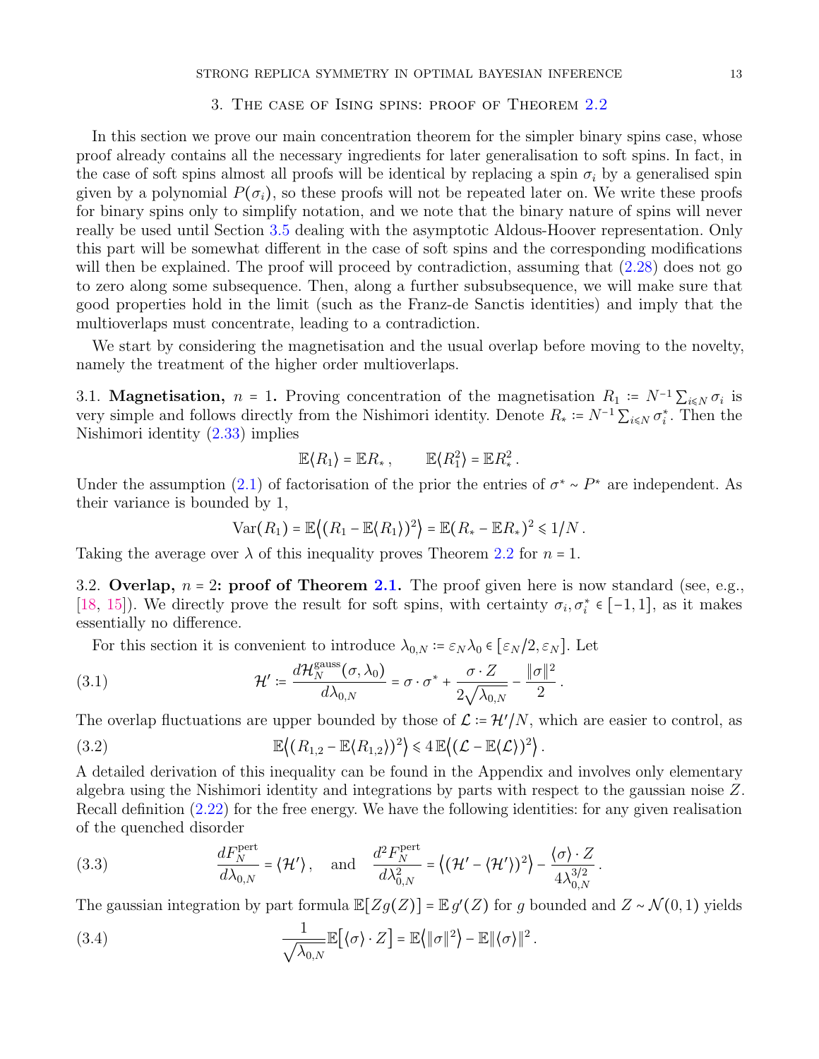## 3. The case of Ising spins: proof of Theorem 2.2

In this section we prove our main concentration theorem for the simpler binary spins case, whose proof already contains all the necessary ingredients for later generalisation to soft spins. In fact, in the case of soft spins almost all proofs will be identical by replacing a spin $\sigma_i$ by a generalised spin given by a polynomial $P(\sigma_i)$, so these proofs will not be repeated later on. We write these proofs for binary spins only to simplify notation, and we note that the binary nature of spins will never really be used until Section 3.5 dealing with the asymptotic Aldous-Hoover representation. Only this part will be somewhat different in the case of soft spins and the corresponding modifications will then be explained. The proof will proceed by contradiction, assuming that (2.28) does not go to zero along some subsequence. Then, along a further subsubsequence, we will make sure that good properties hold in the limit (such as the Franz-de Sanctis identities) and imply that the multioverlaps must concentrate, leading to a contradiction.

We start by considering the magnetisation and the usual overlap before moving to the novelty, namely the treatment of the higher order multioverlaps.

3.1. **Magnetisation, $n = 1$.** Proving concentration of the magnetisation $R_1 := N^{-1}\sum_{i\leqslant N}\sigma_i$ is very simple and follows directly from the Nishimori identity. Denote $R_* := N^{-1}\sum_{i\leqslant N}\sigma_i^*$. Then the Nishimori identity (2.33) implies

$$\mathbb{E}\langle R_1\rangle = \mathbb{E}R_*\,, \qquad \mathbb{E}\langle R_1^2\rangle = \mathbb{E}R_*^2\,.$$

Under the assumption (2.1) of factorisation of the prior the entries of $\sigma^* \sim P^*$ are independent. As their variance is bounded by 1,

$$\mathrm{Var}(R_1) = \mathbb{E}\big\langle (R_1 - \mathbb{E}\langle R_1\rangle)^2\big\rangle = \mathbb{E}(R_* - \mathbb{E}R_*)^2 \leqslant 1/N\,.$$

Taking the average over $\lambda$ of this inequality proves Theorem 2.2 for $n = 1$.

3.2. **Overlap, $n = 2$: proof of Theorem 2.1.** The proof given here is now standard (see, e.g., [18, 15]). We directly prove the result for soft spins, with certainty $\sigma_i, \sigma_i^* \in [-1, 1]$, as it makes essentially no difference.

For this section it is convenient to introduce $\lambda_{0,N} := \varepsilon_N\lambda_0 \in [\varepsilon_N/2, \varepsilon_N]$. Let

$$\mathcal{H}' := \frac{d\mathcal{H}_N^{\rm gauss}(\sigma,\lambda_0)}{d\lambda_{0,N}} = \sigma\cdot\sigma^* + \frac{\sigma\cdot Z}{2\sqrt{\lambda_{0,N}}} - \frac{\|\sigma\|^2}{2}\,. \tag{3.1}$$

The overlap fluctuations are upper bounded by those of $\mathcal{L} := \mathcal{H}'/N$, which are easier to control, as

$$\mathbb{E}\big\langle (R_{1,2} - \mathbb{E}\langle R_{1,2}\rangle)^2\big\rangle \leqslant 4\,\mathbb{E}\big\langle (\mathcal{L} - \mathbb{E}\langle \mathcal{L}\rangle)^2\big\rangle\,. \tag{3.2}$$

A detailed derivation of this inequality can be found in the Appendix and involves only elementary algebra using the Nishimori identity and integrations by parts with respect to the gaussian noise $Z$. Recall definition (2.22) for the free energy. We have the following identities: for any given realisation of the quenched disorder

$$\frac{dF_N^{\rm pert}}{d\lambda_{0,N}} = \langle \mathcal{H}'\rangle\,, \quad \text{and} \quad \frac{d^2F_N^{\rm pert}}{d\lambda_{0,N}^2} = \big\langle (\mathcal{H}' - \langle\mathcal{H}'\rangle)^2\big\rangle - \frac{\langle\sigma\rangle\cdot Z}{4\lambda_{0,N}^{3/2}}\,. \tag{3.3}$$

The gaussian integration by part formula $\mathbb{E}[Zg(Z)] = \mathbb{E}\,g'(Z)$ for $g$ bounded and $Z\sim\mathcal{N}(0,1)$ yields

$$\frac{1}{\sqrt{\lambda_{0,N}}}\mathbb{E}\big[\langle\sigma\rangle\cdot Z\big] = \mathbb{E}\big\langle \|\sigma\|^2\big\rangle - \mathbb{E}\|\langle\sigma\rangle\|^2\,. \tag{3.4}$$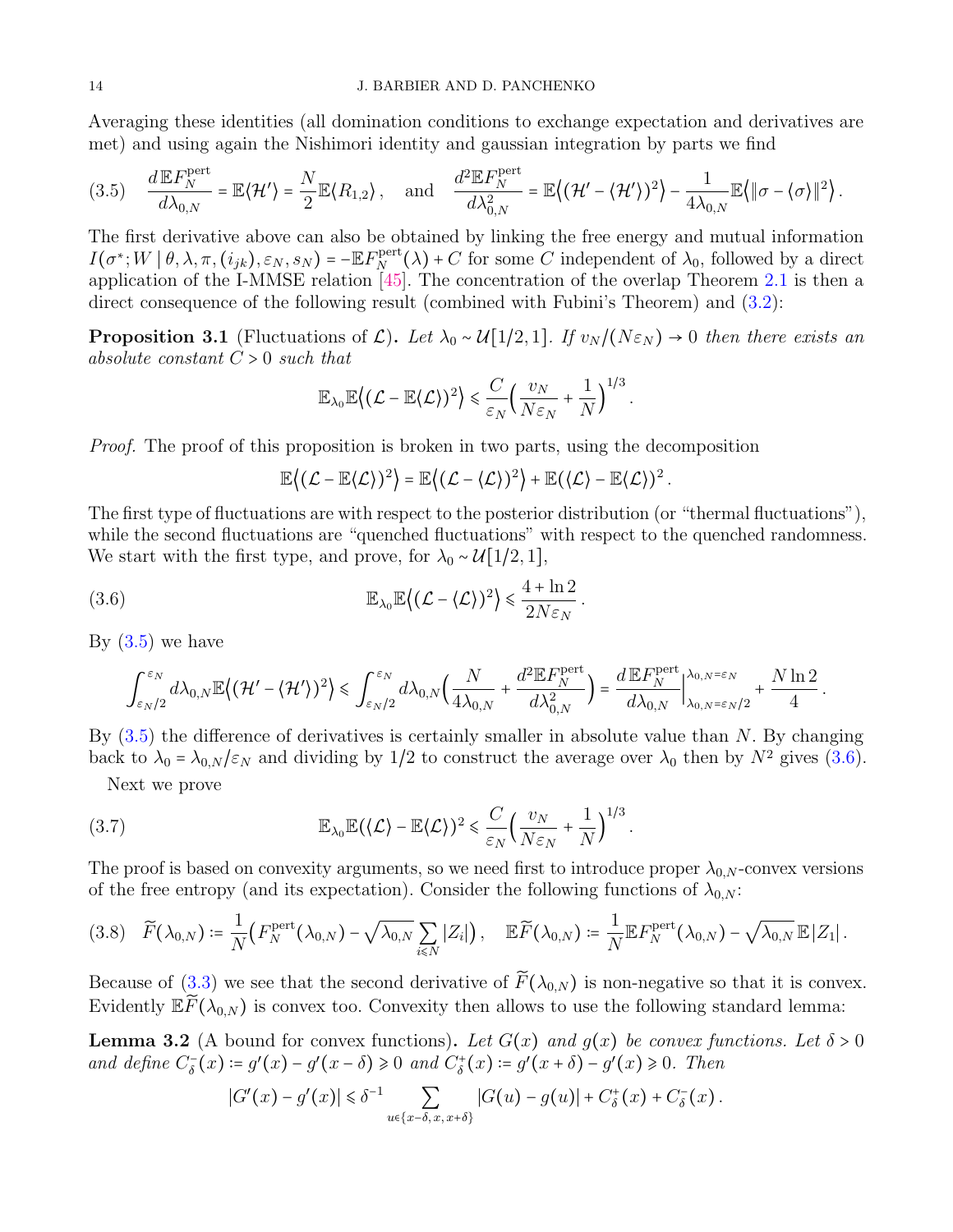Averaging these identities (all domination conditions to exchange expectation and derivatives are met) and using again the Nishimori identity and gaussian integration by parts we find

$$
\frac{d\,\mathbb{E}F_N^{\rm pert}}{d\lambda_{0,N}} = \mathbb{E}\langle \mathcal{H}' \rangle = \frac{N}{2}\mathbb{E}\langle R_{1,2}\rangle\,, \quad \text{and} \quad \frac{d^2\mathbb{E}F_N^{\rm pert}}{d\lambda_{0,N}^2} = \mathbb{E}\big\langle (\mathcal{H}' - \langle \mathcal{H}' \rangle)^2\big\rangle - \frac{1}{4\lambda_{0,N}}\mathbb{E}\big\langle \|\sigma - \langle \sigma \rangle\|^2\big\rangle\,. \tag{3.5}
$$

The first derivative above can also be obtained by linking the free energy and mutual information $I(\sigma^*; W \mid \theta, \lambda, \pi, (i_{jk}), \varepsilon_N, s_N) = -\mathbb{E}F_N^{\rm pert}(\lambda) + C$ for some $C$ independent of $\lambda_0$, followed by a direct application of the I-MMSE relation [45]. The concentration of the overlap Theorem 2.1 is then a direct consequence of the following result (combined with Fubini's Theorem) and (3.2):

**Proposition 3.1** (Fluctuations of $\mathcal{L}$). *Let $\lambda_0 \sim \mathcal{U}[1/2, 1]$. If $v_N/(N\varepsilon_N) \to 0$ then there exists an absolute constant $C > 0$ such that*

$$
\mathbb{E}_{\lambda_0}\mathbb{E}\big\langle (\mathcal{L} - \mathbb{E}\langle \mathcal{L} \rangle)^2\big\rangle \leqslant \frac{C}{\varepsilon_N}\Big(\frac{v_N}{N\varepsilon_N} + \frac{1}{N}\Big)^{1/3}.
$$

*Proof.* The proof of this proposition is broken in two parts, using the decomposition

$$
\mathbb{E}\big\langle (\mathcal{L} - \mathbb{E}\langle \mathcal{L} \rangle)^2\big\rangle = \mathbb{E}\big\langle (\mathcal{L} - \langle \mathcal{L} \rangle)^2\big\rangle + \mathbb{E}(\langle \mathcal{L} \rangle - \mathbb{E}\langle \mathcal{L} \rangle)^2\,.
$$

The first type of fluctuations are with respect to the posterior distribution (or "thermal fluctuations"), while the second fluctuations are "quenched fluctuations" with respect to the quenched randomness. We start with the first type, and prove, for $\lambda_0 \sim \mathcal{U}[1/2, 1]$,

$$
\mathbb{E}_{\lambda_0}\mathbb{E}\big\langle (\mathcal{L} - \langle \mathcal{L} \rangle)^2\big\rangle \leqslant \frac{4 + \ln 2}{2N\varepsilon_N}\,. \tag{3.6}
$$

By (3.5) we have

$$
\int_{\varepsilon_N/2}^{\varepsilon_N} d\lambda_{0,N}\mathbb{E}\big\langle (\mathcal{H}' - \langle \mathcal{H}' \rangle)^2\big\rangle \leqslant \int_{\varepsilon_N/2}^{\varepsilon_N} d\lambda_{0,N}\Big(\frac{N}{4\lambda_{0,N}} + \frac{d^2\mathbb{E}F_N^{\rm pert}}{d\lambda_{0,N}^2}\Big) = \frac{d\,\mathbb{E}F_N^{\rm pert}}{d\lambda_{0,N}}\Big|_{\lambda_{0,N}=\varepsilon_N/2}^{\lambda_{0,N}=\varepsilon_N} + \frac{N\ln 2}{4}\,.
$$

By (3.5) the difference of derivatives is certainly smaller in absolute value than $N$. By changing back to $\lambda_0 = \lambda_{0,N}/\varepsilon_N$ and dividing by $1/2$ to construct the average over $\lambda_0$ then by $N^2$ gives (3.6).

Next we prove

$$
\mathbb{E}_{\lambda_0}\mathbb{E}(\langle \mathcal{L} \rangle - \mathbb{E}\langle \mathcal{L} \rangle)^2 \leqslant \frac{C}{\varepsilon_N}\Big(\frac{v_N}{N\varepsilon_N} + \frac{1}{N}\Big)^{1/3}. \tag{3.7}
$$

The proof is based on convexity arguments, so we need first to introduce proper $\lambda_{0,N}$-convex versions of the free entropy (and its expectation). Consider the following functions of $\lambda_{0,N}$:

$$
\widetilde{F}(\lambda_{0,N}) \coloneqq \frac{1}{N}\Big(F_N^{\rm pert}(\lambda_{0,N}) - \sqrt{\lambda_{0,N}}\sum_{i\leqslant N}|Z_i|\Big)\,, \quad \mathbb{E}\widetilde{F}(\lambda_{0,N}) \coloneqq \frac{1}{N}\mathbb{E}F_N^{\rm pert}(\lambda_{0,N}) - \sqrt{\lambda_{0,N}}\,\mathbb{E}|Z_1|\,. \tag{3.8}
$$

Because of (3.3) we see that the second derivative of $\widetilde{F}(\lambda_{0,N})$ is non-negative so that it is convex. Evidently $\mathbb{E}\widetilde{F}(\lambda_{0,N})$ is convex too. Convexity then allows to use the following standard lemma:

**Lemma 3.2** (A bound for convex functions). *Let $G(x)$ and $g(x)$ be convex functions. Let $\delta > 0$ and define $C_\delta^-(x) \coloneqq g'(x) - g'(x-\delta) \geqslant 0$ and $C_\delta^+(x) \coloneqq g'(x+\delta) - g'(x) \geqslant 0$. Then*

$$
|G'(x) - g'(x)| \leqslant \delta^{-1}\sum_{u\in\{x-\delta,\, x,\, x+\delta\}}|G(u) - g(u)| + C_\delta^+(x) + C_\delta^-(x)\,.
$$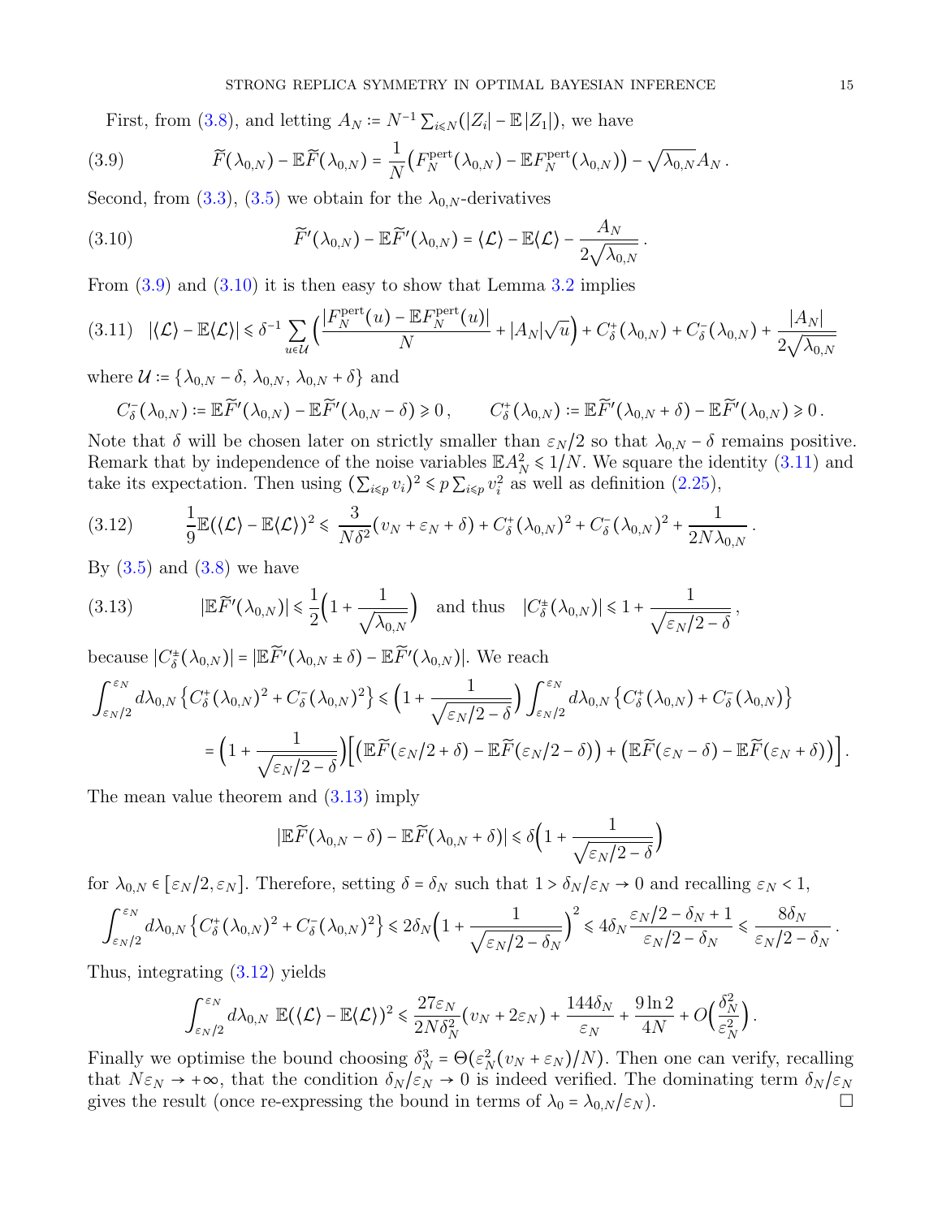First, from (3.8), and letting $A_N := N^{-1}\sum_{i\leqslant N}(|Z_i| - \mathbb{E}\,|Z_1|)$, we have

$$\widetilde{F}(\lambda_{0,N}) - \mathbb{E}\widetilde{F}(\lambda_{0,N}) = \frac{1}{N}\big(F_N^{\rm pert}(\lambda_{0,N}) - \mathbb{E}F_N^{\rm pert}(\lambda_{0,N})\big) - \sqrt{\lambda_{0,N}}A_N\,. \tag{3.9}$$

Second, from (3.3), (3.5) we obtain for the $\lambda_{0,N}$-derivatives

$$\widetilde{F}'(\lambda_{0,N}) - \mathbb{E}\widetilde{F}'(\lambda_{0,N}) = \langle\mathcal{L}\rangle - \mathbb{E}\langle\mathcal{L}\rangle - \frac{A_N}{2\sqrt{\lambda_{0,N}}}\,. \tag{3.10}$$

From (3.9) and (3.10) it is then easy to show that Lemma 3.2 implies

$$|\langle\mathcal{L}\rangle - \mathbb{E}\langle\mathcal{L}\rangle| \leqslant \delta^{-1}\sum_{u\in\mathcal{U}}\Big(\frac{|F_N^{\rm pert}(u) - \mathbb{E}F_N^{\rm pert}(u)|}{N} + |A_N|\sqrt{u}\Big) + C_\delta^+(\lambda_{0,N}) + C_\delta^-(\lambda_{0,N}) + \frac{|A_N|}{2\sqrt{\lambda_{0,N}}} \tag{3.11}$$

where $\mathcal{U} := \{\lambda_{0,N}-\delta,\, \lambda_{0,N},\, \lambda_{0,N}+\delta\}$ and

$$C_\delta^-(\lambda_{0,N}) := \mathbb{E}\widetilde{F}'(\lambda_{0,N}) - \mathbb{E}\widetilde{F}'(\lambda_{0,N}-\delta) \geqslant 0\,, \qquad C_\delta^+(\lambda_{0,N}) := \mathbb{E}\widetilde{F}'(\lambda_{0,N}+\delta) - \mathbb{E}\widetilde{F}'(\lambda_{0,N}) \geqslant 0\,.$$

Note that $\delta$ will be chosen later on strictly smaller than $\varepsilon_N/2$ so that $\lambda_{0,N}-\delta$ remains positive. Remark that by independence of the noise variables $\mathbb{E}A_N^2 \leqslant 1/N$. We square the identity (3.11) and take its expectation. Then using $(\sum_{i\leqslant p} v_i)^2 \leqslant p\sum_{i\leqslant p} v_i^2$ as well as definition (2.25),

$$\frac{1}{9}\mathbb{E}(\langle\mathcal{L}\rangle - \mathbb{E}\langle\mathcal{L}\rangle)^2 \leqslant \frac{3}{N\delta^2}(v_N + \varepsilon_N + \delta) + C_\delta^+(\lambda_{0,N})^2 + C_\delta^-(\lambda_{0,N})^2 + \frac{1}{2N\lambda_{0,N}}\,. \tag{3.12}$$

By (3.5) and (3.8) we have

$$|\mathbb{E}\widetilde{F}'(\lambda_{0,N})| \leqslant \frac{1}{2}\Big(1 + \frac{1}{\sqrt{\lambda_{0,N}}}\Big) \quad \text{and thus} \quad |C_\delta^\pm(\lambda_{0,N})| \leqslant 1 + \frac{1}{\sqrt{\varepsilon_N/2-\delta}}\,, \tag{3.13}$$

because $|C_\delta^\pm(\lambda_{0,N})| = |\mathbb{E}\widetilde{F}'(\lambda_{0,N}\pm\delta) - \mathbb{E}\widetilde{F}'(\lambda_{0,N})|$. We reach

$$\begin{aligned}\int_{\varepsilon_N/2}^{\varepsilon_N} d\lambda_{0,N}\,\big\{C_\delta^+(\lambda_{0,N})^2 + C_\delta^-(\lambda_{0,N})^2\big\} &\leqslant \Big(1 + \frac{1}{\sqrt{\varepsilon_N/2-\delta}}\Big)\int_{\varepsilon_N/2}^{\varepsilon_N} d\lambda_{0,N}\,\big\{C_\delta^+(\lambda_{0,N}) + C_\delta^-(\lambda_{0,N})\big\}\\ &= \Big(1 + \frac{1}{\sqrt{\varepsilon_N/2-\delta}}\Big)\Big[\big(\mathbb{E}\widetilde{F}(\varepsilon_N/2+\delta) - \mathbb{E}\widetilde{F}(\varepsilon_N/2-\delta)\big) + \big(\mathbb{E}\widetilde{F}(\varepsilon_N-\delta) - \mathbb{E}\widetilde{F}(\varepsilon_N+\delta)\big)\Big].\end{aligned}$$

The mean value theorem and (3.13) imply

$$|\mathbb{E}\widetilde{F}(\lambda_{0,N}-\delta) - \mathbb{E}\widetilde{F}(\lambda_{0,N}+\delta)| \leqslant \delta\Big(1 + \frac{1}{\sqrt{\varepsilon_N/2-\delta}}\Big)$$

for $\lambda_{0,N}\in[\varepsilon_N/2,\varepsilon_N]$. Therefore, setting $\delta = \delta_N$ such that $1 > \delta_N/\varepsilon_N \to 0$ and recalling $\varepsilon_N < 1$,

$$\int_{\varepsilon_N/2}^{\varepsilon_N} d\lambda_{0,N}\,\big\{C_\delta^+(\lambda_{0,N})^2 + C_\delta^-(\lambda_{0,N})^2\big\} \leqslant 2\delta_N\Big(1 + \frac{1}{\sqrt{\varepsilon_N/2-\delta_N}}\Big)^2 \leqslant 4\delta_N\frac{\varepsilon_N/2-\delta_N+1}{\varepsilon_N/2-\delta_N} \leqslant \frac{8\delta_N}{\varepsilon_N/2-\delta_N}\,.$$

Thus, integrating (3.12) yields

$$\int_{\varepsilon_N/2}^{\varepsilon_N} d\lambda_{0,N}\;\mathbb{E}(\langle\mathcal{L}\rangle - \mathbb{E}\langle\mathcal{L}\rangle)^2 \leqslant \frac{27\varepsilon_N}{2N\delta_N^2}(v_N + 2\varepsilon_N) + \frac{144\delta_N}{\varepsilon_N} + \frac{9\ln 2}{4N} + O\Big(\frac{\delta_N^2}{\varepsilon_N^2}\Big)\,.$$

Finally we optimise the bound choosing $\delta_N^3 = \Theta(\varepsilon_N^2(v_N+\varepsilon_N)/N)$. Then one can verify, recalling that $N\varepsilon_N \to +\infty$, that the condition $\delta_N/\varepsilon_N \to 0$ is indeed verified. The dominating term $\delta_N/\varepsilon_N$ gives the result (once re-expressing the bound in terms of $\lambda_0 = \lambda_{0,N}/\varepsilon_N$). ☐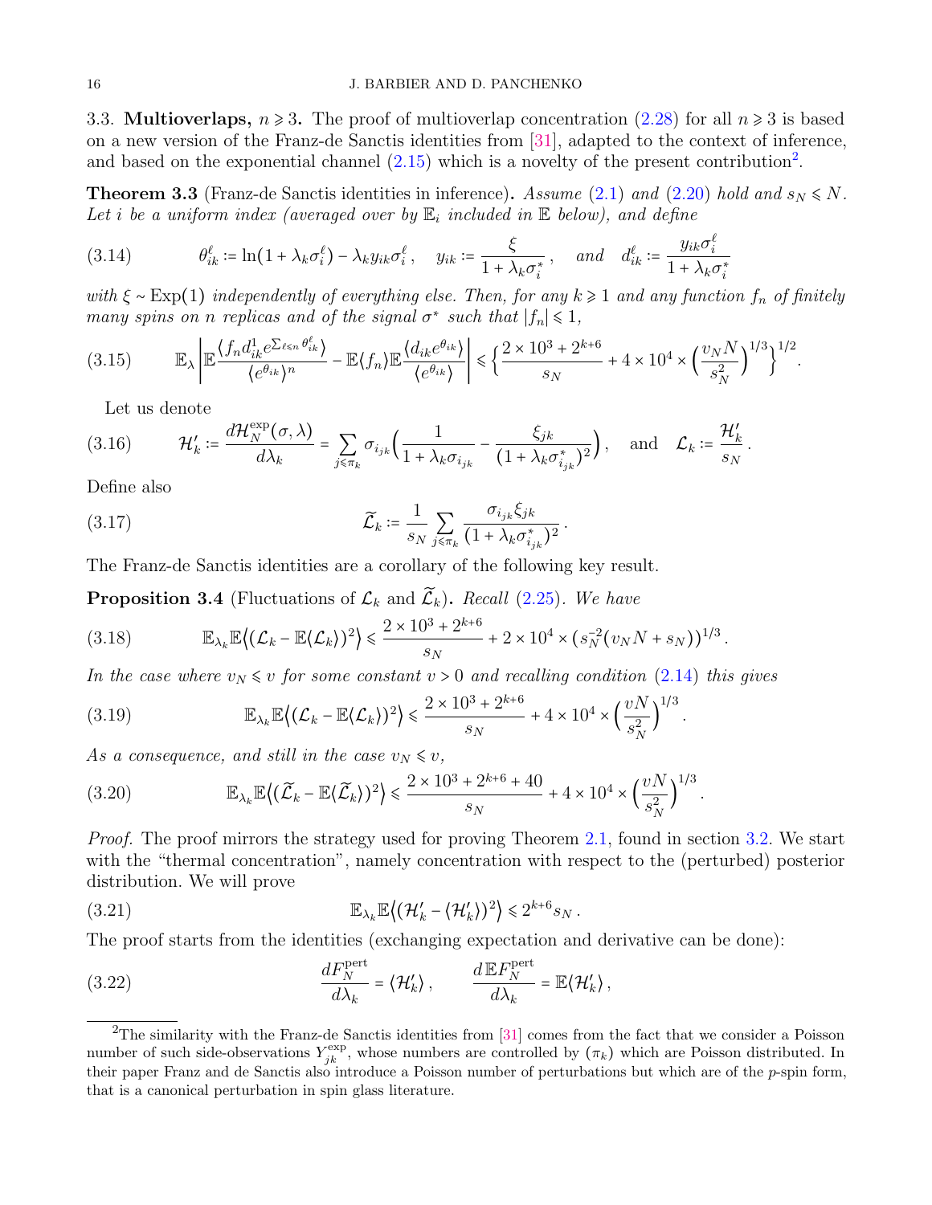3.3. **Multioverlaps, $n \geqslant 3$.** The proof of multioverlap concentration (2.28) for all $n \geqslant 3$ is based on a new version of the Franz-de Sanctis identities from [31], adapted to the context of inference, and based on the exponential channel (2.15) which is a novelty of the present contribution[2].

**Theorem 3.3** (Franz-de Sanctis identities in inference)**.** *Assume (2.1) and (2.20) hold and $s_N \leqslant N$. Let $i$ be a uniform index (averaged over by $\mathbb{E}_i$ included in $\mathbb{E}$ below), and define*

$$
\theta_{ik}^{\ell} := \ln(1+\lambda_k \sigma_i^{\ell}) - \lambda_k y_{ik}\sigma_i^{\ell}\,, \quad y_{ik} := \frac{\xi}{1+\lambda_k\sigma_i^*}\,, \quad \text{and} \quad d_{ik}^{\ell} := \frac{y_{ik}\sigma_i^{\ell}}{1+\lambda_k\sigma_i^*} \tag{3.14}
$$

*with $\xi \sim \mathrm{Exp}(1)$ independently of everything else. Then, for any $k \geqslant 1$ and any function $f_n$ of finitely many spins on $n$ replicas and of the signal $\sigma^*$ such that $|f_n| \leqslant 1$,*

$$
\mathbb{E}_{\lambda}\Big|\mathbb{E}\frac{\langle f_n d_{ik}^1 e^{\sum_{\ell\leqslant n}\theta_{ik}^{\ell}}\rangle}{\langle e^{\theta_{ik}}\rangle^n} - \mathbb{E}\langle f_n\rangle \mathbb{E}\frac{\langle d_{ik}e^{\theta_{ik}}\rangle}{\langle e^{\theta_{ik}}\rangle}\Big| \leqslant \Big\{\frac{2\times 10^3+2^{k+6}}{s_N} + 4\times 10^4 \times \Big(\frac{v_N N}{s_N^2}\Big)^{1/3}\Big\}^{1/2}. \tag{3.15}
$$

Let us denote

$$
\mathcal{H}_k' := \frac{d\mathcal{H}_N^{\exp}(\sigma,\lambda)}{d\lambda_k} = \sum_{j\leqslant \pi_k}\sigma_{i_{jk}}\Big(\frac{1}{1+\lambda_k\sigma_{i_{jk}}} - \frac{\xi_{jk}}{(1+\lambda_k\sigma_{i_{jk}}^*)^2}\Big), \quad \text{and} \quad \mathcal{L}_k := \frac{\mathcal{H}_k'}{s_N}\,. \tag{3.16}
$$

Define also

$$
\widetilde{\mathcal{L}}_k := \frac{1}{s_N}\sum_{j\leqslant \pi_k}\frac{\sigma_{i_{jk}}\xi_{jk}}{(1+\lambda_k\sigma_{i_{jk}}^*)^2}\,. \tag{3.17}
$$

The Franz-de Sanctis identities are a corollary of the following key result.

**Proposition 3.4** (Fluctuations of $\mathcal{L}_k$ and $\widetilde{\mathcal{L}}_k$)**.** *Recall (2.25). We have*

$$
\mathbb{E}_{\lambda_k}\mathbb{E}\big\langle(\mathcal{L}_k - \mathbb{E}\langle\mathcal{L}_k\rangle)^2\big\rangle \leqslant \frac{2\times 10^3+2^{k+6}}{s_N} + 2\times 10^4\times\big(s_N^{-2}(v_N N + s_N)\big)^{1/3}. \tag{3.18}
$$

*In the case where $v_N \leqslant v$ for some constant $v>0$ and recalling condition (2.14) this gives*

$$
\mathbb{E}_{\lambda_k}\mathbb{E}\big\langle(\mathcal{L}_k - \mathbb{E}\langle\mathcal{L}_k\rangle)^2\big\rangle \leqslant \frac{2\times 10^3+2^{k+6}}{s_N} + 4\times 10^4\times\Big(\frac{vN}{s_N^2}\Big)^{1/3}. \tag{3.19}
$$

*As a consequence, and still in the case $v_N \leqslant v$,*

$$
\mathbb{E}_{\lambda_k}\mathbb{E}\big\langle(\widetilde{\mathcal{L}}_k - \mathbb{E}\langle\widetilde{\mathcal{L}}_k\rangle)^2\big\rangle \leqslant \frac{2\times 10^3+2^{k+6}+40}{s_N} + 4\times 10^4\times\Big(\frac{vN}{s_N^2}\Big)^{1/3}. \tag{3.20}
$$

*Proof.* The proof mirrors the strategy used for proving Theorem 2.1, found in section 3.2. We start with the "thermal concentration", namely concentration with respect to the (perturbed) posterior distribution. We will prove

$$
\mathbb{E}_{\lambda_k}\mathbb{E}\big\langle(\mathcal{H}_k' - \langle\mathcal{H}_k'\rangle)^2\big\rangle \leqslant 2^{k+6}s_N\,. \tag{3.21}
$$

The proof starts from the identities (exchanging expectation and derivative can be done):

$$
\frac{dF_N^{\mathrm{pert}}}{d\lambda_k} = \langle\mathcal{H}_k'\rangle\,, \qquad \frac{d\,\mathbb{E}F_N^{\mathrm{pert}}}{d\lambda_k} = \mathbb{E}\langle\mathcal{H}_k'\rangle\,, \tag{3.22}
$$

---

[2] The similarity with the Franz-de Sanctis identities from [31] comes from the fact that we consider a Poisson number of such side-observations $Y_{jk}^{\exp}$, whose numbers are controlled by $(\pi_k)$ which are Poisson distributed. In their paper Franz and de Sanctis also introduce a Poisson number of perturbations but which are of the $p$-spin form, that is a canonical perturbation in spin glass literature.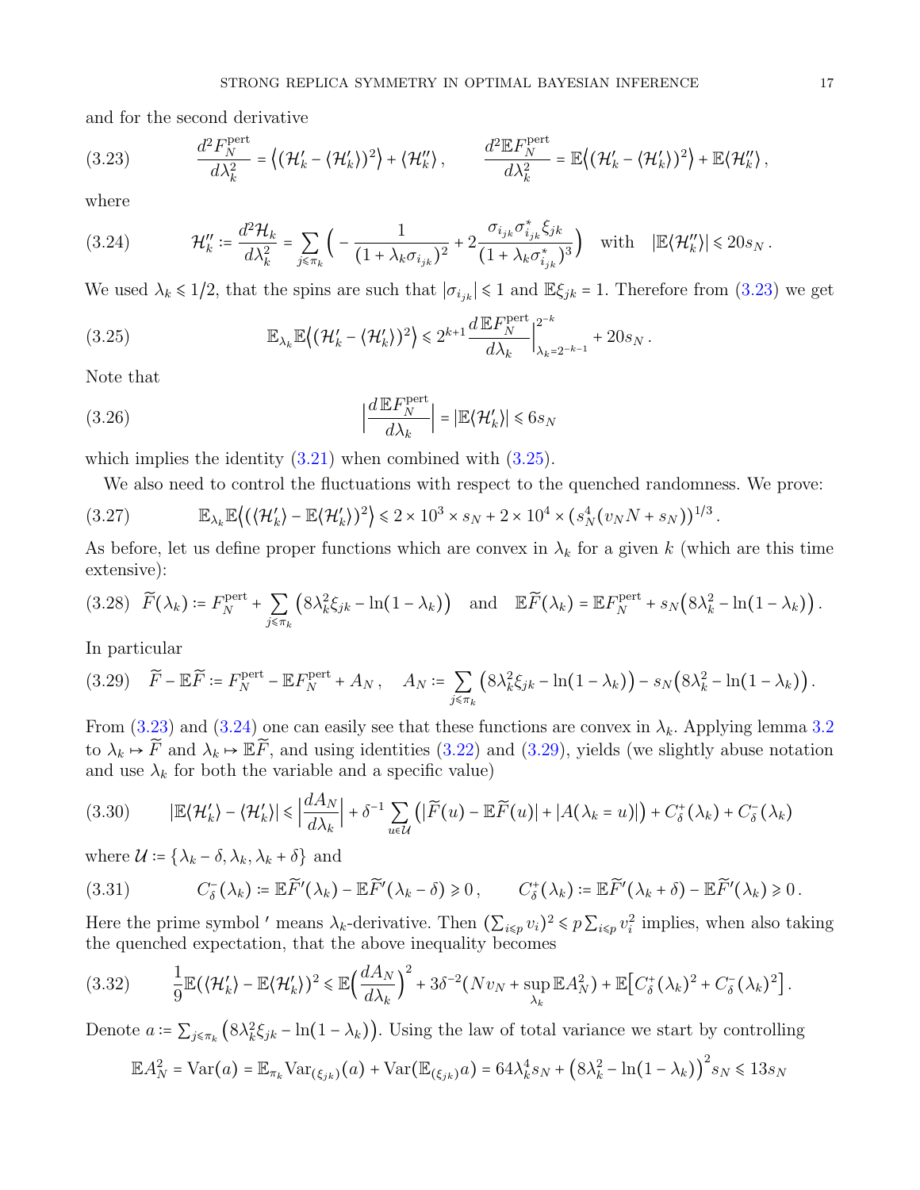and for the second derivative

$$
\frac{d^2 F_N^{\rm pert}}{d\lambda_k^2} = \big\langle (\mathcal{H}_k' - \langle \mathcal{H}_k'\rangle)^2\big\rangle + \langle \mathcal{H}_k''\rangle\,, \qquad \frac{d^2 \mathbb{E} F_N^{\rm pert}}{d\lambda_k^2} = \mathbb{E}\big\langle (\mathcal{H}_k' - \langle \mathcal{H}_k'\rangle)^2\big\rangle + \mathbb{E}\langle \mathcal{H}_k''\rangle\,, \tag{3.23}
$$

where

$$
\mathcal{H}_k'' \coloneqq \frac{d^2 \mathcal{H}_k}{d\lambda_k^2} = \sum_{j\leqslant \pi_k} \Big( -\frac{1}{(1+\lambda_k \sigma_{i_{jk}})^2} + 2\frac{\sigma_{i_{jk}}\sigma^*_{i_{jk}}\xi_{jk}}{(1+\lambda_k \sigma^*_{i_{jk}})^3}\Big) \quad \text{with} \quad |\mathbb{E}\langle \mathcal{H}_k''\rangle| \leqslant 20 s_N\,. \tag{3.24}
$$

We used $\lambda_k\leqslant 1/2$, that the spins are such that $|\sigma_{i_{jk}}|\leqslant 1$ and $\mathbb{E}\xi_{jk}=1$. Therefore from (3.23) we get

$$
\mathbb{E}_{\lambda_k}\mathbb{E}\big\langle (\mathcal{H}_k' - \langle \mathcal{H}_k'\rangle)^2\big\rangle \leqslant 2^{k+1} \frac{d\,\mathbb{E}F_N^{\rm pert}}{d\lambda_k}\Big|_{\lambda_k = 2^{-k-1}}^{2^{-k}} + 20 s_N\,. \tag{3.25}
$$

Note that

$$
\Big|\frac{d\,\mathbb{E}F_N^{\rm pert}}{d\lambda_k}\Big| = |\mathbb{E}\langle \mathcal{H}_k'\rangle| \leqslant 6 s_N \tag{3.26}
$$

which implies the identity (3.21) when combined with (3.25).

We also need to control the fluctuations with respect to the quenched randomness. We prove:

$$
\mathbb{E}_{\lambda_k}\mathbb{E}\big\langle (\langle \mathcal{H}_k'\rangle - \mathbb{E}\langle \mathcal{H}_k'\rangle)^2\big\rangle \leqslant 2\times 10^3 \times s_N + 2\times 10^4 \times (s_N^4(v_N N + s_N))^{1/3}\,. \tag{3.27}
$$

As before, let us define proper functions which are convex in $\lambda_k$ for a given $k$ (which are this time extensive):

$$
\widetilde{F}(\lambda_k) \coloneqq F_N^{\rm pert} + \sum_{j\leqslant \pi_k}\big(8\lambda_k^2\xi_{jk} - \ln(1-\lambda_k)\big) \quad \text{and} \quad \mathbb{E}\widetilde{F}(\lambda_k) = \mathbb{E}F_N^{\rm pert} + s_N\big(8\lambda_k^2 - \ln(1-\lambda_k)\big)\,. \tag{3.28}
$$

In particular

$$
\widetilde{F} - \mathbb{E}\widetilde{F} \coloneqq F_N^{\rm pert} - \mathbb{E}F_N^{\rm pert} + A_N\,, \quad A_N \coloneqq \sum_{j\leqslant \pi_k}\big(8\lambda_k^2\xi_{jk} - \ln(1-\lambda_k)\big) - s_N\big(8\lambda_k^2 - \ln(1-\lambda_k)\big)\,. \tag{3.29}
$$

From (3.23) and (3.24) one can easily see that these functions are convex in $\lambda_k$. Applying lemma 3.2 to $\lambda_k\mapsto \widetilde{F}$ and $\lambda_k\mapsto\mathbb{E}\widetilde{F}$, and using identities (3.22) and (3.29), yields (we slightly abuse notation and use $\lambda_k$ for both the variable and a specific value)

$$
|\mathbb{E}\langle \mathcal{H}_k'\rangle - \langle \mathcal{H}_k'\rangle| \leqslant \Big|\frac{dA_N}{d\lambda_k}\Big| + \delta^{-1}\sum_{u\in\mathcal{U}}\big(|\widetilde{F}(u) - \mathbb{E}\widetilde{F}(u)| + |A(\lambda_k = u)|\big) + C_\delta^+(\lambda_k) + C_\delta^-(\lambda_k) \tag{3.30}
$$

where $\mathcal{U}\coloneqq\{\lambda_k-\delta, \lambda_k, \lambda_k+\delta\}$ and

$$
C_\delta^-(\lambda_k) \coloneqq \mathbb{E}\widetilde{F}'(\lambda_k) - \mathbb{E}\widetilde{F}'(\lambda_k-\delta)\geqslant 0\,, \qquad C_\delta^+(\lambda_k) \coloneqq \mathbb{E}\widetilde{F}'(\lambda_k+\delta) - \mathbb{E}\widetilde{F}'(\lambda_k)\geqslant 0\,. \tag{3.31}
$$

Here the prime symbol $'$ means $\lambda_k$-derivative. Then $(\sum_{i\leqslant p} v_i)^2\leqslant p\sum_{i\leqslant p}v_i^2$ implies, when also taking the quenched expectation, that the above inequality becomes

$$
\frac{1}{9}\mathbb{E}(\langle \mathcal{H}_k'\rangle - \mathbb{E}\langle \mathcal{H}_k'\rangle)^2 \leqslant \mathbb{E}\Big(\frac{dA_N}{d\lambda_k}\Big)^2 + 3\delta^{-2}\big(Nv_N + \sup_{\lambda_k}\mathbb{E}A_N^2\big) + \mathbb{E}\big[C_\delta^+(\lambda_k)^2 + C_\delta^-(\lambda_k)^2\big]\,. \tag{3.32}
$$

Denote $a\coloneqq\sum_{j\leqslant\pi_k}\big(8\lambda_k^2\xi_{jk} - \ln(1-\lambda_k)\big)$. Using the law of total variance we start by controlling

$$
\mathbb{E}A_N^2 = {\rm Var}(a) = \mathbb{E}_{\pi_k}{\rm Var}_{(\xi_{jk})}(a) + {\rm Var}(\mathbb{E}_{(\xi_{jk})}a) = 64\lambda_k^4 s_N + \big(8\lambda_k^2 - \ln(1-\lambda_k)\big)^2 s_N \leqslant 13 s_N
$$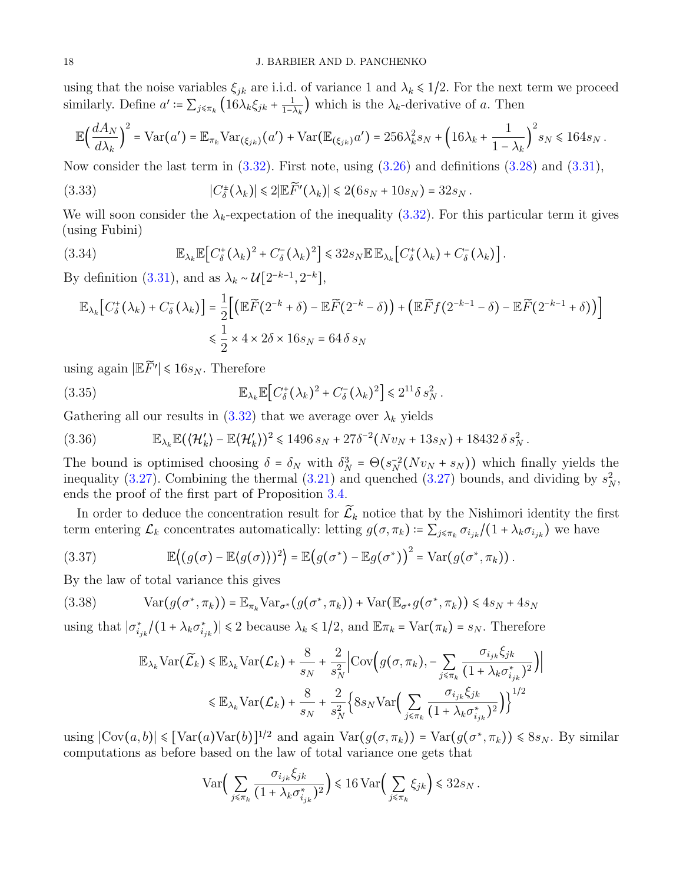using that the noise variables $\xi_{jk}$ are i.i.d. of variance 1 and $\lambda_k \leqslant 1/2$. For the next term we proceed similarly. Define $a' := \sum_{j\leqslant \pi_k}\big(16\lambda_k\xi_{jk} + \frac{1}{1-\lambda_k}\big)$ which is the $\lambda_k$-derivative of $a$. Then

$$\mathbb{E}\Big(\frac{dA_N}{d\lambda_k}\Big)^2 = \mathrm{Var}(a') = \mathbb{E}_{\pi_k}\mathrm{Var}_{(\xi_{jk})}(a') + \mathrm{Var}(\mathbb{E}_{(\xi_{jk})}a') = 256\lambda_k^2 s_N + \Big(16\lambda_k + \frac{1}{1-\lambda_k}\Big)^2 s_N \leqslant 164 s_N\,.$$

Now consider the last term in (3.32). First note, using (3.26) and definitions (3.28) and (3.31),

$$|C_\delta^{\pm}(\lambda_k)| \leqslant 2|\mathbb{E}\widetilde{F}'(\lambda_k)| \leqslant 2(6s_N + 10s_N) = 32 s_N\,. \tag{3.33}$$

We will soon consider the $\lambda_k$-expectation of the inequality (3.32). For this particular term it gives (using Fubini)

$$\mathbb{E}_{\lambda_k}\mathbb{E}\big[C_\delta^+(\lambda_k)^2 + C_\delta^-(\lambda_k)^2\big] \leqslant 32 s_N \mathbb{E}\,\mathbb{E}_{\lambda_k}\big[C_\delta^+(\lambda_k) + C_\delta^-(\lambda_k)\big]\,. \tag{3.34}$$

By definition (3.31), and as $\lambda_k \sim \mathcal{U}[2^{-k-1}, 2^{-k}]$,

$$\begin{aligned}
\mathbb{E}_{\lambda_k}\big[C_\delta^+(\lambda_k) + C_\delta^-(\lambda_k)\big] &= \frac{1}{2}\Big[\big(\mathbb{E}\widetilde{F}(2^{-k}+\delta) - \mathbb{E}\widetilde{F}(2^{-k}-\delta)\big) + \big(\mathbb{E}\widetilde{F}f(2^{-k-1}-\delta) - \mathbb{E}\widetilde{F}(2^{-k-1}+\delta)\big)\Big] \\
&\leqslant \frac{1}{2}\times 4 \times 2\delta \times 16 s_N = 64\,\delta\, s_N
\end{aligned}$$

using again $|\mathbb{E}\widetilde{F}'| \leqslant 16 s_N$. Therefore

$$\mathbb{E}_{\lambda_k}\mathbb{E}\big[C_\delta^+(\lambda_k)^2 + C_\delta^-(\lambda_k)^2\big] \leqslant 2^{11}\delta\, s_N^2\,. \tag{3.35}$$

Gathering all our results in (3.32) that we average over $\lambda_k$ yields

$$\mathbb{E}_{\lambda_k}\mathbb{E}(\langle\mathcal{H}_k'\rangle - \mathbb{E}\langle\mathcal{H}_k'\rangle)^2 \leqslant 1496\, s_N + 27\delta^{-2}(Nv_N + 13 s_N) + 18432\,\delta\, s_N^2\,. \tag{3.36}$$

The bound is optimised choosing $\delta = \delta_N$ with $\delta_N^3 = \Theta(s_N^{-2}(Nv_N + s_N))$ which finally yields the inequality (3.27). Combining the thermal (3.21) and quenched (3.27) bounds, and dividing by $s_N^2$, ends the proof of the first part of Proposition 3.4.

In order to deduce the concentration result for $\widetilde{\mathcal{L}}_k$ notice that by the Nishimori identity the first term entering $\mathcal{L}_k$ concentrates automatically: letting $g(\sigma,\pi_k) := \sum_{j\leqslant\pi_k}\sigma_{i_{jk}}/(1+\lambda_k\sigma_{i_{jk}})$ we have

$$\mathbb{E}\big\langle(g(\sigma) - \mathbb{E}\langle g(\sigma)\rangle)^2\big\rangle = \mathbb{E}\big(g(\sigma^*) - \mathbb{E}g(\sigma^*)\big)^2 = \mathrm{Var}(g(\sigma^*,\pi_k))\,. \tag{3.37}$$

By the law of total variance this gives

$$\mathrm{Var}(g(\sigma^*,\pi_k)) = \mathbb{E}_{\pi_k}\mathrm{Var}_{\sigma^*}(g(\sigma^*,\pi_k)) + \mathrm{Var}(\mathbb{E}_{\sigma^*}g(\sigma^*,\pi_k)) \leqslant 4s_N + 4s_N \tag{3.38}$$

using that $|\sigma^*_{i_{jk}}/(1+\lambda_k\sigma^*_{i_{jk}})| \leqslant 2$ because $\lambda_k \leqslant 1/2$, and $\mathbb{E}\pi_k = \mathrm{Var}(\pi_k) = s_N$. Therefore

$$\begin{aligned}
\mathbb{E}_{\lambda_k}\mathrm{Var}(\widetilde{\mathcal{L}}_k) &\leqslant \mathbb{E}_{\lambda_k}\mathrm{Var}(\mathcal{L}_k) + \frac{8}{s_N} + \frac{2}{s_N^2}\Big|\mathrm{Cov}\Big(g(\sigma,\pi_k), -\sum_{j\leqslant\pi_k}\frac{\sigma_{i_{jk}}\xi_{jk}}{(1+\lambda_k\sigma^*_{i_{jk}})^2}\Big)\Big| \\
&\leqslant \mathbb{E}_{\lambda_k}\mathrm{Var}(\mathcal{L}_k) + \frac{8}{s_N} + \frac{2}{s_N^2}\Big\{8 s_N \mathrm{Var}\Big(\sum_{j\leqslant\pi_k}\frac{\sigma_{i_{jk}}\xi_{jk}}{(1+\lambda_k\sigma^*_{i_{jk}})^2}\Big)\Big\}^{1/2}
\end{aligned}$$

using $|\mathrm{Cov}(a,b)| \leqslant [\mathrm{Var}(a)\mathrm{Var}(b)]^{1/2}$ and again $\mathrm{Var}(g(\sigma,\pi_k)) = \mathrm{Var}(g(\sigma^*,\pi_k)) \leqslant 8s_N$. By similar computations as before based on the law of total variance one gets that

$$\mathrm{Var}\Big(\sum_{j\leqslant\pi_k}\frac{\sigma_{i_{jk}}\xi_{jk}}{(1+\lambda_k\sigma^*_{i_{jk}})^2}\Big) \leqslant 16\,\mathrm{Var}\Big(\sum_{j\leqslant\pi_k}\xi_{jk}\Big) \leqslant 32 s_N\,.$$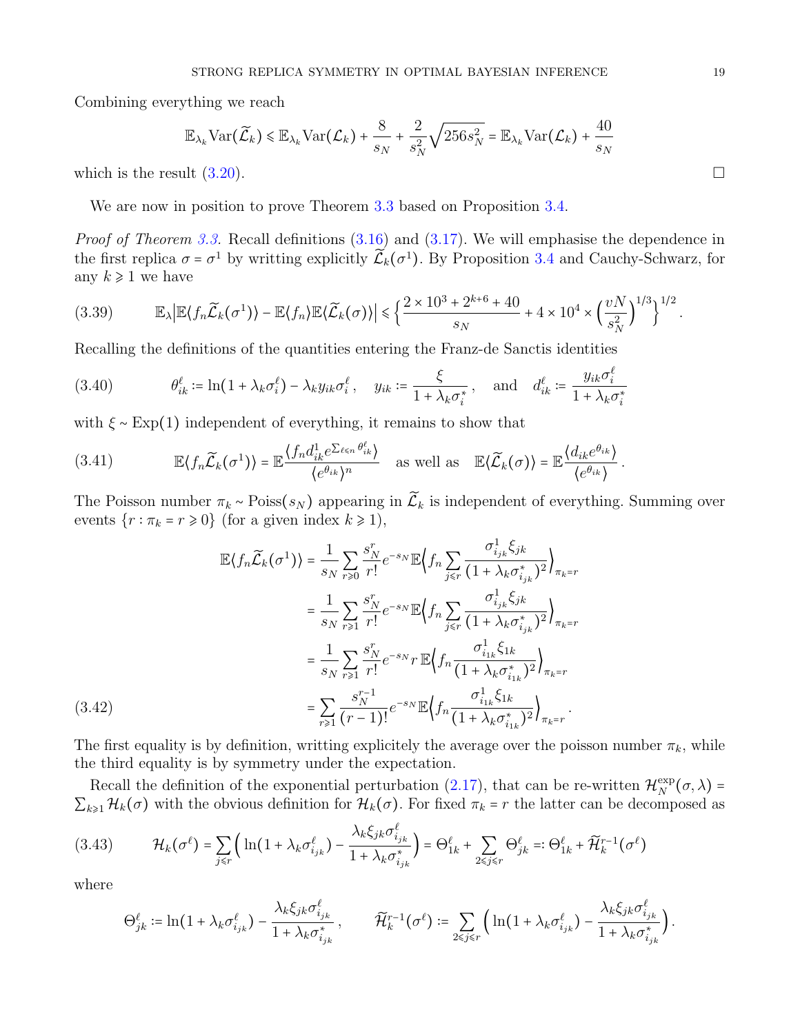Combining everything we reach

$$\mathbb{E}_{\lambda_k}\mathrm{Var}(\widetilde{\mathcal{L}}_k) \leqslant \mathbb{E}_{\lambda_k}\mathrm{Var}(\mathcal{L}_k) + \frac{8}{s_N} + \frac{2}{s_N^2}\sqrt{256 s_N^2} = \mathbb{E}_{\lambda_k}\mathrm{Var}(\mathcal{L}_k) + \frac{40}{s_N}$$

which is the result (3.20). □

We are now in position to prove Theorem 3.3 based on Proposition 3.4.

*Proof of Theorem 3.3.* Recall definitions (3.16) and (3.17). We will emphasise the dependence in the first replica $\sigma = \sigma^1$ by writting explicitly $\widetilde{\mathcal{L}}_k(\sigma^1)$. By Proposition 3.4 and Cauchy-Schwarz, for any $k \geqslant 1$ we have

$$\mathbb{E}_\lambda\big|\mathbb{E}\langle f_n \widetilde{\mathcal{L}}_k(\sigma^1)\rangle - \mathbb{E}\langle f_n\rangle \mathbb{E}\langle \widetilde{\mathcal{L}}_k(\sigma)\rangle\big| \leqslant \Big\{\frac{2\times 10^3 + 2^{k+6} + 40}{s_N} + 4\times 10^4 \times \Big(\frac{vN}{s_N^2}\Big)^{1/3}\Big\}^{1/2}. \tag{3.39}$$

Recalling the definitions of the quantities entering the Franz-de Sanctis identities

$$\theta_{ik}^\ell := \ln(1+\lambda_k\sigma_i^\ell) - \lambda_k y_{ik}\sigma_i^\ell\,, \quad y_{ik} := \frac{\xi}{1+\lambda_k\sigma_i^*}\,, \quad \text{and} \quad d_{ik}^\ell := \frac{y_{ik}\sigma_i^\ell}{1+\lambda_k\sigma_i^*} \tag{3.40}$$

with $\xi \sim \mathrm{Exp}(1)$ independent of everything, it remains to show that

$$\mathbb{E}\langle f_n \widetilde{\mathcal{L}}_k(\sigma^1)\rangle = \mathbb{E}\frac{\langle f_n d_{ik}^1 e^{\sum_{\ell\leqslant n}\theta_{ik}^\ell}\rangle}{\langle e^{\theta_{ik}}\rangle^n} \quad \text{as well as} \quad \mathbb{E}\langle \widetilde{\mathcal{L}}_k(\sigma)\rangle = \mathbb{E}\frac{\langle d_{ik} e^{\theta_{ik}}\rangle}{\langle e^{\theta_{ik}}\rangle}\,. \tag{3.41}$$

The Poisson number $\pi_k \sim \mathrm{Poiss}(s_N)$ appearing in $\widetilde{\mathcal{L}}_k$ is independent of everything. Summing over events $\{r : \pi_k = r \geqslant 0\}$ (for a given index $k \geqslant 1$),

$$\begin{aligned}
\mathbb{E}\langle f_n \widetilde{\mathcal{L}}_k(\sigma^1)\rangle &= \frac{1}{s_N}\sum_{r\geqslant 0}\frac{s_N^r}{r!}e^{-s_N}\mathbb{E}\Big\langle f_n \sum_{j\leqslant r}\frac{\sigma_{i_{jk}}^1 \xi_{jk}}{(1+\lambda_k\sigma_{i_{jk}}^*)^2}\Big\rangle_{\pi_k=r} \\
&= \frac{1}{s_N}\sum_{r\geqslant 1}\frac{s_N^r}{r!}e^{-s_N}\mathbb{E}\Big\langle f_n \sum_{j\leqslant r}\frac{\sigma_{i_{jk}}^1 \xi_{jk}}{(1+\lambda_k\sigma_{i_{jk}}^*)^2}\Big\rangle_{\pi_k=r} \\
&= \frac{1}{s_N}\sum_{r\geqslant 1}\frac{s_N^r}{r!}e^{-s_N}\, r\, \mathbb{E}\Big\langle f_n \frac{\sigma_{i_{1k}}^1 \xi_{1k}}{(1+\lambda_k\sigma_{i_{1k}}^*)^2}\Big\rangle_{\pi_k=r} \\
&= \sum_{r\geqslant 1}\frac{s_N^{r-1}}{(r-1)!}e^{-s_N}\mathbb{E}\Big\langle f_n \frac{\sigma_{i_{1k}}^1 \xi_{1k}}{(1+\lambda_k\sigma_{i_{1k}}^*)^2}\Big\rangle_{\pi_k=r}\,.
\end{aligned} \tag{3.42}$$

The first equality is by definition, writting explicitely the average over the poisson number $\pi_k$, while the third equality is by symmetry under the expectation.

Recall the definition of the exponential perturbation (2.17), that can be re-written $\mathcal{H}_N^{\exp}(\sigma,\lambda) = \sum_{k\geqslant 1}\mathcal{H}_k(\sigma)$ with the obvious definition for $\mathcal{H}_k(\sigma)$. For fixed $\pi_k = r$ the latter can be decomposed as

$$\mathcal{H}_k(\sigma^\ell) = \sum_{j\leqslant r}\Big(\ln(1+\lambda_k\sigma_{i_{jk}}^\ell) - \frac{\lambda_k\xi_{jk}\sigma_{i_{jk}}^\ell}{1+\lambda_k\sigma_{i_{jk}}^*}\Big) = \Theta_{1k}^\ell + \sum_{2\leqslant j\leqslant r}\Theta_{jk}^\ell =: \Theta_{1k}^\ell + \widetilde{\mathcal{H}}_k^{r-1}(\sigma^\ell) \tag{3.43}$$

where

$$\Theta_{jk}^\ell := \ln(1+\lambda_k\sigma_{i_{jk}}^\ell) - \frac{\lambda_k\xi_{jk}\sigma_{i_{jk}}^\ell}{1+\lambda_k\sigma_{i_{jk}}^*}\,, \qquad \widetilde{\mathcal{H}}_k^{r-1}(\sigma^\ell) := \sum_{2\leqslant j\leqslant r}\Big(\ln(1+\lambda_k\sigma_{i_{jk}}^\ell) - \frac{\lambda_k\xi_{jk}\sigma_{i_{jk}}^\ell}{1+\lambda_k\sigma_{i_{jk}}^*}\Big).$$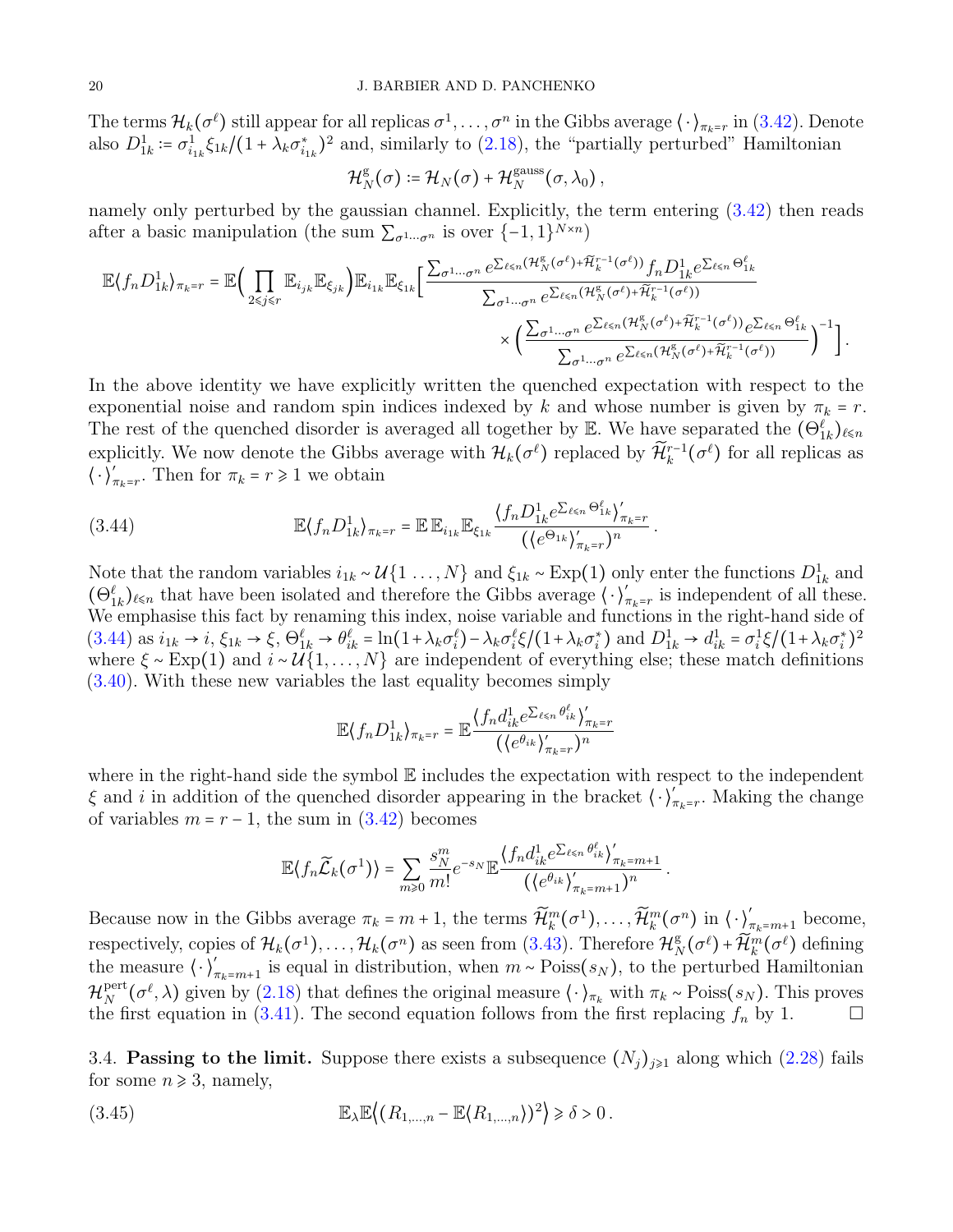The terms $\mathcal{H}_k(\sigma^\ell)$ still appear for all replicas $\sigma^1,\dots,\sigma^n$ in the Gibbs average $\langle\cdot\rangle_{\pi_k=r}$ in (3.42). Denote also $D^1_{1k} := \sigma^1_{i_{1k}}\xi_{1k}/(1+\lambda_k\sigma^*_{i_{1k}})^2$ and, similarly to (2.18), the "partially perturbed" Hamiltonian

$$\mathcal{H}^{\rm g}_N(\sigma) := \mathcal{H}_N(\sigma) + \mathcal{H}^{\rm gauss}_N(\sigma,\lambda_0)\,,$$

namely only perturbed by the gaussian channel. Explicitly, the term entering (3.42) then reads after a basic manipulation (the sum $\sum_{\sigma^1\dots\sigma^n}$ is over $\{-1,1\}^{N\times n}$)

$$\begin{aligned}\mathbb{E}\langle f_n D^1_{1k}\rangle_{\pi_k=r} = \mathbb{E}\Big(\prod_{2\le j\le r}\mathbb{E}_{i_{jk}}\mathbb{E}_{\xi_{jk}}\Big)\mathbb{E}_{i_{1k}}\mathbb{E}_{\xi_{1k}}\Big[&\frac{\sum_{\sigma^1\dots\sigma^n} e^{\sum_{\ell\le n}(\mathcal{H}^{\rm g}_N(\sigma^\ell)+\widetilde{\mathcal{H}}^{r-1}_k(\sigma^\ell))} f_n D^1_{1k} e^{\sum_{\ell\le n}\Theta^\ell_{1k}}}{\sum_{\sigma^1\dots\sigma^n} e^{\sum_{\ell\le n}(\mathcal{H}^{\rm g}_N(\sigma^\ell)+\widetilde{\mathcal{H}}^{r-1}_k(\sigma^\ell))}}\\ &\times\Big(\frac{\sum_{\sigma^1\dots\sigma^n} e^{\sum_{\ell\le n}(\mathcal{H}^{\rm g}_N(\sigma^\ell)+\widetilde{\mathcal{H}}^{r-1}_k(\sigma^\ell))} e^{\sum_{\ell\le n}\Theta^\ell_{1k}}}{\sum_{\sigma^1\dots\sigma^n} e^{\sum_{\ell\le n}(\mathcal{H}^{\rm g}_N(\sigma^\ell)+\widetilde{\mathcal{H}}^{r-1}_k(\sigma^\ell))}}\Big)^{-1}\Big].\end{aligned}$$

In the above identity we have explicitly written the quenched expectation with respect to the exponential noise and random spin indices indexed by $k$ and whose number is given by $\pi_k = r$. The rest of the quenched disorder is averaged all together by $\mathbb{E}$. We have separated the $(\Theta^\ell_{1k})_{\ell\le n}$ explicitly. We now denote the Gibbs average with $\mathcal{H}_k(\sigma^\ell)$ replaced by $\widetilde{\mathcal{H}}^{r-1}_k(\sigma^\ell)$ for all replicas as $\langle\cdot\rangle'_{\pi_k=r}$. Then for $\pi_k = r\ge 1$ we obtain

$$\mathbb{E}\langle f_n D^1_{1k}\rangle_{\pi_k=r} = \mathbb{E}\,\mathbb{E}_{i_{1k}}\mathbb{E}_{\xi_{1k}}\frac{\langle f_n D^1_{1k} e^{\sum_{\ell\le n}\Theta^\ell_{1k}}\rangle'_{\pi_k=r}}{(\langle e^{\Theta_{1k}}\rangle'_{\pi_k=r})^n}\,. \tag{3.44}$$

Note that the random variables $i_{1k}\sim\mathcal{U}\{1\dots,N\}$ and $\xi_{1k}\sim\mathrm{Exp}(1)$ only enter the functions $D^1_{1k}$ and $(\Theta^\ell_{1k})_{\ell\le n}$ that have been isolated and therefore the Gibbs average $\langle\cdot\rangle'_{\pi_k=r}$ is independent of all these. We emphasise this fact by renaming this index, noise variable and functions in the right-hand side of (3.44) as $i_{1k}\to i$, $\xi_{1k}\to\xi$, $\Theta^\ell_{1k}\to\theta^\ell_{ik} = \ln(1+\lambda_k\sigma^\ell_i) - \lambda_k\sigma^\ell_i\xi/(1+\lambda_k\sigma^*_i)$ and $D^1_{1k}\to d^1_{ik} = \sigma^1_i\xi/(1+\lambda_k\sigma^*_i)^2$ where $\xi\sim\mathrm{Exp}(1)$ and $i\sim\mathcal{U}\{1,\dots,N\}$ are independent of everything else; these match definitions (3.40). With these new variables the last equality becomes simply

$$\mathbb{E}\langle f_n D^1_{1k}\rangle_{\pi_k=r} = \mathbb{E}\frac{\langle f_n d^1_{ik} e^{\sum_{\ell\le n}\theta^\ell_{ik}}\rangle'_{\pi_k=r}}{(\langle e^{\theta_{ik}}\rangle'_{\pi_k=r})^n}$$

where in the right-hand side the symbol $\mathbb{E}$ includes the expectation with respect to the independent $\xi$ and $i$ in addition of the quenched disorder appearing in the bracket $\langle\cdot\rangle'_{\pi_k=r}$. Making the change of variables $m = r-1$, the sum in (3.42) becomes

$$\mathbb{E}\langle f_n\widetilde{\mathcal{L}}_k(\sigma^1)\rangle = \sum_{m\ge 0}\frac{s_N^m}{m!}e^{-s_N}\mathbb{E}\frac{\langle f_n d^1_{ik} e^{\sum_{\ell\le n}\theta^\ell_{ik}}\rangle'_{\pi_k=m+1}}{(\langle e^{\theta_{ik}}\rangle'_{\pi_k=m+1})^n}\,.$$

Because now in the Gibbs average $\pi_k = m+1$, the terms $\widetilde{\mathcal{H}}^m_k(\sigma^1),\dots,\widetilde{\mathcal{H}}^m_k(\sigma^n)$ in $\langle\cdot\rangle'_{\pi_k=m+1}$ become, respectively, copies of $\mathcal{H}_k(\sigma^1),\dots,\mathcal{H}_k(\sigma^n)$ as seen from (3.43). Therefore $\mathcal{H}^{\rm g}_N(\sigma^\ell)+\widetilde{\mathcal{H}}^m_k(\sigma^\ell)$ defining the measure $\langle\cdot\rangle'_{\pi_k=m+1}$ is equal in distribution, when $m\sim\mathrm{Poiss}(s_N)$, to the perturbed Hamiltonian $\mathcal{H}^{\rm pert}_N(\sigma^\ell,\lambda)$ given by (2.18) that defines the original measure $\langle\cdot\rangle_{\pi_k}$ with $\pi_k\sim\mathrm{Poiss}(s_N)$. This proves the first equation in (3.41). The second equation follows from the first replacing $f_n$ by 1. $\square$

3.4. **Passing to the limit.** Suppose there exists a subsequence $(N_j)_{j\ge 1}$ along which (2.28) fails for some $n\ge 3$, namely,

$$\mathbb{E}_\lambda\mathbb{E}\big\langle(R_{1,\dots,n} - \mathbb{E}\langle R_{1,\dots,n}\rangle)^2\big\rangle \ge \delta > 0\,. \tag{3.45}$$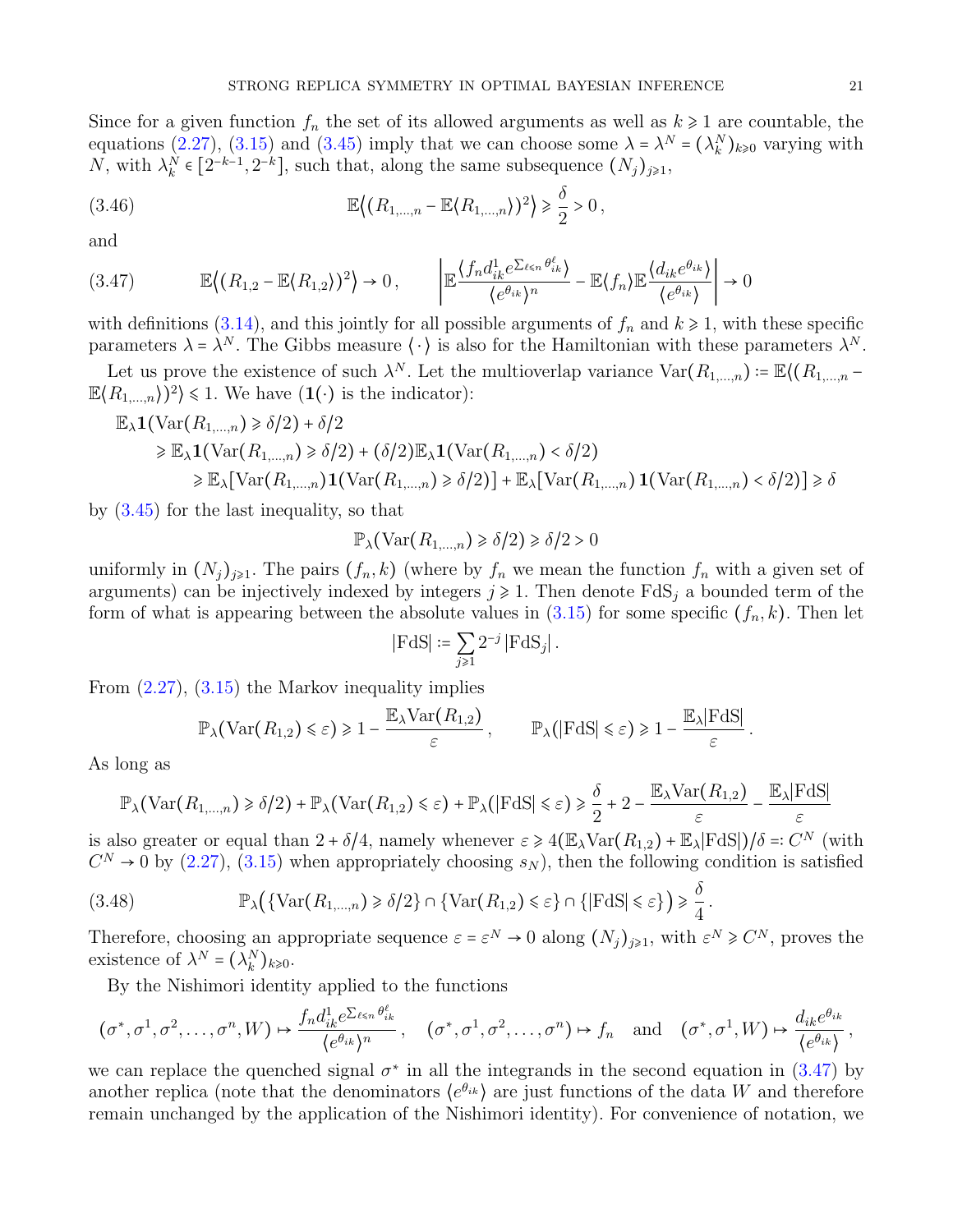Since for a given function $f_n$ the set of its allowed arguments as well as $k \geqslant 1$ are countable, the equations (2.27), (3.15) and (3.45) imply that we can choose some $\lambda = \lambda^N = (\lambda_k^N)_{k\geqslant 0}$ varying with $N$, with $\lambda_k^N \in [2^{-k-1}, 2^{-k}]$, such that, along the same subsequence $(N_j)_{j\geqslant 1}$,

$$\mathbb{E}\big\langle (R_{1,\dots,n} - \mathbb{E}\langle R_{1,\dots,n}\rangle)^2\big\rangle \geqslant \frac{\delta}{2} > 0\,, \tag{3.46}$$

and

$$\mathbb{E}\big\langle (R_{1,2} - \mathbb{E}\langle R_{1,2}\rangle)^2\big\rangle \to 0\,, \qquad \left|\mathbb{E}\frac{\langle f_n d_{ik}^1 e^{\sum_{\ell\leqslant n}\theta_{ik}^\ell}\rangle}{\langle e^{\theta_{ik}}\rangle^n} - \mathbb{E}\langle f_n\rangle \mathbb{E}\frac{\langle d_{ik}e^{\theta_{ik}}\rangle}{\langle e^{\theta_{ik}}\rangle}\right| \to 0 \tag{3.47}$$

with definitions (3.14), and this jointly for all possible arguments of $f_n$ and $k\geqslant 1$, with these specific parameters $\lambda = \lambda^N$. The Gibbs measure $\langle\,\cdot\,\rangle$ is also for the Hamiltonian with these parameters $\lambda^N$.

Let us prove the existence of such $\lambda^N$. Let the multioverlap variance $\mathrm{Var}(R_{1,\dots,n}) := \mathbb{E}\langle (R_{1,\dots,n} - \mathbb{E}\langle R_{1,\dots,n}\rangle)^2\rangle \leqslant 1$. We have ($\mathbf{1}(\cdot)$ is the indicator):

$$\begin{aligned}
&\mathbb{E}_\lambda \mathbf{1}(\mathrm{Var}(R_{1,\dots,n}) \geqslant \delta/2) + \delta/2 \\
&\quad\geqslant \mathbb{E}_\lambda \mathbf{1}(\mathrm{Var}(R_{1,\dots,n}) \geqslant \delta/2) + (\delta/2)\mathbb{E}_\lambda \mathbf{1}(\mathrm{Var}(R_{1,\dots,n}) < \delta/2) \\
&\qquad\geqslant \mathbb{E}_\lambda[\mathrm{Var}(R_{1,\dots,n})\mathbf{1}(\mathrm{Var}(R_{1,\dots,n}) \geqslant \delta/2)] + \mathbb{E}_\lambda[\mathrm{Var}(R_{1,\dots,n})\,\mathbf{1}(\mathrm{Var}(R_{1,\dots,n}) < \delta/2)] \geqslant \delta
\end{aligned}$$

by (3.45) for the last inequality, so that

$$\mathbb{P}_\lambda(\mathrm{Var}(R_{1,\dots,n}) \geqslant \delta/2) \geqslant \delta/2 > 0$$

uniformly in $(N_j)_{j\geqslant 1}$. The pairs $(f_n, k)$ (where by $f_n$ we mean the function $f_n$ with a given set of arguments) can be injectively indexed by integers $j \geqslant 1$. Then denote $\mathrm{FdS}_j$ a bounded term of the form of what is appearing between the absolute values in (3.15) for some specific $(f_n, k)$. Then let

$$|\mathrm{FdS}| := \sum_{j\geqslant 1} 2^{-j}\,|\mathrm{FdS}_j|\,.$$

From (2.27), (3.15) the Markov inequality implies

$$\mathbb{P}_\lambda(\mathrm{Var}(R_{1,2}) \leqslant \varepsilon) \geqslant 1 - \frac{\mathbb{E}_\lambda \mathrm{Var}(R_{1,2})}{\varepsilon}\,, \qquad \mathbb{P}_\lambda(|\mathrm{FdS}| \leqslant \varepsilon) \geqslant 1 - \frac{\mathbb{E}_\lambda|\mathrm{FdS}|}{\varepsilon}\,.$$

As long as

$$\mathbb{P}_\lambda(\mathrm{Var}(R_{1,\dots,n}) \geqslant \delta/2) + \mathbb{P}_\lambda(\mathrm{Var}(R_{1,2}) \leqslant \varepsilon) + \mathbb{P}_\lambda(|\mathrm{FdS}| \leqslant \varepsilon) \geqslant \frac{\delta}{2} + 2 - \frac{\mathbb{E}_\lambda \mathrm{Var}(R_{1,2})}{\varepsilon} - \frac{\mathbb{E}_\lambda|\mathrm{FdS}|}{\varepsilon}$$

is also greater or equal than $2 + \delta/4$, namely whenever $\varepsilon \geqslant 4(\mathbb{E}_\lambda \mathrm{Var}(R_{1,2}) + \mathbb{E}_\lambda|\mathrm{FdS}|)/\delta =: C^N$ (with $C^N \to 0$ by (2.27), (3.15) when appropriately choosing $s_N$), then the following condition is satisfied

$$\mathbb{P}_\lambda\big(\{\mathrm{Var}(R_{1,\dots,n}) \geqslant \delta/2\} \cap \{\mathrm{Var}(R_{1,2}) \leqslant \varepsilon\} \cap \{|\mathrm{FdS}| \leqslant \varepsilon\}\big) \geqslant \frac{\delta}{4}\,. \tag{3.48}$$

Therefore, choosing an appropriate sequence $\varepsilon = \varepsilon^N \to 0$ along $(N_j)_{j\geqslant 1}$, with $\varepsilon^N \geqslant C^N$, proves the existence of $\lambda^N = (\lambda_k^N)_{k\geqslant 0}$.

By the Nishimori identity applied to the functions

$$(\sigma^*, \sigma^1, \sigma^2, \dots, \sigma^n, W) \mapsto \frac{f_n d_{ik}^1 e^{\sum_{\ell\leqslant n}\theta_{ik}^\ell}}{\langle e^{\theta_{ik}}\rangle^n}\,, \quad (\sigma^*, \sigma^1, \sigma^2, \dots, \sigma^n) \mapsto f_n \quad \text{and} \quad (\sigma^*, \sigma^1, W) \mapsto \frac{d_{ik}e^{\theta_{ik}}}{\langle e^{\theta_{ik}}\rangle}\,,$$

we can replace the quenched signal $\sigma^*$ in all the integrands in the second equation in (3.47) by another replica (note that the denominators $\langle e^{\theta_{ik}}\rangle$ are just functions of the data $W$ and therefore remain unchanged by the application of the Nishimori identity). For convenience of notation, we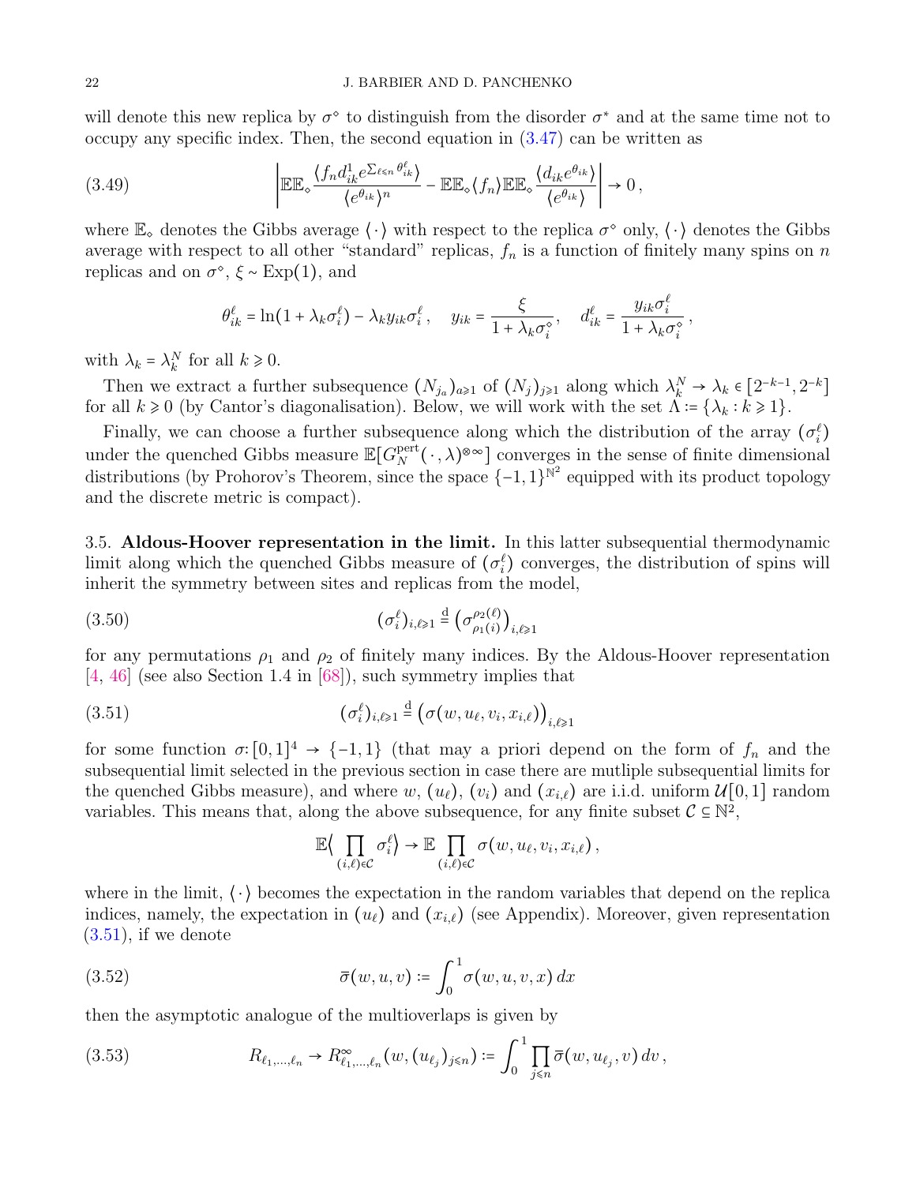will denote this new replica by $\sigma^\diamond$ to distinguish from the disorder $\sigma^*$ and at the same time not to occupy any specific index. Then, the second equation in (3.47) can be written as

$$
\left| \mathbb{E}\mathbb{E}_\diamond \frac{\langle f_n d_{ik}^1 e^{\sum_{\ell \leqslant n} \theta_{ik}^\ell} \rangle}{\langle e^{\theta_{ik}} \rangle^n} - \mathbb{E}\mathbb{E}_\diamond \langle f_n \rangle \mathbb{E}\mathbb{E}_\diamond \frac{\langle d_{ik} e^{\theta_{ik}} \rangle}{\langle e^{\theta_{ik}} \rangle} \right| \to 0 \,, \tag{3.49}
$$

where $\mathbb{E}_\diamond$ denotes the Gibbs average $\langle \cdot \rangle$ with respect to the replica $\sigma^\diamond$ only, $\langle \cdot \rangle$ denotes the Gibbs average with respect to all other "standard" replicas, $f_n$ is a function of finitely many spins on $n$ replicas and on $\sigma^\diamond$, $\xi \sim \mathrm{Exp}(1)$, and

$$
\theta_{ik}^\ell = \ln(1 + \lambda_k \sigma_i^\ell) - \lambda_k y_{ik} \sigma_i^\ell \,, \quad y_{ik} = \frac{\xi}{1 + \lambda_k \sigma_i^\diamond} \,, \quad d_{ik}^\ell = \frac{y_{ik} \sigma_i^\ell}{1 + \lambda_k \sigma_i^\diamond} \,,
$$

with $\lambda_k = \lambda_k^N$ for all $k \geqslant 0$.

Then we extract a further subsequence $(N_{j_a})_{a \geqslant 1}$ of $(N_j)_{j \geqslant 1}$ along which $\lambda_k^N \to \lambda_k \in [2^{-k-1}, 2^{-k}]$ for all $k \geqslant 0$ (by Cantor's diagonalisation). Below, we will work with the set $\Lambda := \{\lambda_k : k \geqslant 1\}$.

Finally, we can choose a further subsequence along which the distribution of the array $(\sigma_i^\ell)$ under the quenched Gibbs measure $\mathbb{E}[G_N^{\mathrm{pert}}(\cdot, \lambda)^{\otimes \infty}]$ converges in the sense of finite dimensional distributions (by Prohorov's Theorem, since the space $\{-1,1\}^{\mathbb{N}^2}$ equipped with its product topology and the discrete metric is compact).

3.5. **Aldous-Hoover representation in the limit.** In this latter subsequential thermodynamic limit along which the quenched Gibbs measure of $(\sigma_i^\ell)$ converges, the distribution of spins will inherit the symmetry between sites and replicas from the model,

$$
(\sigma_i^\ell)_{i,\ell \geqslant 1} \stackrel{\mathrm{d}}{=} \big( \sigma_{\rho_1(i)}^{\rho_2(\ell)} \big)_{i,\ell \geqslant 1} \tag{3.50}
$$

for any permutations $\rho_1$ and $\rho_2$ of finitely many indices. By the Aldous-Hoover representation [4, 46] (see also Section 1.4 in [68]), such symmetry implies that

$$
(\sigma_i^\ell)_{i,\ell \geqslant 1} \stackrel{\mathrm{d}}{=} \big( \sigma(w, u_\ell, v_i, x_{i,\ell}) \big)_{i,\ell \geqslant 1} \tag{3.51}
$$

for some function $\sigma \colon [0,1]^4 \to \{-1,1\}$ (that may a priori depend on the form of $f_n$ and the subsequential limit selected in the previous section in case there are mutliple subsequential limits for the quenched Gibbs measure), and where $w$, $(u_\ell)$, $(v_i)$ and $(x_{i,\ell})$ are i.i.d. uniform $\mathcal{U}[0,1]$ random variables. This means that, along the above subsequence, for any finite subset $\mathcal{C} \subseteq \mathbb{N}^2$,

$$
\mathbb{E}\Big\langle \prod_{(i,\ell) \in \mathcal{C}} \sigma_i^\ell \Big\rangle \to \mathbb{E} \prod_{(i,\ell) \in \mathcal{C}} \sigma(w, u_\ell, v_i, x_{i,\ell}) \,,
$$

where in the limit, $\langle \cdot \rangle$ becomes the expectation in the random variables that depend on the replica indices, namely, the expectation in $(u_\ell)$ and $(x_{i,\ell})$ (see Appendix). Moreover, given representation (3.51), if we denote

$$
\bar{\sigma}(w, u, v) := \int_0^1 \sigma(w, u, v, x) \, dx \tag{3.52}
$$

then the asymptotic analogue of the multioverlaps is given by

$$
R_{\ell_1, \ldots, \ell_n} \to R_{\ell_1, \ldots, \ell_n}^\infty(w, (u_{\ell_j})_{j \leqslant n}) := \int_0^1 \prod_{j \leqslant n} \bar{\sigma}(w, u_{\ell_j}, v) \, dv \,, \tag{3.53}
$$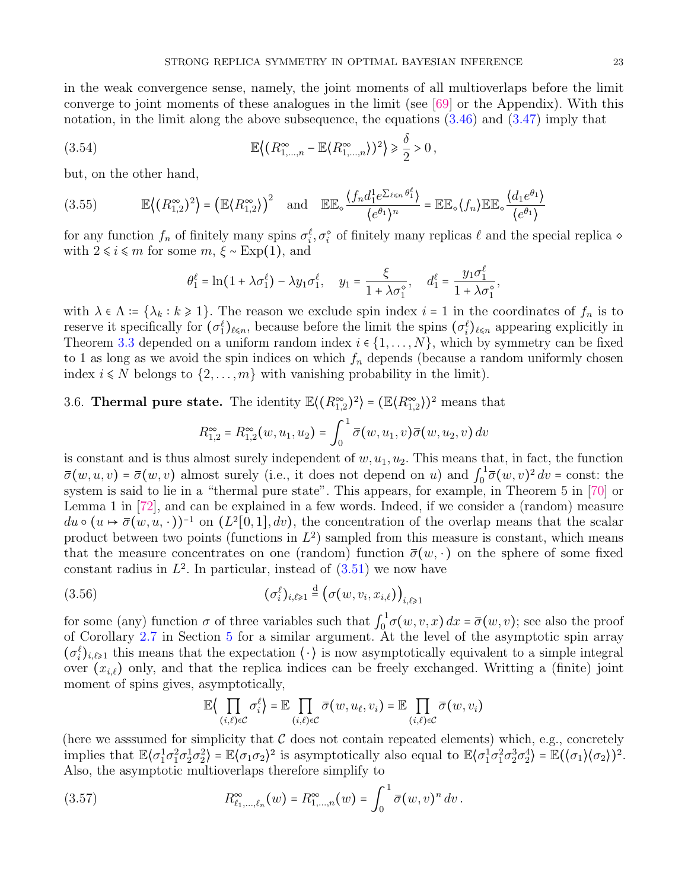in the weak convergence sense, namely, the joint moments of all multioverlaps before the limit converge to joint moments of these analogues in the limit (see [69] or the Appendix). With this notation, in the limit along the above subsequence, the equations (3.46) and (3.47) imply that

$$\mathbb{E}\big\langle (R^\infty_{1,\ldots,n} - \mathbb{E}\langle R^\infty_{1,\ldots,n}\rangle)^2\big\rangle \geqslant \frac{\delta}{2} > 0\,, \tag{3.54}$$

but, on the other hand,

$$\mathbb{E}\big\langle (R^\infty_{1,2})^2\big\rangle = \big(\mathbb{E}\langle R^\infty_{1,2}\rangle\big)^2 \quad \text{and} \quad \mathbb{E}\mathbb{E}_\diamond \frac{\langle f_n d_1^1 e^{\sum_{\ell\leqslant n}\theta_1^\ell}\rangle}{\langle e^{\theta_1}\rangle^n} = \mathbb{E}\mathbb{E}_\diamond\langle f_n\rangle \mathbb{E}\mathbb{E}_\diamond \frac{\langle d_1 e^{\theta_1}\rangle}{\langle e^{\theta_1}\rangle} \tag{3.55}$$

for any function $f_n$ of finitely many spins $\sigma_i^\ell, \sigma_i^\diamond$ of finitely many replicas $\ell$ and the special replica $\diamond$ with $2\leqslant i\leqslant m$ for some $m$, $\xi\sim \mathrm{Exp}(1)$, and

$$\theta_1^\ell = \ln(1+\lambda\sigma_1^\ell) - \lambda y_1\sigma_1^\ell, \quad y_1 = \frac{\xi}{1+\lambda\sigma_1^\diamond}, \quad d_1^\ell = \frac{y_1\sigma_1^\ell}{1+\lambda\sigma_1^\diamond},$$

with $\lambda\in\Lambda := \{\lambda_k : k\geqslant 1\}$. The reason we exclude spin index $i=1$ in the coordinates of $f_n$ is to reserve it specifically for $(\sigma_1^\ell)_{\ell\leqslant n}$, because before the limit the spins $(\sigma_i^\ell)_{\ell\leqslant n}$ appearing explicitly in Theorem 3.3 depended on a uniform random index $i\in\{1,\ldots,N\}$, which by symmetry can be fixed to 1 as long as we avoid the spin indices on which $f_n$ depends (because a random uniformly chosen index $i\leqslant N$ belongs to $\{2,\ldots,m\}$ with vanishing probability in the limit).

## 3.6. **Thermal pure state.**

The identity $\mathbb{E}\langle (R^\infty_{1,2})^2\rangle = (\mathbb{E}\langle R^\infty_{1,2}\rangle)^2$ means that

$$R^\infty_{1,2} = R^\infty_{1,2}(w,u_1,u_2) = \int_0^1 \bar\sigma(w,u_1,v)\bar\sigma(w,u_2,v)\,dv$$

is constant and is thus almost surely independent of $w,u_1,u_2$. This means that, in fact, the function $\bar\sigma(w,u,v) = \bar\sigma(w,v)$ almost surely (i.e., it does not depend on $u$) and $\int_0^1\bar\sigma(w,v)^2\,dv = \text{const}$: the system is said to lie in a "thermal pure state". This appears, for example, in Theorem 5 in [70] or Lemma 1 in [72], and can be explained in a few words. Indeed, if we consider a (random) measure $du\circ(u\mapsto\bar\sigma(w,u,\cdot))^{-1}$ on $(L^2[0,1],dv)$, the concentration of the overlap means that the scalar product between two points (functions in $L^2$) sampled from this measure is constant, which means that the measure concentrates on one (random) function $\bar\sigma(w,\cdot)$ on the sphere of some fixed constant radius in $L^2$. In particular, instead of (3.51) we now have

$$(\sigma_i^\ell)_{i,\ell\geqslant 1} \overset{\mathrm{d}}{=} \big(\sigma(w,v_i,x_{i,\ell})\big)_{i,\ell\geqslant 1} \tag{3.56}$$

for some (any) function $\sigma$ of three variables such that $\int_0^1\sigma(w,v,x)\,dx = \bar\sigma(w,v)$; see also the proof of Corollary 2.7 in Section 5 for a similar argument. At the level of the asymptotic spin array $(\sigma_i^\ell)_{i,\ell\geqslant 1}$ this means that the expectation $\langle\cdot\rangle$ is now asymptotically equivalent to a simple integral over $(x_{i,\ell})$ only, and that the replica indices can be freely exchanged. Writting a (finite) joint moment of spins gives, asymptotically,

$$\mathbb{E}\Big\langle \prod_{(i,\ell)\in\mathcal{C}}\sigma_i^\ell\Big\rangle = \mathbb{E}\prod_{(i,\ell)\in\mathcal{C}}\bar\sigma(w,u_\ell,v_i) = \mathbb{E}\prod_{(i,\ell)\in\mathcal{C}}\bar\sigma(w,v_i)$$

(here we asssumed for simplicity that $\mathcal{C}$ does not contain repeated elements) which, e.g., concretely implies that $\mathbb{E}\langle\sigma_1^1\sigma_1^2\sigma_2^1\sigma_2^2\rangle = \mathbb{E}\langle\sigma_1\sigma_2\rangle^2$ is asymptotically also equal to $\mathbb{E}\langle\sigma_1^1\sigma_1^2\sigma_2^3\sigma_2^4\rangle = \mathbb{E}(\langle\sigma_1\rangle\langle\sigma_2\rangle)^2$. Also, the asymptotic multioverlaps therefore simplify to

$$R^\infty_{\ell_1,\ldots,\ell_n}(w) = R^\infty_{1,\ldots,n}(w) = \int_0^1\bar\sigma(w,v)^n\,dv\,. \tag{3.57}$$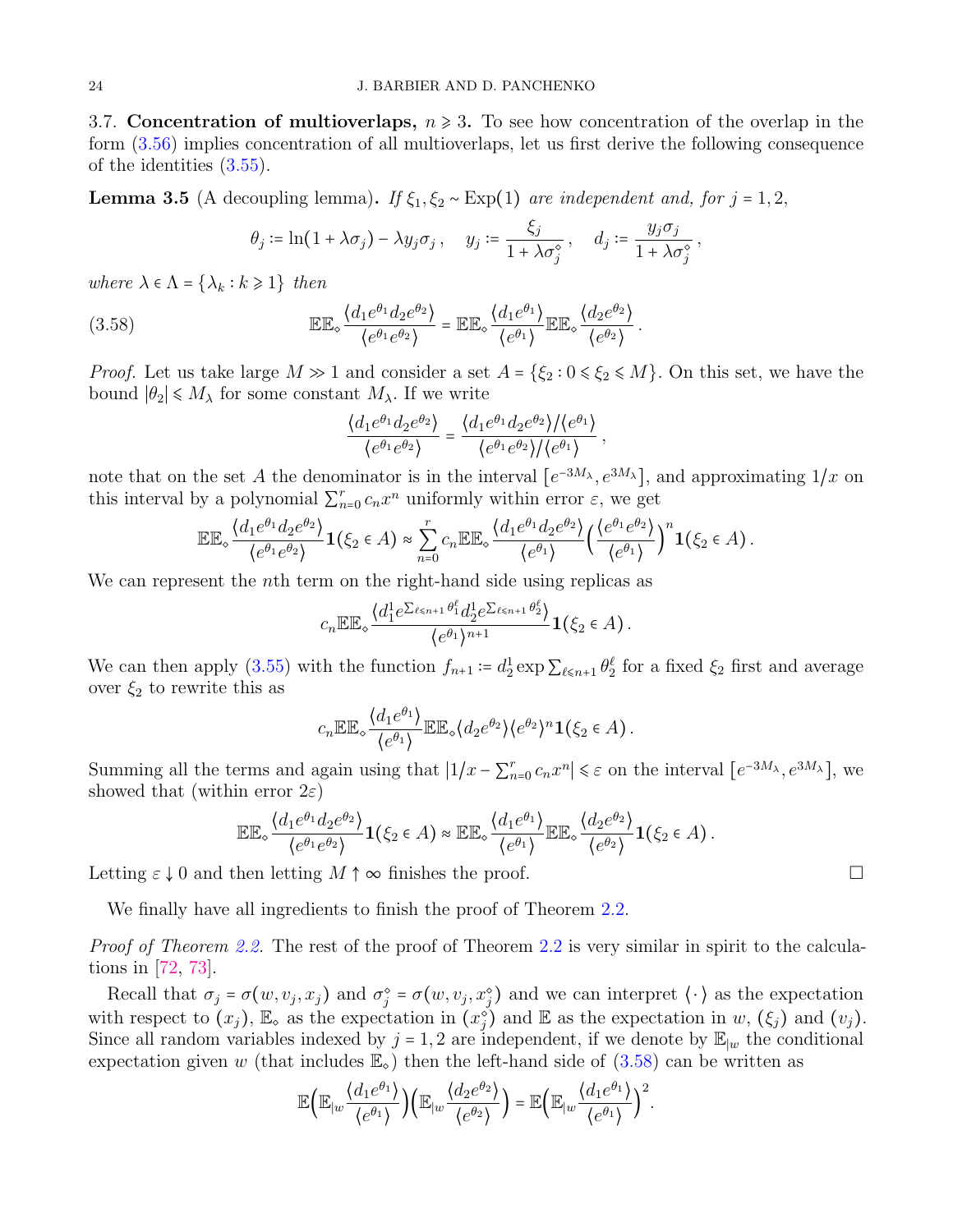3.7. **Concentration of multioverlaps, $n \geqslant 3$.** To see how concentration of the overlap in the form (3.56) implies concentration of all multioverlaps, let us first derive the following consequence of the identities (3.55).

**Lemma 3.5** (A decoupling lemma)**.** *If $\xi_1, \xi_2 \sim \mathrm{Exp}(1)$ are independent and, for $j = 1, 2$,*

$$\theta_j := \ln(1 + \lambda\sigma_j) - \lambda y_j \sigma_j\,, \quad y_j := \frac{\xi_j}{1 + \lambda\sigma_j^\diamond}\,, \quad d_j := \frac{y_j \sigma_j}{1 + \lambda\sigma_j^\diamond}\,,$$

*where $\lambda \in \Lambda = \{\lambda_k : k \geqslant 1\}$ then*

$$\mathbb{E}\mathbb{E}_\diamond \frac{\langle d_1 e^{\theta_1} d_2 e^{\theta_2}\rangle}{\langle e^{\theta_1} e^{\theta_2}\rangle} = \mathbb{E}\mathbb{E}_\diamond \frac{\langle d_1 e^{\theta_1}\rangle}{\langle e^{\theta_1}\rangle}\mathbb{E}\mathbb{E}_\diamond \frac{\langle d_2 e^{\theta_2}\rangle}{\langle e^{\theta_2}\rangle}\,. \tag{3.58}$$

*Proof.* Let us take large $M \gg 1$ and consider a set $A = \{\xi_2 : 0 \leqslant \xi_2 \leqslant M\}$. On this set, we have the bound $|\theta_2| \leqslant M_\lambda$ for some constant $M_\lambda$. If we write

$$\frac{\langle d_1 e^{\theta_1} d_2 e^{\theta_2}\rangle}{\langle e^{\theta_1} e^{\theta_2}\rangle} = \frac{\langle d_1 e^{\theta_1} d_2 e^{\theta_2}\rangle / \langle e^{\theta_1}\rangle}{\langle e^{\theta_1} e^{\theta_2}\rangle / \langle e^{\theta_1}\rangle}\,,$$

note that on the set $A$ the denominator is in the interval $[e^{-3M_\lambda}, e^{3M_\lambda}]$, and approximating $1/x$ on this interval by a polynomial $\sum_{n=0}^r c_n x^n$ uniformly within error $\varepsilon$, we get

$$\mathbb{E}\mathbb{E}_\diamond \frac{\langle d_1 e^{\theta_1} d_2 e^{\theta_2}\rangle}{\langle e^{\theta_1} e^{\theta_2}\rangle}\mathbf{1}(\xi_2 \in A) \approx \sum_{n=0}^r c_n \mathbb{E}\mathbb{E}_\diamond \frac{\langle d_1 e^{\theta_1} d_2 e^{\theta_2}\rangle}{\langle e^{\theta_1}\rangle}\Big(\frac{\langle e^{\theta_1} e^{\theta_2}\rangle}{\langle e^{\theta_1}\rangle}\Big)^n \mathbf{1}(\xi_2 \in A)\,.$$

We can represent the $n$th term on the right-hand side using replicas as

$$c_n \mathbb{E}\mathbb{E}_\diamond \frac{\langle d_1^1 e^{\sum_{\ell \leqslant n+1}\theta_1^\ell} d_2^1 e^{\sum_{\ell \leqslant n+1}\theta_2^\ell}\rangle}{\langle e^{\theta_1}\rangle^{n+1}}\mathbf{1}(\xi_2 \in A)\,.$$

We can then apply (3.55) with the function $f_{n+1} := d_2^1 \exp\sum_{\ell \leqslant n+1}\theta_2^\ell$ for a fixed $\xi_2$ first and average over $\xi_2$ to rewrite this as

$$c_n \mathbb{E}\mathbb{E}_\diamond \frac{\langle d_1 e^{\theta_1}\rangle}{\langle e^{\theta_1}\rangle}\mathbb{E}\mathbb{E}_\diamond \langle d_2 e^{\theta_2}\rangle \langle e^{\theta_2}\rangle^n \mathbf{1}(\xi_2 \in A)\,.$$

Summing all the terms and again using that $|1/x - \sum_{n=0}^r c_n x^n| \leqslant \varepsilon$ on the interval $[e^{-3M_\lambda}, e^{3M_\lambda}]$, we showed that (within error $2\varepsilon$)

$$\mathbb{E}\mathbb{E}_\diamond \frac{\langle d_1 e^{\theta_1} d_2 e^{\theta_2}\rangle}{\langle e^{\theta_1} e^{\theta_2}\rangle}\mathbf{1}(\xi_2 \in A) \approx \mathbb{E}\mathbb{E}_\diamond \frac{\langle d_1 e^{\theta_1}\rangle}{\langle e^{\theta_1}\rangle}\mathbb{E}\mathbb{E}_\diamond \frac{\langle d_2 e^{\theta_2}\rangle}{\langle e^{\theta_2}\rangle}\mathbf{1}(\xi_2 \in A)\,.$$

Letting $\varepsilon \downarrow 0$ and then letting $M \uparrow \infty$ finishes the proof. $\square$

We finally have all ingredients to finish the proof of Theorem 2.2.

*Proof of Theorem 2.2.* The rest of the proof of Theorem 2.2 is very similar in spirit to the calculations in [72, 73].

Recall that $\sigma_j = \sigma(w, v_j, x_j)$ and $\sigma_j^\diamond = \sigma(w, v_j, x_j^\diamond)$ and we can interpret $\langle\,\cdot\,\rangle$ as the expectation with respect to $(x_j)$, $\mathbb{E}_\diamond$ as the expectation in $(x_j^\diamond)$ and $\mathbb{E}$ as the expectation in $w$, $(\xi_j)$ and $(v_j)$. Since all random variables indexed by $j = 1, 2$ are independent, if we denote by $\mathbb{E}_{|w}$ the conditional expectation given $w$ (that includes $\mathbb{E}_\diamond$) then the left-hand side of (3.58) can be written as

$$\mathbb{E}\Big(\mathbb{E}_{|w}\frac{\langle d_1 e^{\theta_1}\rangle}{\langle e^{\theta_1}\rangle}\Big)\Big(\mathbb{E}_{|w}\frac{\langle d_2 e^{\theta_2}\rangle}{\langle e^{\theta_2}\rangle}\Big) = \mathbb{E}\Big(\mathbb{E}_{|w}\frac{\langle d_1 e^{\theta_1}\rangle}{\langle e^{\theta_1}\rangle}\Big)^2.$$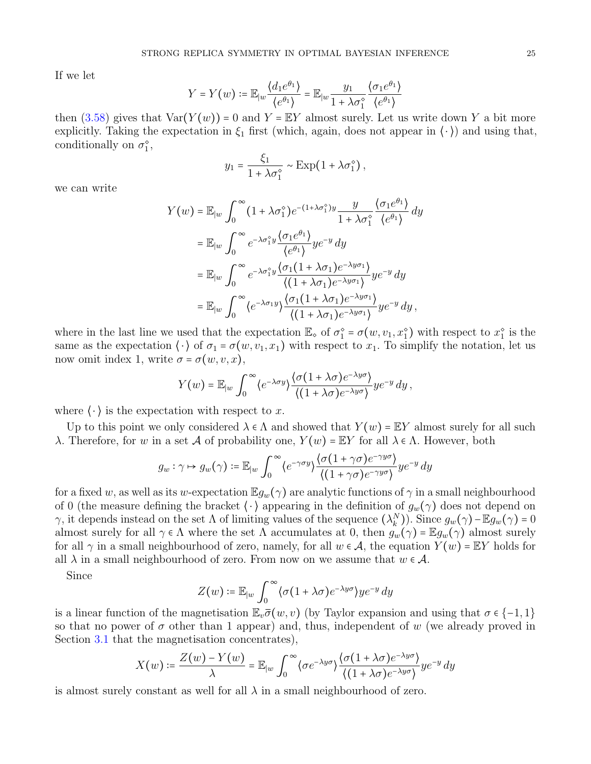If we let

$$Y = Y(w) := \mathbb{E}_{|w} \frac{\langle d_1 e^{\theta_1} \rangle}{\langle e^{\theta_1} \rangle} = \mathbb{E}_{|w} \frac{y_1}{1 + \lambda \sigma_1^\diamond} \frac{\langle \sigma_1 e^{\theta_1} \rangle}{\langle e^{\theta_1} \rangle}$$

then (3.58) gives that $\mathrm{Var}(Y(w)) = 0$ and $Y = \mathbb{E}Y$ almost surely. Let us write down $Y$ a bit more explicitly. Taking the expectation in $\xi_1$ first (which, again, does not appear in $\langle \cdot \rangle$) and using that, conditionally on $\sigma_1^\diamond$,

$$y_1 = \frac{\xi_1}{1 + \lambda \sigma_1^\diamond} \sim \mathrm{Exp}(1 + \lambda \sigma_1^\diamond)\,,$$

we can write

$$\begin{aligned}
Y(w) &= \mathbb{E}_{|w} \int_0^\infty (1 + \lambda \sigma_1^\diamond) e^{-(1+\lambda\sigma_1^\diamond)y} \frac{y}{1 + \lambda \sigma_1^\diamond} \frac{\langle \sigma_1 e^{\theta_1} \rangle}{\langle e^{\theta_1} \rangle}\, dy \\
&= \mathbb{E}_{|w} \int_0^\infty e^{-\lambda \sigma_1^\diamond y} \frac{\langle \sigma_1 e^{\theta_1} \rangle}{\langle e^{\theta_1} \rangle} y e^{-y}\, dy \\
&= \mathbb{E}_{|w} \int_0^\infty e^{-\lambda \sigma_1^\diamond y} \frac{\langle \sigma_1 (1 + \lambda \sigma_1) e^{-\lambda y \sigma_1} \rangle}{\langle (1 + \lambda \sigma_1) e^{-\lambda y \sigma_1} \rangle} y e^{-y}\, dy \\
&= \mathbb{E}_{|w} \int_0^\infty \langle e^{-\lambda \sigma_1 y} \rangle \frac{\langle \sigma_1 (1 + \lambda \sigma_1) e^{-\lambda y \sigma_1} \rangle}{\langle (1 + \lambda \sigma_1) e^{-\lambda y \sigma_1} \rangle} y e^{-y}\, dy\,,
\end{aligned}$$

where in the last line we used that the expectation $\mathbb{E}_\diamond$ of $\sigma_1^\diamond = \sigma(w, v_1, x_1^\diamond)$ with respect to $x_1^\diamond$ is the same as the expectation $\langle \cdot \rangle$ of $\sigma_1 = \sigma(w, v_1, x_1)$ with respect to $x_1$. To simplify the notation, let us now omit index 1, write $\sigma = \sigma(w, v, x)$,

$$Y(w) = \mathbb{E}_{|w} \int_0^\infty \langle e^{-\lambda \sigma y} \rangle \frac{\langle \sigma (1 + \lambda \sigma) e^{-\lambda y \sigma} \rangle}{\langle (1 + \lambda \sigma) e^{-\lambda y \sigma} \rangle} y e^{-y}\, dy\,,$$

where $\langle \cdot \rangle$ is the expectation with respect to $x$.

Up to this point we only considered $\lambda \in \Lambda$ and showed that $Y(w) = \mathbb{E}Y$ almost surely for all such $\lambda$. Therefore, for $w$ in a set $\mathcal{A}$ of probability one, $Y(w) = \mathbb{E}Y$ for all $\lambda \in \Lambda$. However, both

$$g_w : \gamma \mapsto g_w(\gamma) := \mathbb{E}_{|w} \int_0^\infty \langle e^{-\gamma \sigma y} \rangle \frac{\langle \sigma (1 + \gamma \sigma) e^{-\gamma y \sigma} \rangle}{\langle (1 + \gamma \sigma) e^{-\gamma y \sigma} \rangle} y e^{-y}\, dy$$

for a fixed $w$, as well as its $w$-expectation $\mathbb{E} g_w(\gamma)$ are analytic functions of $\gamma$ in a small neighbourhood of 0 (the measure defining the bracket $\langle \cdot \rangle$ appearing in the definition of $g_w(\gamma)$ does not depend on $\gamma$, it depends instead on the set $\Lambda$ of limiting values of the sequence $(\lambda_k^N)$). Since $g_w(\gamma) - \mathbb{E} g_w(\gamma) = 0$ almost surely for all $\gamma \in \Lambda$ where the set $\Lambda$ accumulates at 0, then $g_w(\gamma) = \mathbb{E} g_w(\gamma)$ almost surely for all $\gamma$ in a small neighbourhood of zero, namely, for all $w \in \mathcal{A}$, the equation $Y(w) = \mathbb{E}Y$ holds for all $\lambda$ in a small neighbourhood of zero. From now on we assume that $w \in \mathcal{A}$.

Since

$$Z(w) := \mathbb{E}_{|w} \int_0^\infty \langle \sigma (1 + \lambda \sigma) e^{-\lambda y \sigma} \rangle y e^{-y}\, dy$$

is a linear function of the magnetisation $\mathbb{E}_v \bar{\sigma}(w, v)$ (by Taylor expansion and using that $\sigma \in \{-1, 1\}$ so that no power of $\sigma$ other than 1 appear) and, thus, independent of $w$ (we already proved in Section 3.1 that the magnetisation concentrates),

$$X(w) := \frac{Z(w) - Y(w)}{\lambda} = \mathbb{E}_{|w} \int_0^\infty \langle \sigma e^{-\lambda y \sigma} \rangle \frac{\langle \sigma (1 + \lambda \sigma) e^{-\lambda y \sigma} \rangle}{\langle (1 + \lambda \sigma) e^{-\lambda y \sigma} \rangle} y e^{-y}\, dy$$

is almost surely constant as well for all $\lambda$ in a small neighbourhood of zero.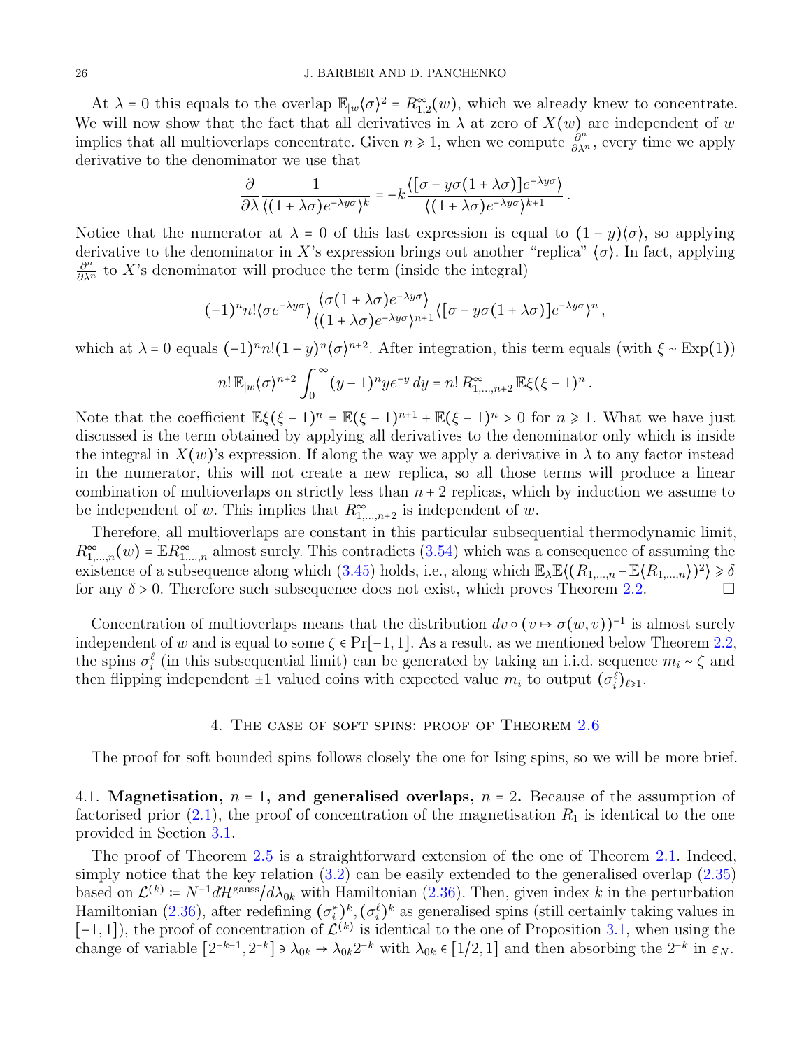At $\lambda = 0$ this equals to the overlap $\mathbb{E}_{|w}\langle\sigma\rangle^2 = R^\infty_{1,2}(w)$, which we already knew to concentrate. We will now show that the fact that all derivatives in $\lambda$ at zero of $X(w)$ are independent of $w$ implies that all multioverlaps concentrate. Given $n \geqslant 1$, when we compute $\frac{\partial^n}{\partial\lambda^n}$, every time we apply derivative to the denominator we use that

$$\frac{\partial}{\partial\lambda}\frac{1}{\langle(1+\lambda\sigma)e^{-\lambda y\sigma}\rangle^k} = -k\frac{\langle[\sigma - y\sigma(1+\lambda\sigma)]e^{-\lambda y\sigma}\rangle}{\langle(1+\lambda\sigma)e^{-\lambda y\sigma}\rangle^{k+1}}\,.$$

Notice that the numerator at $\lambda = 0$ of this last expression is equal to $(1-y)\langle\sigma\rangle$, so applying derivative to the denominator in $X$'s expression brings out another "replica" $\langle\sigma\rangle$. In fact, applying $\frac{\partial^n}{\partial\lambda^n}$ to $X$'s denominator will produce the term (inside the integral)

$$(-1)^n n!\langle\sigma e^{-\lambda y\sigma}\rangle\frac{\langle\sigma(1+\lambda\sigma)e^{-\lambda y\sigma}\rangle}{\langle(1+\lambda\sigma)e^{-\lambda y\sigma}\rangle^{n+1}}\langle[\sigma - y\sigma(1+\lambda\sigma)]e^{-\lambda y\sigma}\rangle^n\,,$$

which at $\lambda = 0$ equals $(-1)^n n!(1-y)^n\langle\sigma\rangle^{n+2}$. After integration, this term equals (with $\xi \sim \mathrm{Exp}(1)$)

$$n!\,\mathbb{E}_{|w}\langle\sigma\rangle^{n+2}\int_0^\infty (y-1)^n y e^{-y}\,dy = n!\,R^\infty_{1,\dots,n+2}\,\mathbb{E}\xi(\xi-1)^n\,.$$

Note that the coefficient $\mathbb{E}\xi(\xi-1)^n = \mathbb{E}(\xi-1)^{n+1} + \mathbb{E}(\xi-1)^n > 0$ for $n \geqslant 1$. What we have just discussed is the term obtained by applying all derivatives to the denominator only which is inside the integral in $X(w)$'s expression. If along the way we apply a derivative in $\lambda$ to any factor instead in the numerator, this will not create a new replica, so all those terms will produce a linear combination of multioverlaps on strictly less than $n+2$ replicas, which by induction we assume to be independent of $w$. This implies that $R^\infty_{1,\dots,n+2}$ is independent of $w$.

Therefore, all multioverlaps are constant in this particular subsequential thermodynamic limit, $R^\infty_{1,\dots,n}(w) = \mathbb{E}R^\infty_{1,\dots,n}$ almost surely. This contradicts (3.54) which was a consequence of assuming the existence of a subsequence along which (3.45) holds, i.e., along which $\mathbb{E}_\lambda\mathbb{E}\langle(R_{1,\dots,n} - \mathbb{E}\langle R_{1,\dots,n}\rangle)^2\rangle \geqslant \delta$ for any $\delta > 0$. Therefore such subsequence does not exist, which proves Theorem 2.2. □

Concentration of multioverlaps means that the distribution $dv \circ (v \mapsto \overline{\sigma}(w,v))^{-1}$ is almost surely independent of $w$ and is equal to some $\zeta \in \Pr[-1,1]$. As a result, as we mentioned below Theorem 2.2, the spins $\sigma_i^\ell$ (in this subsequential limit) can be generated by taking an i.i.d. sequence $m_i \sim \zeta$ and then flipping independent $\pm1$ valued coins with expected value $m_i$ to output $(\sigma_i^\ell)_{\ell\geqslant 1}$.

## 4. The case of soft spins: proof of Theorem 2.6

The proof for soft bounded spins follows closely the one for Ising spins, so we will be more brief.

### 4.1. Magnetisation, $n = 1$, and generalised overlaps, $n = 2$.

Because of the assumption of factorised prior (2.1), the proof of concentration of the magnetisation $R_1$ is identical to the one provided in Section 3.1.

The proof of Theorem 2.5 is a straightforward extension of the one of Theorem 2.1. Indeed, simply notice that the key relation (3.2) can be easily extended to the generalised overlap (2.35) based on $\mathcal{L}^{(k)} \coloneqq N^{-1}d\mathcal{H}^{\mathrm{gauss}}/d\lambda_{0k}$ with Hamiltonian (2.36). Then, given index $k$ in the perturbation Hamiltonian (2.36), after redefining $(\sigma_i^*)^k, (\sigma_i^\ell)^k$ as generalised spins (still certainly taking values in $[-1,1]$), the proof of concentration of $\mathcal{L}^{(k)}$ is identical to the one of Proposition 3.1, when using the change of variable $[2^{-k-1}, 2^{-k}] \ni \lambda_{0k} \to \lambda_{0k}2^{-k}$ with $\lambda_{0k} \in [1/2, 1]$ and then absorbing the $2^{-k}$ in $\varepsilon_N$.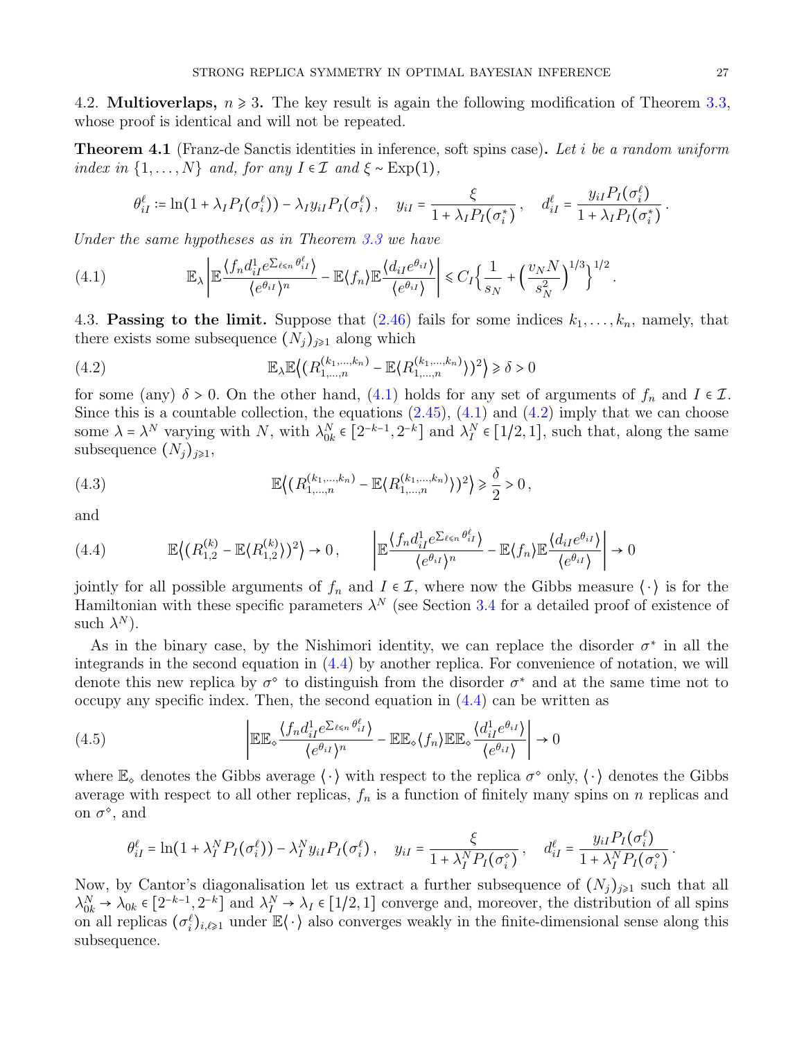4.2. **Multioverlaps, $n \geqslant 3$.** The key result is again the following modification of Theorem 3.3, whose proof is identical and will not be repeated.

**Theorem 4.1** (Franz-de Sanctis identities in inference, soft spins case)**.** *Let $i$ be a random uniform index in $\{1,\ldots,N\}$ and, for any $I \in \mathcal{I}$ and $\xi \sim \mathrm{Exp}(1)$,*

$$\theta_{iI}^{\ell} := \ln(1+\lambda_I P_I(\sigma_i^{\ell})) - \lambda_I y_{iI} P_I(\sigma_i^{\ell}) , \quad y_{iI} = \frac{\xi}{1+\lambda_I P_I(\sigma_i^{*})} , \quad d_{iI}^{\ell} = \frac{y_{iI} P_I(\sigma_i^{\ell})}{1+\lambda_I P_I(\sigma_i^{*})} .$$

*Under the same hypotheses as in Theorem 3.3 we have*

$$\mathbb{E}_\lambda \left| \mathbb{E} \frac{\langle f_n d_{iI}^1 e^{\sum_{\ell\leqslant n} \theta_{iI}^{\ell}} \rangle}{\langle e^{\theta_{iI}} \rangle^n} - \mathbb{E}\langle f_n \rangle \mathbb{E} \frac{\langle d_{iI} e^{\theta_{iI}} \rangle}{\langle e^{\theta_{iI}} \rangle} \right| \leqslant C_I \Big\{ \frac{1}{s_N} + \Big( \frac{v_N N}{s_N^2} \Big)^{1/3} \Big\}^{1/2} . \tag{4.1}$$

4.3. **Passing to the limit.** Suppose that (2.46) fails for some indices $k_1,\ldots,k_n$, namely, that there exists some subsequence $(N_j)_{j\geqslant 1}$ along which

$$\mathbb{E}_\lambda \mathbb{E} \big\langle (R_{1,\ldots,n}^{(k_1,\ldots,k_n)} - \mathbb{E}\langle R_{1,\ldots,n}^{(k_1,\ldots,k_n)} \rangle)^2 \big\rangle \geqslant \delta > 0 \tag{4.2}$$

for some (any) $\delta > 0$. On the other hand, (4.1) holds for any set of arguments of $f_n$ and $I \in \mathcal{I}$. Since this is a countable collection, the equations (2.45), (4.1) and (4.2) imply that we can choose some $\lambda = \lambda^N$ varying with $N$, with $\lambda_{0k}^N \in [2^{-k-1}, 2^{-k}]$ and $\lambda_I^N \in [1/2, 1]$, such that, along the same subsequence $(N_j)_{j\geqslant 1}$,

$$\mathbb{E} \big\langle (R_{1,\ldots,n}^{(k_1,\ldots,k_n)} - \mathbb{E}\langle R_{1,\ldots,n}^{(k_1,\ldots,k_n)} \rangle)^2 \big\rangle \geqslant \frac{\delta}{2} > 0 , \tag{4.3}$$

and

$$\mathbb{E} \big\langle (R_{1,2}^{(k)} - \mathbb{E}\langle R_{1,2}^{(k)} \rangle)^2 \big\rangle \to 0 , \qquad \left| \mathbb{E} \frac{\langle f_n d_{iI}^1 e^{\sum_{\ell\leqslant n} \theta_{iI}^{\ell}} \rangle}{\langle e^{\theta_{iI}} \rangle^n} - \mathbb{E}\langle f_n \rangle \mathbb{E} \frac{\langle d_{iI} e^{\theta_{iI}} \rangle}{\langle e^{\theta_{iI}} \rangle} \right| \to 0 \tag{4.4}$$

jointly for all possible arguments of $f_n$ and $I \in \mathcal{I}$, where now the Gibbs measure $\langle\,\cdot\,\rangle$ is for the Hamiltonian with these specific parameters $\lambda^N$ (see Section 3.4 for a detailed proof of existence of such $\lambda^N$).

As in the binary case, by the Nishimori identity, we can replace the disorder $\sigma^*$ in all the integrands in the second equation in (4.4) by another replica. For convenience of notation, we will denote this new replica by $\sigma^\diamond$ to distinguish from the disorder $\sigma^*$ and at the same time not to occupy any specific index. Then, the second equation in (4.4) can be written as

$$\left| \mathbb{E}\mathbb{E}_\diamond \frac{\langle f_n d_{iI}^1 e^{\sum_{\ell\leqslant n} \theta_{iI}^{\ell}} \rangle}{\langle e^{\theta_{iI}} \rangle^n} - \mathbb{E}\mathbb{E}_\diamond \langle f_n \rangle \mathbb{E}\mathbb{E}_\diamond \frac{\langle d_{iI}^1 e^{\theta_{iI}} \rangle}{\langle e^{\theta_{iI}} \rangle} \right| \to 0 \tag{4.5}$$

where $\mathbb{E}_\diamond$ denotes the Gibbs average $\langle\,\cdot\,\rangle$ with respect to the replica $\sigma^\diamond$ only, $\langle\,\cdot\,\rangle$ denotes the Gibbs average with respect to all other replicas, $f_n$ is a function of finitely many spins on $n$ replicas and on $\sigma^\diamond$, and

$$\theta_{iI}^{\ell} = \ln(1+\lambda_I^N P_I(\sigma_i^{\ell})) - \lambda_I^N y_{iI} P_I(\sigma_i^{\ell}) , \quad y_{iI} = \frac{\xi}{1+\lambda_I^N P_I(\sigma_i^{\diamond})} , \quad d_{iI}^{\ell} = \frac{y_{iI} P_I(\sigma_i^{\ell})}{1+\lambda_I^N P_I(\sigma_i^{\diamond})} .$$

Now, by Cantor's diagonalisation let us extract a further subsequence of $(N_j)_{j\geqslant 1}$ such that all $\lambda_{0k}^N \to \lambda_{0k} \in [2^{-k-1}, 2^{-k}]$ and $\lambda_I^N \to \lambda_I \in [1/2, 1]$ converge and, moreover, the distribution of all spins on all replicas $(\sigma_i^{\ell})_{i,\ell\geqslant 1}$ under $\mathbb{E}\langle\,\cdot\,\rangle$ also converges weakly in the finite-dimensional sense along this subsequence.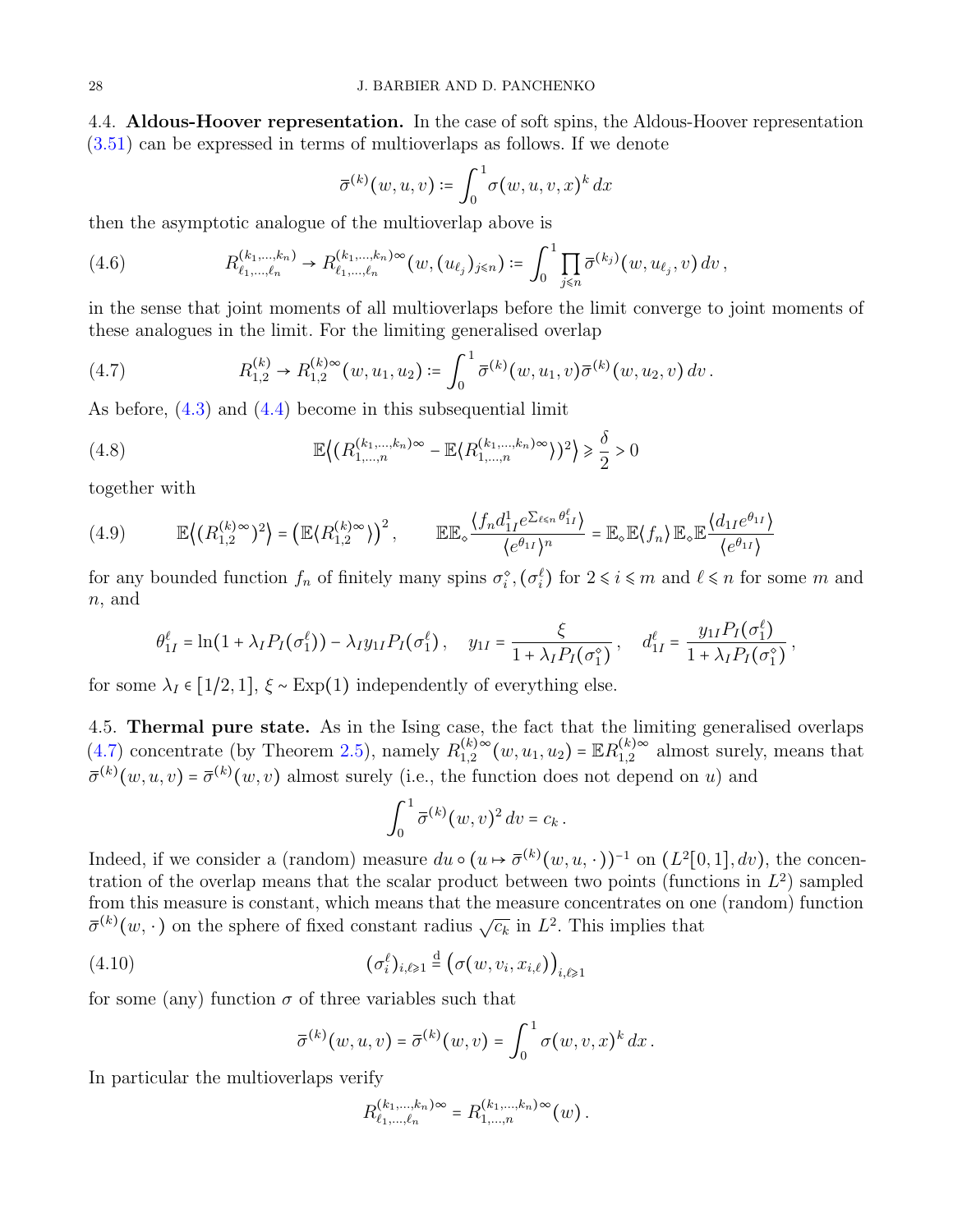4.4. **Aldous-Hoover representation.** In the case of soft spins, the Aldous-Hoover representation (3.51) can be expressed in terms of multioverlaps as follows. If we denote

$$\bar{\sigma}^{(k)}(w,u,v) := \int_0^1 \sigma(w,u,v,x)^k \, dx$$

then the asymptotic analogue of the multioverlap above is

$$R^{(k_1,\dots,k_n)}_{\ell_1,\dots,\ell_n} \to R^{(k_1,\dots,k_n)\infty}_{\ell_1,\dots,\ell_n}(w,(u_{\ell_j})_{j\leqslant n}) := \int_0^1 \prod_{j\leqslant n} \bar{\sigma}^{(k_j)}(w,u_{\ell_j},v)\, dv\,, \tag{4.6}$$

in the sense that joint moments of all multioverlaps before the limit converge to joint moments of these analogues in the limit. For the limiting generalised overlap

$$R^{(k)}_{1,2} \to R^{(k)\infty}_{1,2}(w,u_1,u_2) := \int_0^1 \bar{\sigma}^{(k)}(w,u_1,v)\bar{\sigma}^{(k)}(w,u_2,v)\, dv\,. \tag{4.7}$$

As before, (4.3) and (4.4) become in this subsequential limit

$$\mathbb{E}\big\langle (R^{(k_1,\dots,k_n)\infty}_{1,\dots,n} - \mathbb{E}\langle R^{(k_1,\dots,k_n)\infty}_{1,\dots,n}\rangle)^2\big\rangle \geqslant \frac{\delta}{2} > 0 \tag{4.8}$$

together with

$$\mathbb{E}\big\langle (R^{(k)\infty}_{1,2})^2\big\rangle = \big(\mathbb{E}\langle R^{(k)\infty}_{1,2}\rangle\big)^2, \qquad \mathbb{E}\mathbb{E}_\diamond \frac{\langle f_n d^1_{1I} e^{\sum_{\ell\leqslant n}\theta^\ell_{1I}}\rangle}{\langle e^{\theta_{1I}}\rangle^n} = \mathbb{E}_\diamond\mathbb{E}\langle f_n\rangle\, \mathbb{E}_\diamond\mathbb{E}\frac{\langle d_{1I}e^{\theta_{1I}}\rangle}{\langle e^{\theta_{1I}}\rangle} \tag{4.9}$$

for any bounded function $f_n$ of finitely many spins $\sigma^\diamond_i, (\sigma^\ell_i)$ for $2\leqslant i\leqslant m$ and $\ell\leqslant n$ for some $m$ and $n$, and

$$\theta^\ell_{1I} = \ln(1+\lambda_I P_I(\sigma^\ell_1)) - \lambda_I y_{1I} P_I(\sigma^\ell_1)\,, \quad y_{1I} = \frac{\xi}{1+\lambda_I P_I(\sigma^\diamond_1)}\,, \quad d^\ell_{1I} = \frac{y_{1I}P_I(\sigma^\ell_1)}{1+\lambda_I P_I(\sigma^\diamond_1)}\,,$$

for some $\lambda_I \in [1/2,1]$, $\xi \sim \mathrm{Exp}(1)$ independently of everything else.

4.5. **Thermal pure state.** As in the Ising case, the fact that the limiting generalised overlaps (4.7) concentrate (by Theorem 2.5), namely $R^{(k)\infty}_{1,2}(w,u_1,u_2) = \mathbb{E}R^{(k)\infty}_{1,2}$ almost surely, means that $\bar{\sigma}^{(k)}(w,u,v) = \bar{\sigma}^{(k)}(w,v)$ almost surely (i.e., the function does not depend on $u$) and

$$\int_0^1 \bar{\sigma}^{(k)}(w,v)^2\, dv = c_k\,.$$

Indeed, if we consider a (random) measure $du \circ (u \mapsto \bar{\sigma}^{(k)}(w,u,\cdot))^{-1}$ on $(L^2[0,1],dv)$, the concentration of the overlap means that the scalar product between two points (functions in $L^2$) sampled from this measure is constant, which means that the measure concentrates on one (random) function $\bar{\sigma}^{(k)}(w,\cdot)$ on the sphere of fixed constant radius $\sqrt{c_k}$ in $L^2$. This implies that

$$(\sigma^\ell_i)_{i,\ell\geqslant 1} \stackrel{\mathrm{d}}{=} \big(\sigma(w,v_i,x_{i,\ell})\big)_{i,\ell\geqslant 1} \tag{4.10}$$

for some (any) function $\sigma$ of three variables such that

$$\bar{\sigma}^{(k)}(w,u,v) = \bar{\sigma}^{(k)}(w,v) = \int_0^1 \sigma(w,v,x)^k\, dx\,.$$

In particular the multioverlaps verify

$$R^{(k_1,\dots,k_n)\infty}_{\ell_1,\dots,\ell_n} = R^{(k_1,\dots,k_n)\infty}_{1,\dots,n}(w)\,.$$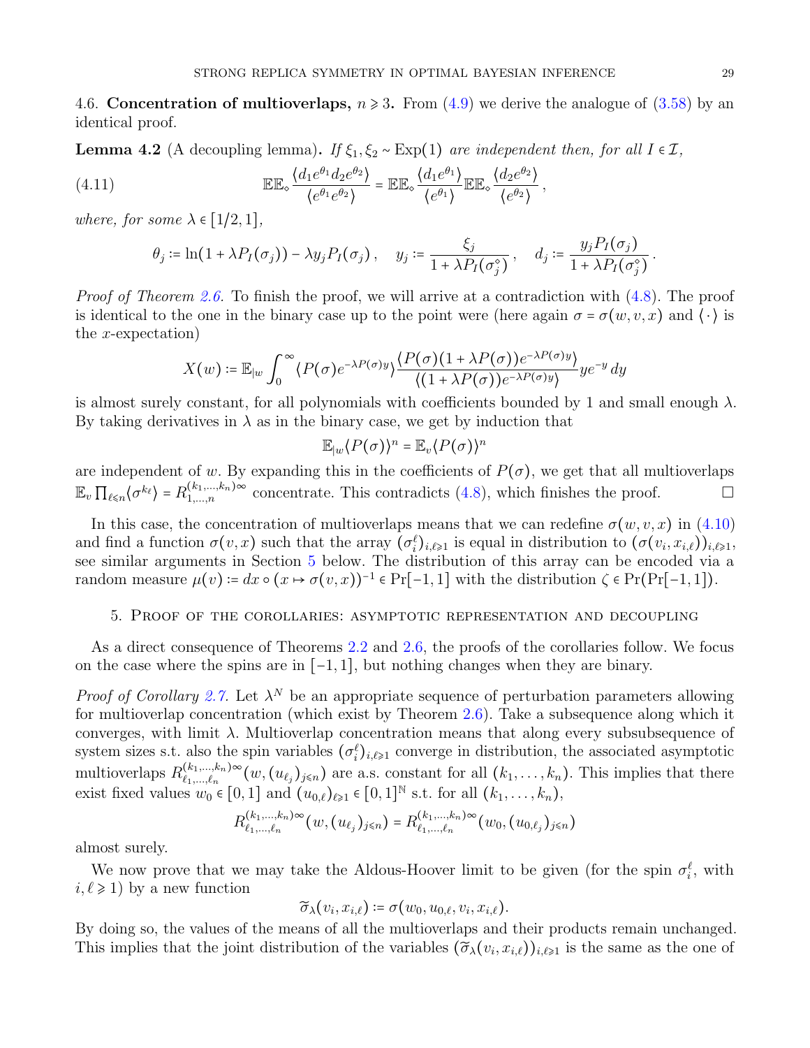4.6. **Concentration of multioverlaps,** $n \geqslant 3$**.** From (4.9) we derive the analogue of (3.58) by an identical proof.

**Lemma 4.2** (A decoupling lemma)**.** *If* $\xi_1, \xi_2 \sim \mathrm{Exp}(1)$ *are independent then, for all* $I \in \mathcal{I}$,

$$
\mathbb{E}\mathbb{E}_\diamond \frac{\langle d_1 e^{\theta_1} d_2 e^{\theta_2}\rangle}{\langle e^{\theta_1} e^{\theta_2}\rangle} = \mathbb{E}\mathbb{E}_\diamond \frac{\langle d_1 e^{\theta_1}\rangle}{\langle e^{\theta_1}\rangle} \mathbb{E}\mathbb{E}_\diamond \frac{\langle d_2 e^{\theta_2}\rangle}{\langle e^{\theta_2}\rangle}\,, \tag{4.11}
$$

*where, for some* $\lambda \in [1/2, 1]$,

$$
\theta_j := \ln(1 + \lambda P_I(\sigma_j)) - \lambda y_j P_I(\sigma_j)\,, \quad y_j := \frac{\xi_j}{1 + \lambda P_I(\sigma_j^\diamond)}\,, \quad d_j := \frac{y_j P_I(\sigma_j)}{1 + \lambda P_I(\sigma_j^\diamond)}\,.
$$

*Proof of Theorem 2.6.* To finish the proof, we will arrive at a contradiction with (4.8). The proof is identical to the one in the binary case up to the point were (here again $\sigma = \sigma(w, v, x)$ and $\langle \cdot \rangle$ is the $x$-expectation)

$$
X(w) := \mathbb{E}_{|w} \int_0^\infty \langle P(\sigma) e^{-\lambda P(\sigma) y}\rangle \frac{\langle P(\sigma)(1 + \lambda P(\sigma)) e^{-\lambda P(\sigma) y}\rangle}{\langle (1 + \lambda P(\sigma)) e^{-\lambda P(\sigma) y}\rangle} y e^{-y}\, dy
$$

is almost surely constant, for all polynomials with coefficients bounded by 1 and small enough $\lambda$. By taking derivatives in $\lambda$ as in the binary case, we get by induction that

$$
\mathbb{E}_{|w} \langle P(\sigma)\rangle^n = \mathbb{E}_v \langle P(\sigma)\rangle^n
$$

are independent of $w$. By expanding this in the coefficients of $P(\sigma)$, we get that all multioverlaps $\mathbb{E}_v \prod_{\ell \leqslant n} \langle \sigma^{k_\ell}\rangle = R_{1,\ldots,n}^{(k_1,\ldots,k_n)\infty}$ concentrate. This contradicts (4.8), which finishes the proof. $\square$

In this case, the concentration of multioverlaps means that we can redefine $\sigma(w, v, x)$ in (4.10) and find a function $\sigma(v, x)$ such that the array $(\sigma_i^\ell)_{i,\ell \geqslant 1}$ is equal in distribution to $(\sigma(v_i, x_{i,\ell}))_{i,\ell \geqslant 1}$, see similar arguments in Section 5 below. The distribution of this array can be encoded via a random measure $\mu(v) := dx \circ (x \mapsto \sigma(v, x))^{-1} \in \Pr[-1, 1]$ with the distribution $\zeta \in \Pr(\Pr[-1, 1])$.

## 5. Proof of the corollaries: asymptotic representation and decoupling

As a direct consequence of Theorems 2.2 and 2.6, the proofs of the corollaries follow. We focus on the case where the spins are in $[-1, 1]$, but nothing changes when they are binary.

*Proof of Corollary 2.7.* Let $\lambda^N$ be an appropriate sequence of perturbation parameters allowing for multioverlap concentration (which exist by Theorem 2.6). Take a subsequence along which it converges, with limit $\lambda$. Multioverlap concentration means that along every subsubsequence of system sizes s.t. also the spin variables $(\sigma_i^\ell)_{i,\ell \geqslant 1}$ converge in distribution, the associated asymptotic multioverlaps $R_{\ell_1,\ldots,\ell_n}^{(k_1,\ldots,k_n)\infty}(w, (u_{\ell_j})_{j \leqslant n})$ are a.s. constant for all $(k_1, \ldots, k_n)$. This implies that there exist fixed values $w_0 \in [0, 1]$ and $(u_{0,\ell})_{\ell \geqslant 1} \in [0, 1]^{\mathbb{N}}$ s.t. for all $(k_1, \ldots, k_n)$,

$$
R_{\ell_1,\ldots,\ell_n}^{(k_1,\ldots,k_n)\infty}(w, (u_{\ell_j})_{j \leqslant n}) = R_{\ell_1,\ldots,\ell_n}^{(k_1,\ldots,k_n)\infty}(w_0, (u_{0,\ell_j})_{j \leqslant n})
$$

almost surely.

We now prove that we may take the Aldous-Hoover limit to be given (for the spin $\sigma_i^\ell$, with $i, \ell \geqslant 1$) by a new function

$$
\widetilde{\sigma}_\lambda(v_i, x_{i,\ell}) := \sigma(w_0, u_{0,\ell}, v_i, x_{i,\ell}).
$$

By doing so, the values of the means of all the multioverlaps and their products remain unchanged. This implies that the joint distribution of the variables $(\widetilde{\sigma}_\lambda(v_i, x_{i,\ell}))_{i,\ell \geqslant 1}$ is the same as the one of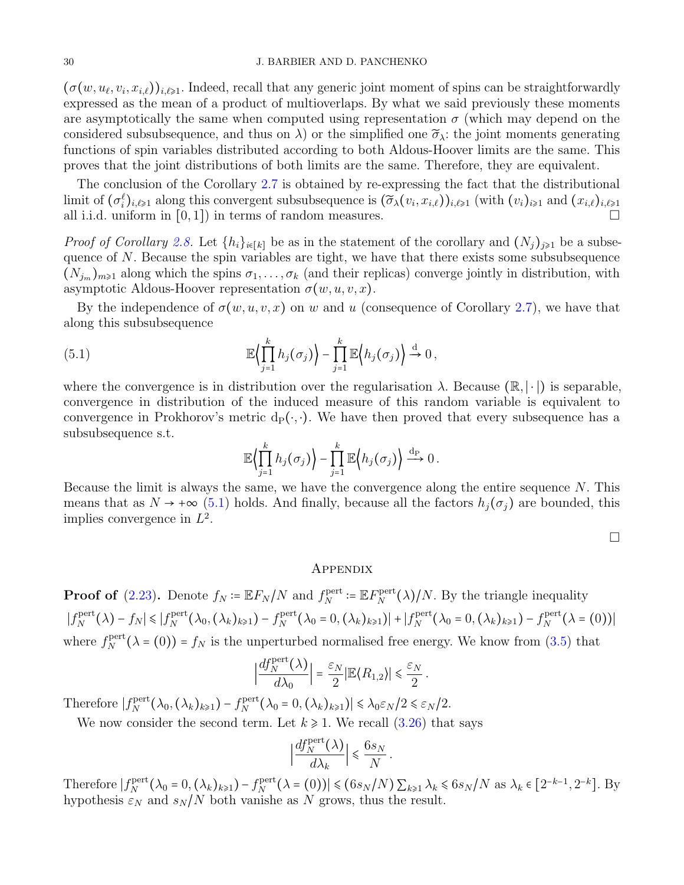$(\sigma(w, u_\ell, v_i, x_{i,\ell}))_{i,\ell\geqslant 1}$. Indeed, recall that any generic joint moment of spins can be straightforwardly expressed as the mean of a product of multioverlaps. By what we said previously these moments are asymptotically the same when computed using representation $\sigma$ (which may depend on the considered subsubsequence, and thus on $\lambda$) or the simplified one $\widetilde{\sigma}_\lambda$: the joint moments generating functions of spin variables distributed according to both Aldous-Hoover limits are the same. This proves that the joint distributions of both limits are the same. Therefore, they are equivalent.

The conclusion of the Corollary 2.7 is obtained by re-expressing the fact that the distributional limit of $(\sigma_i^\ell)_{i,\ell\geqslant 1}$ along this convergent subsubsequence is $(\widetilde{\sigma}_\lambda(v_i, x_{i,\ell}))_{i,\ell\geqslant 1}$ (with $(v_i)_{i\geqslant 1}$ and $(x_{i,\ell})_{i,\ell\geqslant 1}$ all i.i.d. uniform in $[0,1]$) in terms of random measures. □

*Proof of Corollary 2.8.* Let $\{h_i\}_{i\in[k]}$ be as in the statement of the corollary and $(N_j)_{j\geqslant 1}$ be a subsequence of $N$. Because the spin variables are tight, we have that there exists some subsubsequence $(N_{j_m})_{m\geqslant 1}$ along which the spins $\sigma_1, \ldots, \sigma_k$ (and their replicas) converge jointly in distribution, with asymptotic Aldous-Hoover representation $\sigma(w, u, v, x)$.

By the independence of $\sigma(w, u, v, x)$ on $w$ and $u$ (consequence of Corollary 2.7), we have that along this subsubsequence

$$\mathbb{E}\Big\langle \prod_{j=1}^k h_j(\sigma_j)\Big\rangle - \prod_{j=1}^k \mathbb{E}\Big\langle h_j(\sigma_j)\Big\rangle \xrightarrow{\text{d}} 0\,, \tag{5.1}$$

where the convergence is in distribution over the regularisation $\lambda$. Because $(\mathbb{R}, |\cdot|)$ is separable, convergence in distribution of the induced measure of this random variable is equivalent to convergence in Prokhorov's metric $\mathrm{d_P}(\cdot,\cdot)$. We have then proved that every subsequence has a subsubsequence s.t.

$$\mathbb{E}\Big\langle \prod_{j=1}^k h_j(\sigma_j)\Big\rangle - \prod_{j=1}^k \mathbb{E}\Big\langle h_j(\sigma_j)\Big\rangle \xrightarrow{\mathrm{d_P}} 0\,.$$

Because the limit is always the same, we have the convergence along the entire sequence $N$. This means that as $N \to +\infty$ (5.1) holds. And finally, because all the factors $h_j(\sigma_j)$ are bounded, this implies convergence in $L^2$.

□

## Appendix

**Proof of (2.23).** Denote $f_N := \mathbb{E}F_N/N$ and $f_N^{\rm pert} := \mathbb{E}F_N^{\rm pert}(\lambda)/N$. By the triangle inequality

$$|f_N^{\rm pert}(\lambda) - f_N| \leqslant |f_N^{\rm pert}(\lambda_0, (\lambda_k)_{k\geqslant 1}) - f_N^{\rm pert}(\lambda_0 = 0, (\lambda_k)_{k\geqslant 1})| + |f_N^{\rm pert}(\lambda_0 = 0, (\lambda_k)_{k\geqslant 1}) - f_N^{\rm pert}(\lambda = (0))|$$

where $f_N^{\rm pert}(\lambda = (0)) = f_N$ is the unperturbed normalised free energy. We know from (3.5) that

$$\Big|\frac{df_N^{\rm pert}(\lambda)}{d\lambda_0}\Big| = \frac{\varepsilon_N}{2}|\mathbb{E}\langle R_{1,2}\rangle| \leqslant \frac{\varepsilon_N}{2}\,.$$

Therefore $|f_N^{\rm pert}(\lambda_0, (\lambda_k)_{k\geqslant 1}) - f_N^{\rm pert}(\lambda_0 = 0, (\lambda_k)_{k\geqslant 1})| \leqslant \lambda_0\varepsilon_N/2 \leqslant \varepsilon_N/2$.

We now consider the second term. Let $k \geqslant 1$. We recall (3.26) that says

$$\Big|\frac{df_N^{\rm pert}(\lambda)}{d\lambda_k}\Big| \leqslant \frac{6s_N}{N}\,.$$

Therefore $|f_N^{\rm pert}(\lambda_0 = 0, (\lambda_k)_{k\geqslant 1}) - f_N^{\rm pert}(\lambda = (0))| \leqslant (6s_N/N)\sum_{k\geqslant 1}\lambda_k \leqslant 6s_N/N$ as $\lambda_k \in [2^{-k-1}, 2^{-k}]$. By hypothesis $\varepsilon_N$ and $s_N/N$ both vanishe as $N$ grows, thus the result.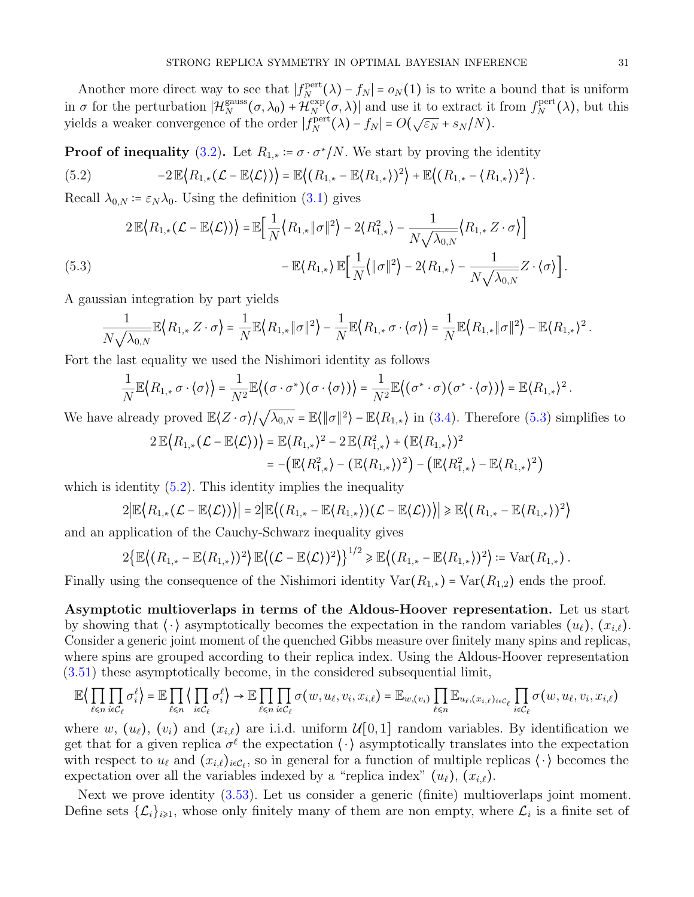Another more direct way to see that $|f_N^{\rm pert}(\lambda) - f_N| = o_N(1)$ is to write a bound that is uniform in $\sigma$ for the perturbation $|\mathcal{H}_N^{\rm gauss}(\sigma,\lambda_0) + \mathcal{H}_N^{\rm exp}(\sigma,\lambda)|$ and use it to extract it from $f_N^{\rm pert}(\lambda)$, but this yields a weaker convergence of the order $|f_N^{\rm pert}(\lambda) - f_N| = O(\sqrt{\varepsilon_N} + s_N/N)$.

**Proof of inequality** (3.2)**.** Let $R_{1,*} \coloneqq \sigma\cdot\sigma^*/N$. We start by proving the identity

$$
-2\,\mathbb{E}\big\langle R_{1,*}(\mathcal{L} - \mathbb{E}\langle\mathcal{L}\rangle)\big\rangle = \mathbb{E}\big\langle (R_{1,*} - \mathbb{E}\langle R_{1,*}\rangle)^2\big\rangle + \mathbb{E}\big\langle (R_{1,*} - \langle R_{1,*}\rangle)^2\big\rangle\,. \tag{5.2}
$$

Recall $\lambda_{0,N} \coloneqq \varepsilon_N\lambda_0$. Using the definition (3.1) gives

$$
\begin{aligned}
2\,\mathbb{E}\big\langle R_{1,*}(\mathcal{L} - \mathbb{E}\langle\mathcal{L}\rangle)\big\rangle =& \,\mathbb{E}\Big[\frac{1}{N}\big\langle R_{1,*}\|\sigma\|^2\big\rangle - 2\langle R_{1,*}^2\rangle - \frac{1}{N\sqrt{\lambda_{0,N}}}\big\langle R_{1,*}\,Z\cdot\sigma\big\rangle\Big] \\
&- \mathbb{E}\langle R_{1,*}\rangle\,\mathbb{E}\Big[\frac{1}{N}\big\langle\|\sigma\|^2\big\rangle - 2\langle R_{1,*}\rangle - \frac{1}{N\sqrt{\lambda_{0,N}}}Z\cdot\langle\sigma\rangle\Big].
\end{aligned} \tag{5.3}
$$

A gaussian integration by part yields

$$
\frac{1}{N\sqrt{\lambda_{0,N}}}\mathbb{E}\big\langle R_{1,*}\,Z\cdot\sigma\big\rangle = \frac{1}{N}\mathbb{E}\big\langle R_{1,*}\|\sigma\|^2\big\rangle - \frac{1}{N}\mathbb{E}\big\langle R_{1,*}\,\sigma\cdot\langle\sigma\rangle\big\rangle = \frac{1}{N}\mathbb{E}\big\langle R_{1,*}\|\sigma\|^2\big\rangle - \mathbb{E}\langle R_{1,*}\rangle^2\,.
$$

Fort the last equality we used the Nishimori identity as follows

$$
\frac{1}{N}\mathbb{E}\big\langle R_{1,*}\,\sigma\cdot\langle\sigma\rangle\big\rangle = \frac{1}{N^2}\mathbb{E}\big\langle(\sigma\cdot\sigma^*)(\sigma\cdot\langle\sigma\rangle)\big\rangle = \frac{1}{N^2}\mathbb{E}\big\langle(\sigma^*\cdot\sigma)(\sigma^*\cdot\langle\sigma\rangle)\big\rangle = \mathbb{E}\langle R_{1,*}\rangle^2\,.
$$

We have already proved $\mathbb{E}\langle Z\cdot\sigma\rangle/\sqrt{\lambda_{0,N}} = \mathbb{E}\langle\|\sigma\|^2\rangle - \mathbb{E}\langle R_{1,*}\rangle$ in (3.4). Therefore (5.3) simplifies to

$$
\begin{aligned}
2\,\mathbb{E}\big\langle R_{1,*}(\mathcal{L} - \mathbb{E}\langle\mathcal{L}\rangle)\big\rangle &= \mathbb{E}\langle R_{1,*}\rangle^2 - 2\,\mathbb{E}\langle R_{1,*}^2\rangle + (\mathbb{E}\langle R_{1,*}\rangle)^2 \\
&= -\big(\mathbb{E}\langle R_{1,*}^2\rangle - (\mathbb{E}\langle R_{1,*}\rangle)^2\big) - \big(\mathbb{E}\langle R_{1,*}^2\rangle - \mathbb{E}\langle R_{1,*}\rangle^2\big)
\end{aligned}
$$

which is identity (5.2). This identity implies the inequality

$$
2\big|\mathbb{E}\big\langle R_{1,*}(\mathcal{L} - \mathbb{E}\langle\mathcal{L}\rangle)\big\rangle\big| = 2\big|\mathbb{E}\big\langle(R_{1,*} - \mathbb{E}\langle R_{1,*}\rangle)(\mathcal{L} - \mathbb{E}\langle\mathcal{L}\rangle)\big\rangle\big| \geqslant \mathbb{E}\big\langle(R_{1,*} - \mathbb{E}\langle R_{1,*}\rangle)^2\big\rangle
$$

and an application of the Cauchy-Schwarz inequality gives

$$
2\big\{\mathbb{E}\big\langle(R_{1,*} - \mathbb{E}\langle R_{1,*}\rangle)^2\big\rangle\,\mathbb{E}\big\langle(\mathcal{L} - \mathbb{E}\langle\mathcal{L}\rangle)^2\big\rangle\big\}^{1/2} \geqslant \mathbb{E}\big\langle(R_{1,*} - \mathbb{E}\langle R_{1,*}\rangle)^2\big\rangle \coloneqq \mathrm{Var}(R_{1,*})\,.
$$

Finally using the consequence of the Nishimori identity $\mathrm{Var}(R_{1,*}) = \mathrm{Var}(R_{1,2})$ ends the proof.

**Asymptotic multioverlaps in terms of the Aldous-Hoover representation.** Let us start by showing that $\langle\cdot\rangle$ asymptotically becomes the expectation in the random variables $(u_\ell)$, $(x_{i,\ell})$. Consider a generic joint moment of the quenched Gibbs measure over finitely many spins and replicas, where spins are grouped according to their replica index. Using the Aldous-Hoover representation (3.51) these asymptotically become, in the considered subsequential limit,

$$
\mathbb{E}\Big\langle\prod_{\ell\leqslant n}\prod_{i\in\mathcal{C}_\ell}\sigma_i^\ell\Big\rangle = \mathbb{E}\prod_{\ell\leqslant n}\Big\langle\prod_{i\in\mathcal{C}_\ell}\sigma_i^\ell\Big\rangle \to \mathbb{E}\prod_{\ell\leqslant n}\prod_{i\in\mathcal{C}_\ell}\sigma(w,u_\ell,v_i,x_{i,\ell}) = \mathbb{E}_{w,(v_i)}\prod_{\ell\leqslant n}\mathbb{E}_{u_\ell,(x_{i,\ell})_{i\in\mathcal{C}_\ell}}\prod_{i\in\mathcal{C}_\ell}\sigma(w,u_\ell,v_i,x_{i,\ell})
$$

where $w$, $(u_\ell)$, $(v_i)$ and $(x_{i,\ell})$ are i.i.d. uniform $\mathcal{U}[0,1]$ random variables. By identification we get that for a given replica $\sigma^\ell$ the expectation $\langle\cdot\rangle$ asymptotically translates into the expectation with respect to $u_\ell$ and $(x_{i,\ell})_{i\in\mathcal{C}_\ell}$, so in general for a function of multiple replicas $\langle\cdot\rangle$ becomes the expectation over all the variables indexed by a "replica index" $(u_\ell)$, $(x_{i,\ell})$.

Next we prove identity (3.53). Let us consider a generic (finite) multioverlaps joint moment. Define sets $\{\mathcal{L}_i\}_{i\geqslant1}$, whose only finitely many of them are non empty, where $\mathcal{L}_i$ is a finite set of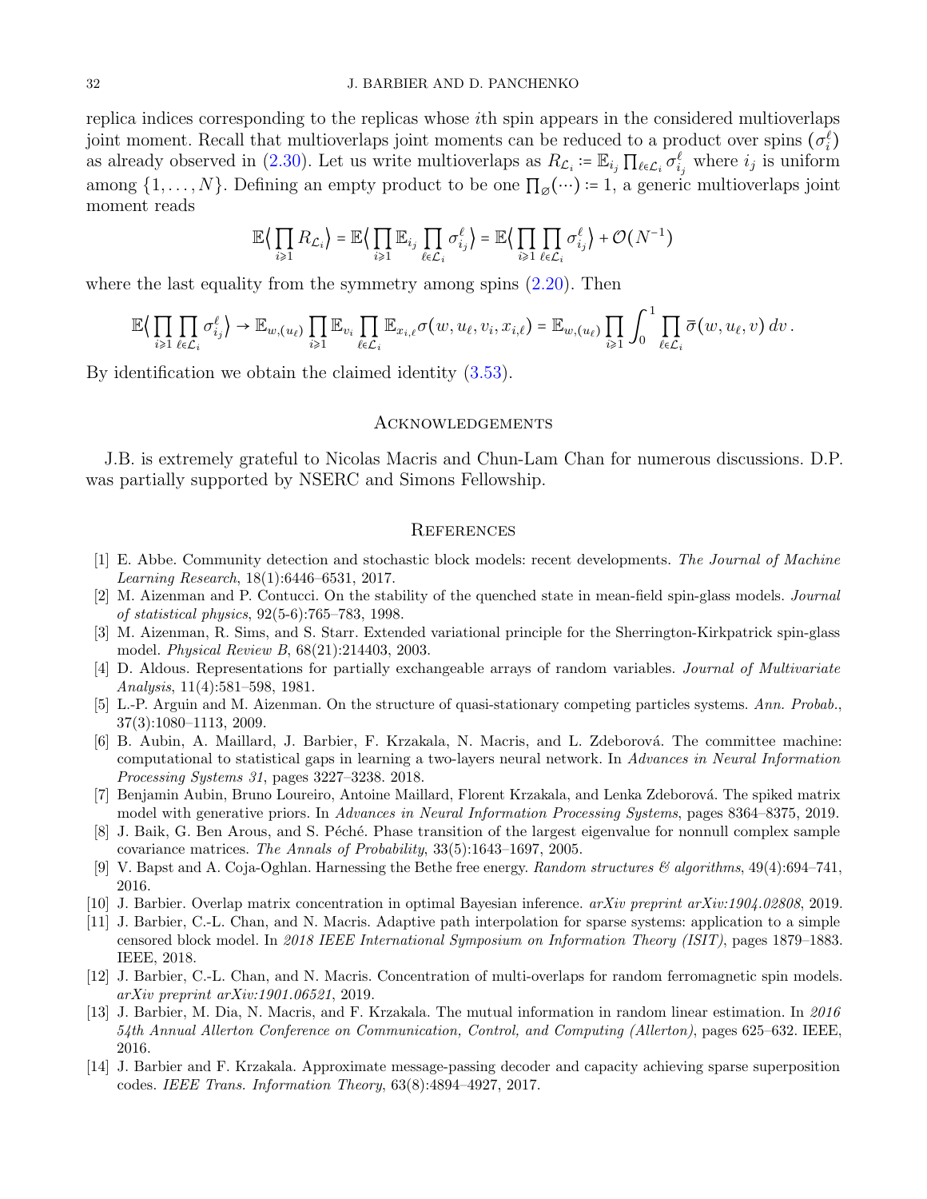replica indices corresponding to the replicas whose $i$th spin appears in the considered multioverlaps joint moment. Recall that multioverlaps joint moments can be reduced to a product over spins $(\sigma_i^\ell)$ as already observed in (2.30). Let us write multioverlaps as $R_{\mathcal{L}_i} \coloneqq \mathbb{E}_{i_j} \prod_{\ell \in \mathcal{L}_i} \sigma_{i_j}^\ell$ where $i_j$ is uniform among $\{1, \ldots, N\}$. Defining an empty product to be one $\prod_{\varnothing}(\cdots) \coloneqq 1$, a generic multioverlaps joint moment reads

$$\mathbb{E}\Big\langle \prod_{i \geqslant 1} R_{\mathcal{L}_i} \Big\rangle = \mathbb{E}\Big\langle \prod_{i \geqslant 1} \mathbb{E}_{i_j} \prod_{\ell \in \mathcal{L}_i} \sigma_{i_j}^\ell \Big\rangle = \mathbb{E}\Big\langle \prod_{i \geqslant 1} \prod_{\ell \in \mathcal{L}_i} \sigma_{i_j}^\ell \Big\rangle + \mathcal{O}(N^{-1})$$

where the last equality from the symmetry among spins (2.20). Then

$$\mathbb{E}\Big\langle \prod_{i \geqslant 1} \prod_{\ell \in \mathcal{L}_i} \sigma_{i_j}^\ell \Big\rangle \to \mathbb{E}_{w,(u_\ell)} \prod_{i \geqslant 1} \mathbb{E}_{v_i} \prod_{\ell \in \mathcal{L}_i} \mathbb{E}_{x_{i,\ell}} \sigma(w, u_\ell, v_i, x_{i,\ell}) = \mathbb{E}_{w,(u_\ell)} \prod_{i \geqslant 1} \int_0^1 \prod_{\ell \in \mathcal{L}_i} \overline{\sigma}(w, u_\ell, v)\, dv\,.$$

By identification we obtain the claimed identity (3.53).

## Acknowledgements

J.B. is extremely grateful to Nicolas Macris and Chun-Lam Chan for numerous discussions. D.P. was partially supported by NSERC and Simons Fellowship.

## References

[1] E. Abbe. Community detection and stochastic block models: recent developments. *The Journal of Machine Learning Research*, 18(1):6446–6531, 2017.

[2] M. Aizenman and P. Contucci. On the stability of the quenched state in mean-field spin-glass models. *Journal of statistical physics*, 92(5-6):765–783, 1998.

[3] M. Aizenman, R. Sims, and S. Starr. Extended variational principle for the Sherrington-Kirkpatrick spin-glass model. *Physical Review B*, 68(21):214403, 2003.

[4] D. Aldous. Representations for partially exchangeable arrays of random variables. *Journal of Multivariate Analysis*, 11(4):581–598, 1981.

[5] L.-P. Arguin and M. Aizenman. On the structure of quasi-stationary competing particles systems. *Ann. Probab.*, 37(3):1080–1113, 2009.

[6] B. Aubin, A. Maillard, J. Barbier, F. Krzakala, N. Macris, and L. Zdeborová. The committee machine: computational to statistical gaps in learning a two-layers neural network. In *Advances in Neural Information Processing Systems 31*, pages 3227–3238. 2018.

[7] Benjamin Aubin, Bruno Loureiro, Antoine Maillard, Florent Krzakala, and Lenka Zdeborová. The spiked matrix model with generative priors. In *Advances in Neural Information Processing Systems*, pages 8364–8375, 2019.

[8] J. Baik, G. Ben Arous, and S. Péché. Phase transition of the largest eigenvalue for nonnull complex sample covariance matrices. *The Annals of Probability*, 33(5):1643–1697, 2005.

[9] V. Bapst and A. Coja-Oghlan. Harnessing the Bethe free energy. *Random structures & algorithms*, 49(4):694–741, 2016.

[10] J. Barbier. Overlap matrix concentration in optimal Bayesian inference. *arXiv preprint arXiv:1904.02808*, 2019.

[11] J. Barbier, C.-L. Chan, and N. Macris. Adaptive path interpolation for sparse systems: application to a simple censored block model. In *2018 IEEE International Symposium on Information Theory (ISIT)*, pages 1879–1883. IEEE, 2018.

[12] J. Barbier, C.-L. Chan, and N. Macris. Concentration of multi-overlaps for random ferromagnetic spin models. *arXiv preprint arXiv:1901.06521*, 2019.

[13] J. Barbier, M. Dia, N. Macris, and F. Krzakala. The mutual information in random linear estimation. In *2016 54th Annual Allerton Conference on Communication, Control, and Computing (Allerton)*, pages 625–632. IEEE, 2016.

[14] J. Barbier and F. Krzakala. Approximate message-passing decoder and capacity achieving sparse superposition codes. *IEEE Trans. Information Theory*, 63(8):4894–4927, 2017.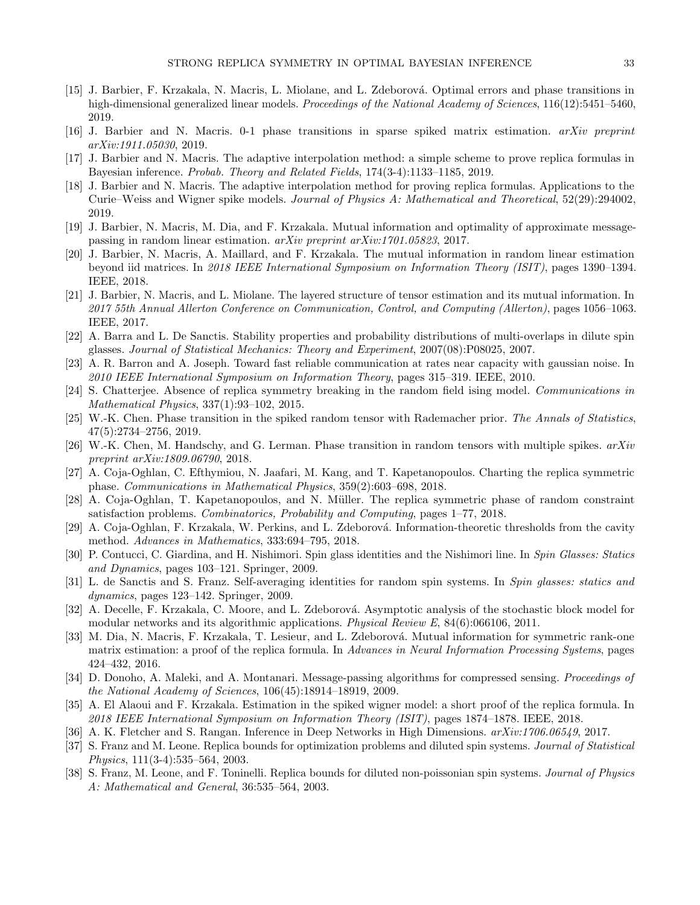[15] J. Barbier, F. Krzakala, N. Macris, L. Miolane, and L. Zdeborová. Optimal errors and phase transitions in high-dimensional generalized linear models. *Proceedings of the National Academy of Sciences*, 116(12):5451–5460, 2019.

[16] J. Barbier and N. Macris. 0-1 phase transitions in sparse spiked matrix estimation. *arXiv preprint arXiv:1911.05030*, 2019.

[17] J. Barbier and N. Macris. The adaptive interpolation method: a simple scheme to prove replica formulas in Bayesian inference. *Probab. Theory and Related Fields*, 174(3-4):1133–1185, 2019.

[18] J. Barbier and N. Macris. The adaptive interpolation method for proving replica formulas. Applications to the Curie–Weiss and Wigner spike models. *Journal of Physics A: Mathematical and Theoretical*, 52(29):294002, 2019.

[19] J. Barbier, N. Macris, M. Dia, and F. Krzakala. Mutual information and optimality of approximate message-passing in random linear estimation. *arXiv preprint arXiv:1701.05823*, 2017.

[20] J. Barbier, N. Macris, A. Maillard, and F. Krzakala. The mutual information in random linear estimation beyond iid matrices. In *2018 IEEE International Symposium on Information Theory (ISIT)*, pages 1390–1394. IEEE, 2018.

[21] J. Barbier, N. Macris, and L. Miolane. The layered structure of tensor estimation and its mutual information. In *2017 55th Annual Allerton Conference on Communication, Control, and Computing (Allerton)*, pages 1056–1063. IEEE, 2017.

[22] A. Barra and L. De Sanctis. Stability properties and probability distributions of multi-overlaps in dilute spin glasses. *Journal of Statistical Mechanics: Theory and Experiment*, 2007(08):P08025, 2007.

[23] A. R. Barron and A. Joseph. Toward fast reliable communication at rates near capacity with gaussian noise. In *2010 IEEE International Symposium on Information Theory*, pages 315–319. IEEE, 2010.

[24] S. Chatterjee. Absence of replica symmetry breaking in the random field ising model. *Communications in Mathematical Physics*, 337(1):93–102, 2015.

[25] W.-K. Chen. Phase transition in the spiked random tensor with Rademacher prior. *The Annals of Statistics*, 47(5):2734–2756, 2019.

[26] W.-K. Chen, M. Handschy, and G. Lerman. Phase transition in random tensors with multiple spikes. *arXiv preprint arXiv:1809.06790*, 2018.

[27] A. Coja-Oghlan, C. Efthymiou, N. Jaafari, M. Kang, and T. Kapetanopoulos. Charting the replica symmetric phase. *Communications in Mathematical Physics*, 359(2):603–698, 2018.

[28] A. Coja-Oghlan, T. Kapetanopoulos, and N. Müller. The replica symmetric phase of random constraint satisfaction problems. *Combinatorics, Probability and Computing*, pages 1–77, 2018.

[29] A. Coja-Oghlan, F. Krzakala, W. Perkins, and L. Zdeborová. Information-theoretic thresholds from the cavity method. *Advances in Mathematics*, 333:694–795, 2018.

[30] P. Contucci, C. Giardina, and H. Nishimori. Spin glass identities and the Nishimori line. In *Spin Glasses: Statics and Dynamics*, pages 103–121. Springer, 2009.

[31] L. de Sanctis and S. Franz. Self-averaging identities for random spin systems. In *Spin glasses: statics and dynamics*, pages 123–142. Springer, 2009.

[32] A. Decelle, F. Krzakala, C. Moore, and L. Zdeborová. Asymptotic analysis of the stochastic block model for modular networks and its algorithmic applications. *Physical Review E*, 84(6):066106, 2011.

[33] M. Dia, N. Macris, F. Krzakala, T. Lesieur, and L. Zdeborová. Mutual information for symmetric rank-one matrix estimation: a proof of the replica formula. In *Advances in Neural Information Processing Systems*, pages 424–432, 2016.

[34] D. Donoho, A. Maleki, and A. Montanari. Message-passing algorithms for compressed sensing. *Proceedings of the National Academy of Sciences*, 106(45):18914–18919, 2009.

[35] A. El Alaoui and F. Krzakala. Estimation in the spiked wigner model: a short proof of the replica formula. In *2018 IEEE International Symposium on Information Theory (ISIT)*, pages 1874–1878. IEEE, 2018.

[36] A. K. Fletcher and S. Rangan. Inference in Deep Networks in High Dimensions. *arXiv:1706.06549*, 2017.

[37] S. Franz and M. Leone. Replica bounds for optimization problems and diluted spin systems. *Journal of Statistical Physics*, 111(3-4):535–564, 2003.

[38] S. Franz, M. Leone, and F. Toninelli. Replica bounds for diluted non-poissonian spin systems. *Journal of Physics A: Mathematical and General*, 36:535–564, 2003.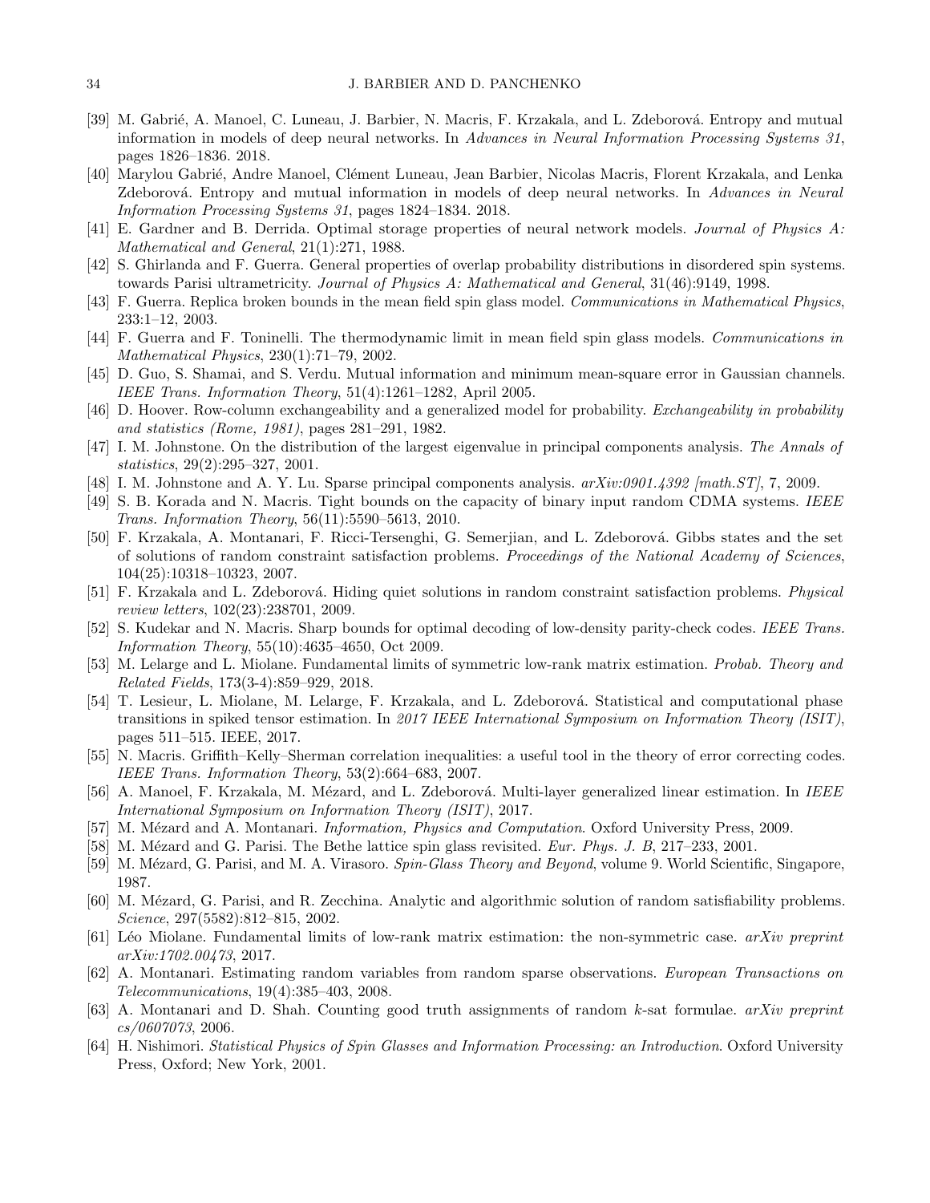[39] M. Gabrié, A. Manoel, C. Luneau, J. Barbier, N. Macris, F. Krzakala, and L. Zdeborová. Entropy and mutual information in models of deep neural networks. In *Advances in Neural Information Processing Systems 31*, pages 1826–1836. 2018.

[40] Marylou Gabrié, Andre Manoel, Clément Luneau, Jean Barbier, Nicolas Macris, Florent Krzakala, and Lenka Zdeborová. Entropy and mutual information in models of deep neural networks. In *Advances in Neural Information Processing Systems 31*, pages 1824–1834. 2018.

[41] E. Gardner and B. Derrida. Optimal storage properties of neural network models. *Journal of Physics A: Mathematical and General*, 21(1):271, 1988.

[42] S. Ghirlanda and F. Guerra. General properties of overlap probability distributions in disordered spin systems. towards Parisi ultrametricity. *Journal of Physics A: Mathematical and General*, 31(46):9149, 1998.

[43] F. Guerra. Replica broken bounds in the mean field spin glass model. *Communications in Mathematical Physics*, 233:1–12, 2003.

[44] F. Guerra and F. Toninelli. The thermodynamic limit in mean field spin glass models. *Communications in Mathematical Physics*, 230(1):71–79, 2002.

[45] D. Guo, S. Shamai, and S. Verdu. Mutual information and minimum mean-square error in Gaussian channels. *IEEE Trans. Information Theory*, 51(4):1261–1282, April 2005.

[46] D. Hoover. Row-column exchangeability and a generalized model for probability. *Exchangeability in probability and statistics (Rome, 1981)*, pages 281–291, 1982.

[47] I. M. Johnstone. On the distribution of the largest eigenvalue in principal components analysis. *The Annals of statistics*, 29(2):295–327, 2001.

[48] I. M. Johnstone and A. Y. Lu. Sparse principal components analysis. *arXiv:0901.4392 [math.ST]*, 7, 2009.

[49] S. B. Korada and N. Macris. Tight bounds on the capacity of binary input random CDMA systems. *IEEE Trans. Information Theory*, 56(11):5590–5613, 2010.

[50] F. Krzakala, A. Montanari, F. Ricci-Tersenghi, G. Semerjian, and L. Zdeborová. Gibbs states and the set of solutions of random constraint satisfaction problems. *Proceedings of the National Academy of Sciences*, 104(25):10318–10323, 2007.

[51] F. Krzakala and L. Zdeborová. Hiding quiet solutions in random constraint satisfaction problems. *Physical review letters*, 102(23):238701, 2009.

[52] S. Kudekar and N. Macris. Sharp bounds for optimal decoding of low-density parity-check codes. *IEEE Trans. Information Theory*, 55(10):4635–4650, Oct 2009.

[53] M. Lelarge and L. Miolane. Fundamental limits of symmetric low-rank matrix estimation. *Probab. Theory and Related Fields*, 173(3-4):859–929, 2018.

[54] T. Lesieur, L. Miolane, M. Lelarge, F. Krzakala, and L. Zdeborová. Statistical and computational phase transitions in spiked tensor estimation. In *2017 IEEE International Symposium on Information Theory (ISIT)*, pages 511–515. IEEE, 2017.

[55] N. Macris. Griffith–Kelly–Sherman correlation inequalities: a useful tool in the theory of error correcting codes. *IEEE Trans. Information Theory*, 53(2):664–683, 2007.

[56] A. Manoel, F. Krzakala, M. Mézard, and L. Zdeborová. Multi-layer generalized linear estimation. In *IEEE International Symposium on Information Theory (ISIT)*, 2017.

[57] M. Mézard and A. Montanari. *Information, Physics and Computation*. Oxford University Press, 2009.

[58] M. Mézard and G. Parisi. The Bethe lattice spin glass revisited. *Eur. Phys. J. B*, 217–233, 2001.

[59] M. Mézard, G. Parisi, and M. A. Virasoro. *Spin-Glass Theory and Beyond*, volume 9. World Scientific, Singapore, 1987.

[60] M. Mézard, G. Parisi, and R. Zecchina. Analytic and algorithmic solution of random satisfiability problems. *Science*, 297(5582):812–815, 2002.

[61] Léo Miolane. Fundamental limits of low-rank matrix estimation: the non-symmetric case. *arXiv preprint arXiv:1702.00473*, 2017.

[62] A. Montanari. Estimating random variables from random sparse observations. *European Transactions on Telecommunications*, 19(4):385–403, 2008.

[63] A. Montanari and D. Shah. Counting good truth assignments of random *k*-sat formulae. *arXiv preprint cs/0607073*, 2006.

[64] H. Nishimori. *Statistical Physics of Spin Glasses and Information Processing: an Introduction*. Oxford University Press, Oxford; New York, 2001.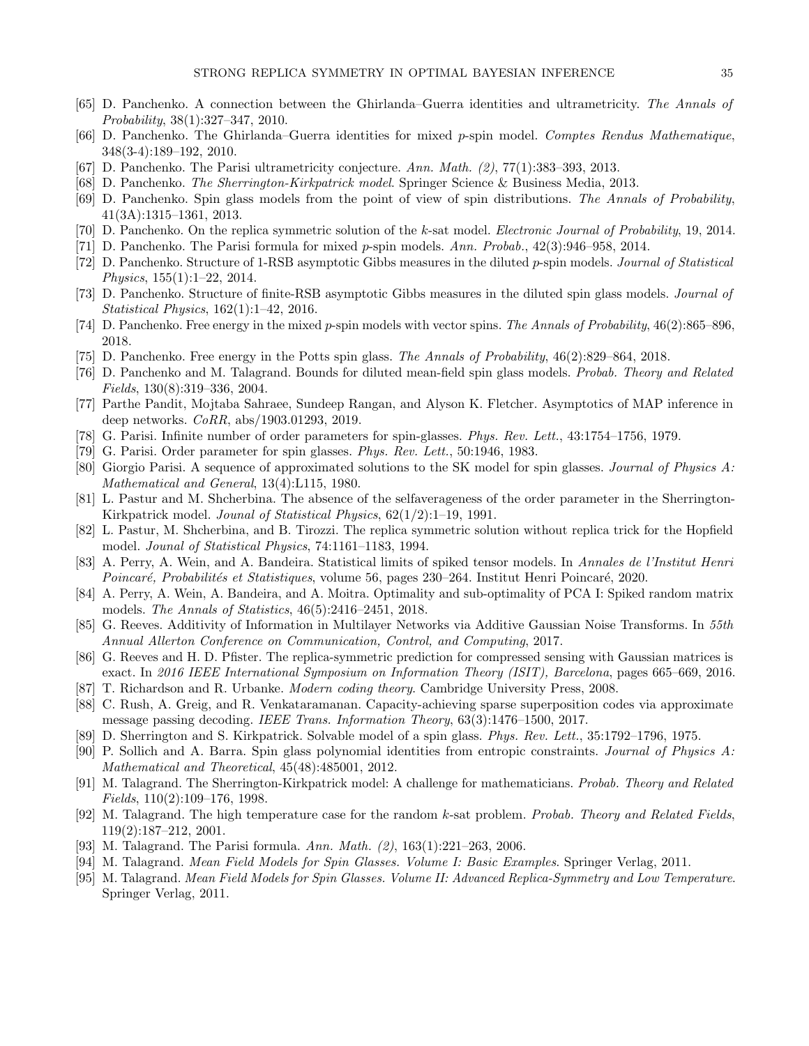[65] D. Panchenko. A connection between the Ghirlanda–Guerra identities and ultrametricity. *The Annals of Probability*, 38(1):327–347, 2010.

[66] D. Panchenko. The Ghirlanda–Guerra identities for mixed $p$-spin model. *Comptes Rendus Mathematique*, 348(3-4):189–192, 2010.

[67] D. Panchenko. The Parisi ultrametricity conjecture. *Ann. Math. (2)*, 77(1):383–393, 2013.

[68] D. Panchenko. *The Sherrington-Kirkpatrick model*. Springer Science & Business Media, 2013.

[69] D. Panchenko. Spin glass models from the point of view of spin distributions. *The Annals of Probability*, 41(3A):1315–1361, 2013.

[70] D. Panchenko. On the replica symmetric solution of the $k$-sat model. *Electronic Journal of Probability*, 19, 2014.

[71] D. Panchenko. The Parisi formula for mixed $p$-spin models. *Ann. Probab.*, 42(3):946–958, 2014.

[72] D. Panchenko. Structure of 1-RSB asymptotic Gibbs measures in the diluted $p$-spin models. *Journal of Statistical Physics*, 155(1):1–22, 2014.

[73] D. Panchenko. Structure of finite-RSB asymptotic Gibbs measures in the diluted spin glass models. *Journal of Statistical Physics*, 162(1):1–42, 2016.

[74] D. Panchenko. Free energy in the mixed $p$-spin models with vector spins. *The Annals of Probability*, 46(2):865–896, 2018.

[75] D. Panchenko. Free energy in the Potts spin glass. *The Annals of Probability*, 46(2):829–864, 2018.

[76] D. Panchenko and M. Talagrand. Bounds for diluted mean-field spin glass models. *Probab. Theory and Related Fields*, 130(8):319–336, 2004.

[77] Parthe Pandit, Mojtaba Sahraee, Sundeep Rangan, and Alyson K. Fletcher. Asymptotics of MAP inference in deep networks. *CoRR*, abs/1903.01293, 2019.

[78] G. Parisi. Infinite number of order parameters for spin-glasses. *Phys. Rev. Lett.*, 43:1754–1756, 1979.

[79] G. Parisi. Order parameter for spin glasses. *Phys. Rev. Lett.*, 50:1946, 1983.

[80] Giorgio Parisi. A sequence of approximated solutions to the SK model for spin glasses. *Journal of Physics A: Mathematical and General*, 13(4):L115, 1980.

[81] L. Pastur and M. Shcherbina. The absence of the selfaverageness of the order parameter in the Sherrington-Kirkpatrick model. *Jounal of Statistical Physics*, 62(1/2):1–19, 1991.

[82] L. Pastur, M. Shcherbina, and B. Tirozzi. The replica symmetric solution without replica trick for the Hopfield model. *Jounal of Statistical Physics*, 74:1161–1183, 1994.

[83] A. Perry, A. Wein, and A. Bandeira. Statistical limits of spiked tensor models. In *Annales de l'Institut Henri Poincaré, Probabilités et Statistiques*, volume 56, pages 230–264. Institut Henri Poincaré, 2020.

[84] A. Perry, A. Wein, A. Bandeira, and A. Moitra. Optimality and sub-optimality of PCA I: Spiked random matrix models. *The Annals of Statistics*, 46(5):2416–2451, 2018.

[85] G. Reeves. Additivity of Information in Multilayer Networks via Additive Gaussian Noise Transforms. In *55th Annual Allerton Conference on Communication, Control, and Computing*, 2017.

[86] G. Reeves and H. D. Pfister. The replica-symmetric prediction for compressed sensing with Gaussian matrices is exact. In *2016 IEEE International Symposium on Information Theory (ISIT), Barcelona*, pages 665–669, 2016.

[87] T. Richardson and R. Urbanke. *Modern coding theory*. Cambridge University Press, 2008.

[88] C. Rush, A. Greig, and R. Venkataramanan. Capacity-achieving sparse superposition codes via approximate message passing decoding. *IEEE Trans. Information Theory*, 63(3):1476–1500, 2017.

[89] D. Sherrington and S. Kirkpatrick. Solvable model of a spin glass. *Phys. Rev. Lett.*, 35:1792–1796, 1975.

[90] P. Sollich and A. Barra. Spin glass polynomial identities from entropic constraints. *Journal of Physics A: Mathematical and Theoretical*, 45(48):485001, 2012.

[91] M. Talagrand. The Sherrington-Kirkpatrick model: A challenge for mathematicians. *Probab. Theory and Related Fields*, 110(2):109–176, 1998.

[92] M. Talagrand. The high temperature case for the random $k$-sat problem. *Probab. Theory and Related Fields*, 119(2):187–212, 2001.

[93] M. Talagrand. The Parisi formula. *Ann. Math. (2)*, 163(1):221–263, 2006.

[94] M. Talagrand. *Mean Field Models for Spin Glasses. Volume I: Basic Examples*. Springer Verlag, 2011.

[95] M. Talagrand. *Mean Field Models for Spin Glasses. Volume II: Advanced Replica-Symmetry and Low Temperature*. Springer Verlag, 2011.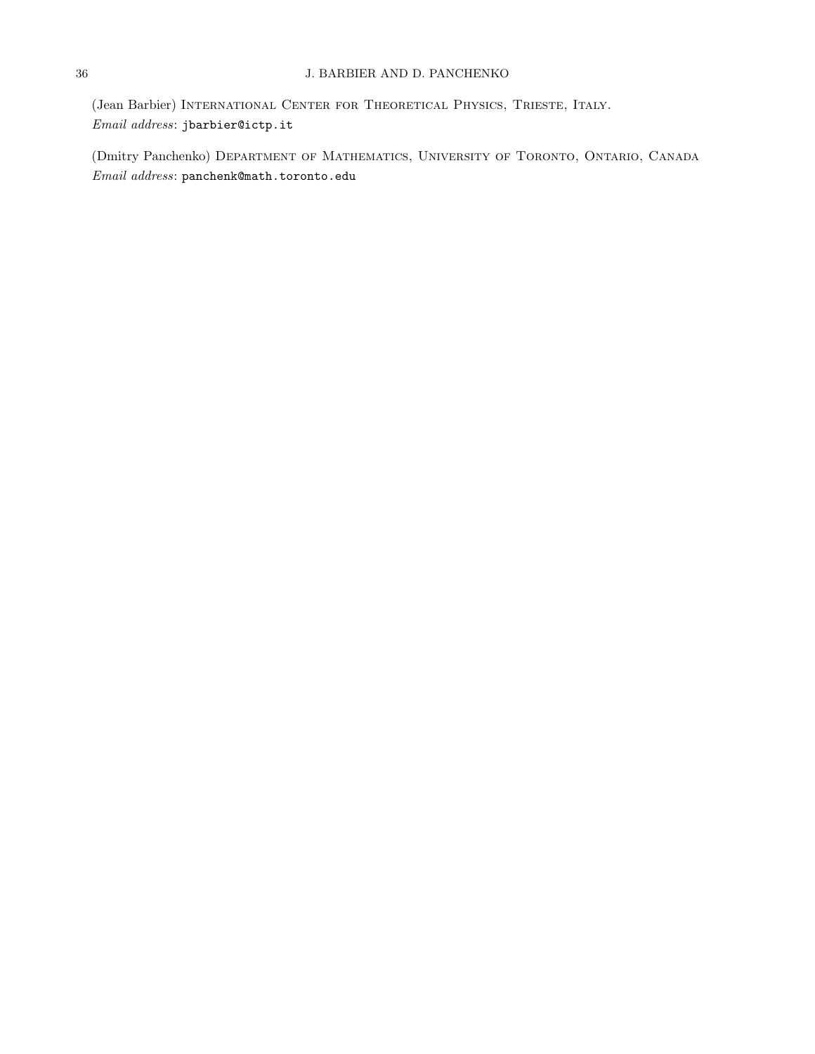(Jean Barbier) International Center for Theoretical Physics, Trieste, Italy.
*Email address*: jbarbier@ictp.it

(Dmitry Panchenko) Department of Mathematics, University of Toronto, Ontario, Canada
*Email address*: panchenk@math.toronto.edu